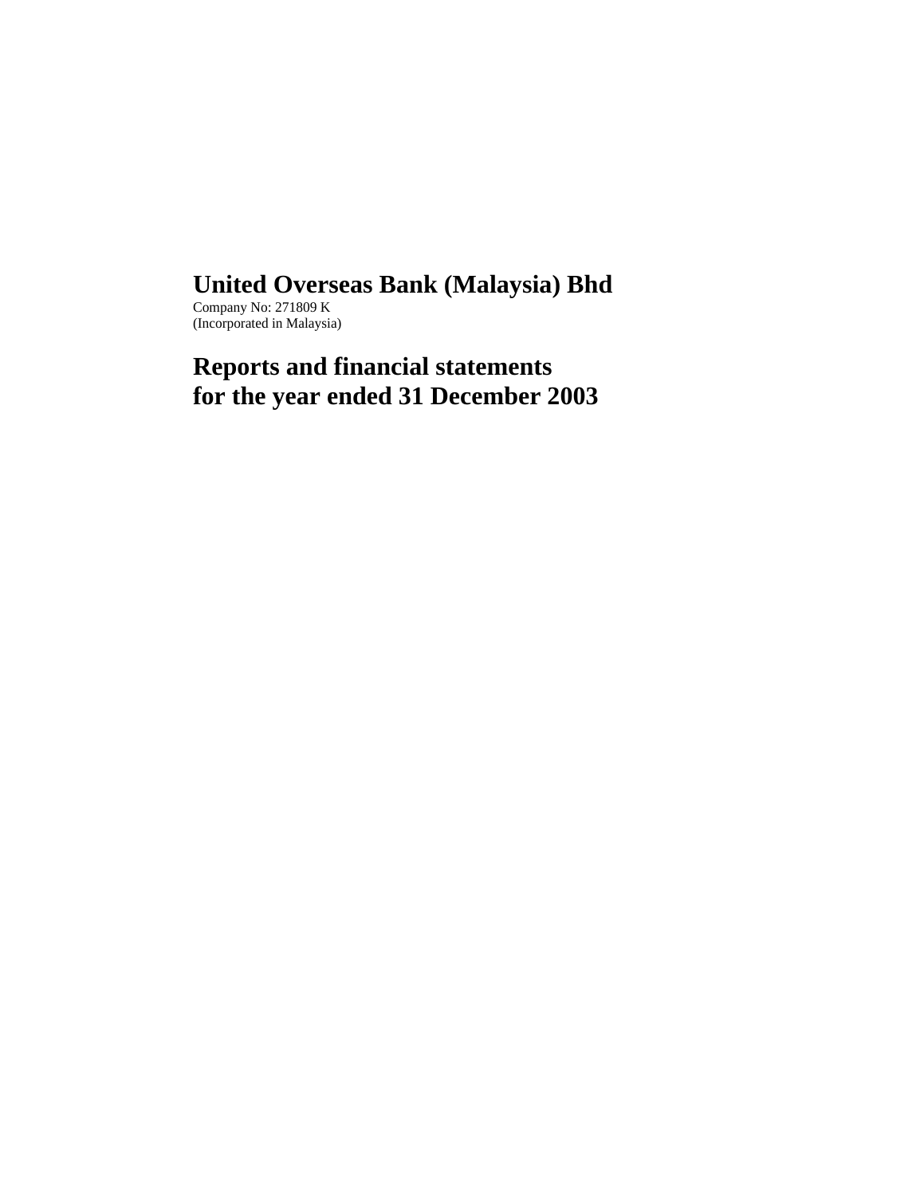# United Overseas Bank (Malaysia) Bhd

Company No: 271809 K
(Incorporated in Malaysia)

# Reports and financial statements for the year ended 31 December 2003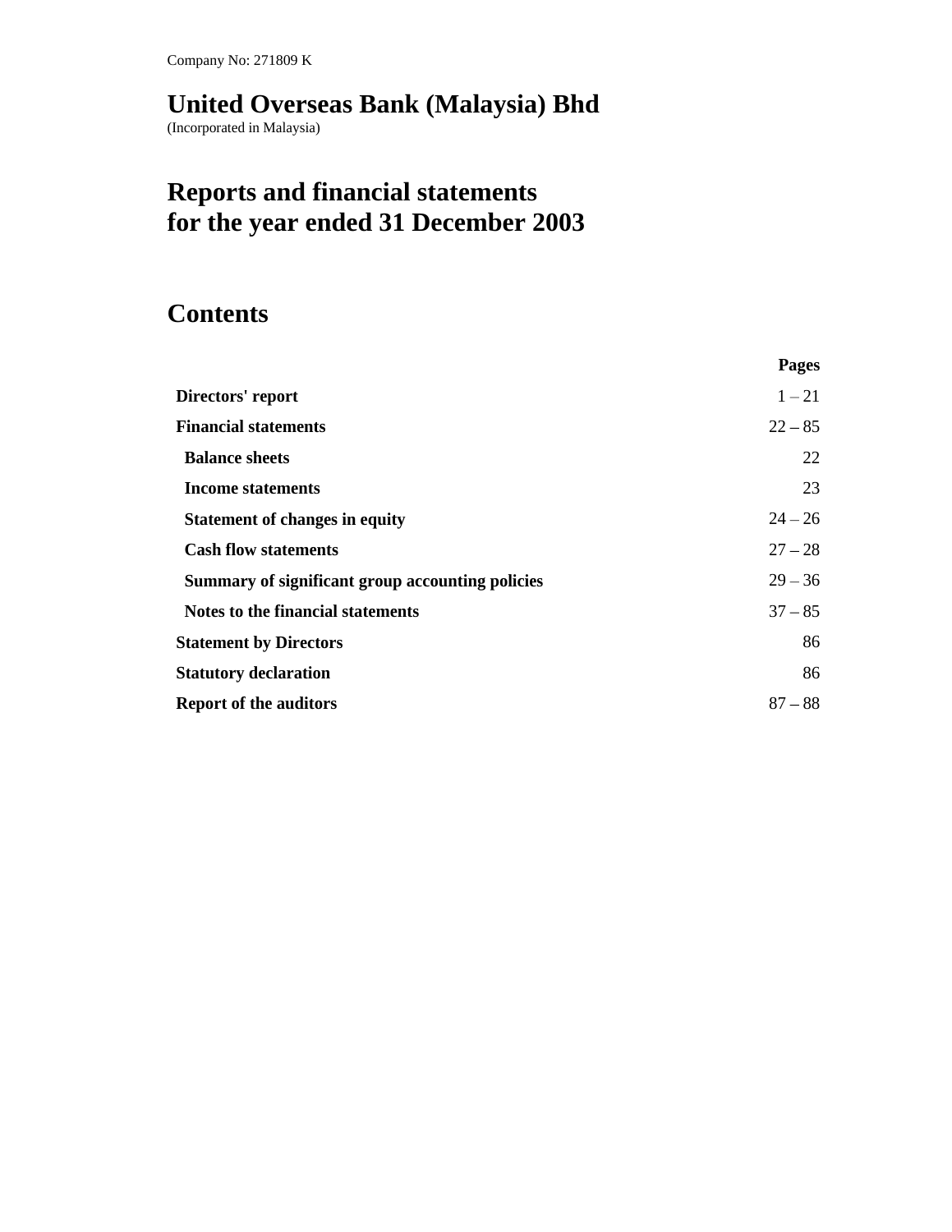Company No: 271809 K

# United Overseas Bank (Malaysia) Bhd

(Incorporated in Malaysia)

# Reports and financial statements for the year ended 31 December 2003

## Contents

| | Pages |
|---|---|
| **Directors' report** | 1 – 21 |
| **Financial statements** | 22 – 85 |
| **Balance sheets** | 22 |
| **Income statements** | 23 |
| **Statement of changes in equity** | 24 – 26 |
| **Cash flow statements** | 27 – 28 |
| **Summary of significant group accounting policies** | 29 – 36 |
| **Notes to the financial statements** | 37 – 85 |
| **Statement by Directors** | 86 |
| **Statutory declaration** | 86 |
| **Report of the auditors** | 87 – 88 |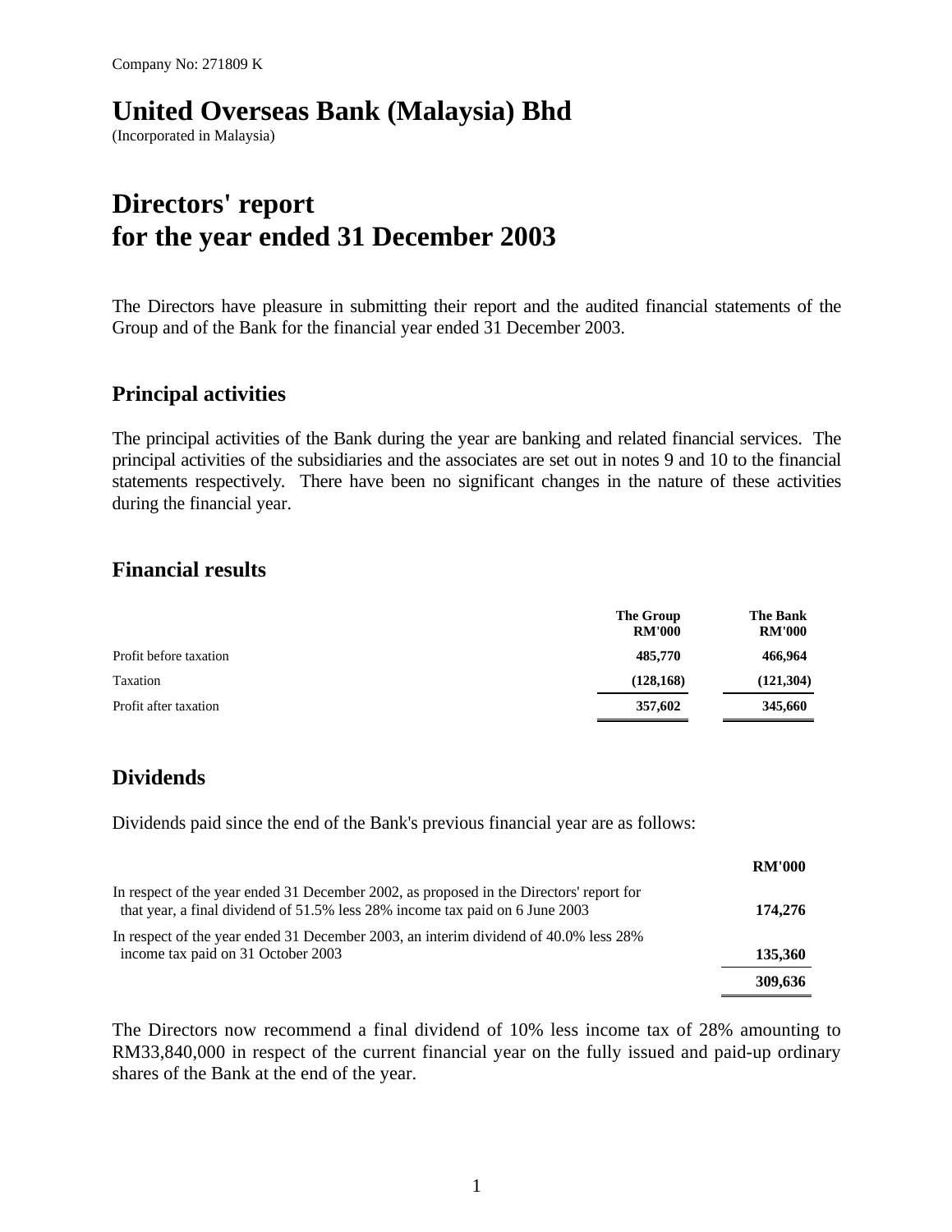Company No: 271809 K

# United Overseas Bank (Malaysia) Bhd

(Incorporated in Malaysia)

# Directors' report for the year ended 31 December 2003

The Directors have pleasure in submitting their report and the audited financial statements of the Group and of the Bank for the financial year ended 31 December 2003.

## Principal activities

The principal activities of the Bank during the year are banking and related financial services. The principal activities of the subsidiaries and the associates are set out in notes 9 and 10 to the financial statements respectively. There have been no significant changes in the nature of these activities during the financial year.

## Financial results

| | The Group RM'000 | The Bank RM'000 |
|---|---|---|
| Profit before taxation | 485,770 | 466,964 |
| Taxation | (128,168) | (121,304) |
| Profit after taxation | 357,602 | 345,660 |

## Dividends

Dividends paid since the end of the Bank's previous financial year are as follows:

| | RM'000 |
|---|---|
| In respect of the year ended 31 December 2002, as proposed in the Directors' report for that year, a final dividend of 51.5% less 28% income tax paid on 6 June 2003 | 174,276 |
| In respect of the year ended 31 December 2003, an interim dividend of 40.0% less 28% income tax paid on 31 October 2003 | 135,360 |
| | 309,636 |

The Directors now recommend a final dividend of 10% less income tax of 28% amounting to RM33,840,000 in respect of the current financial year on the fully issued and paid-up ordinary shares of the Bank at the end of the year.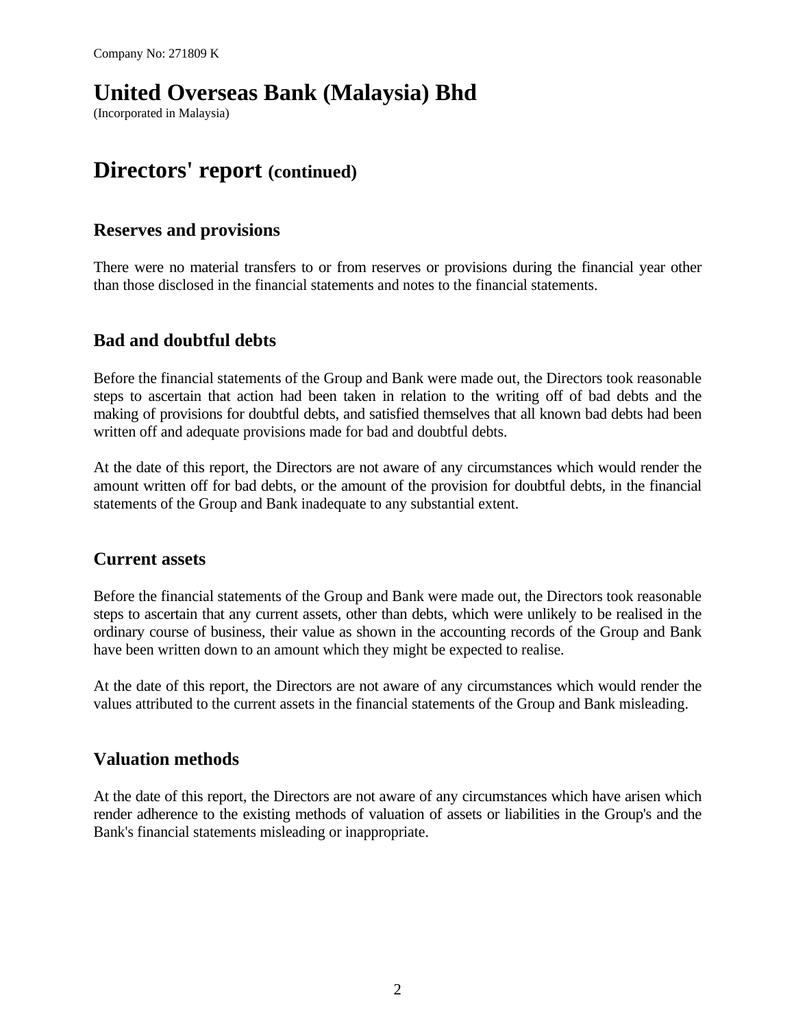Company No: 271809 K

# United Overseas Bank (Malaysia) Bhd

(Incorporated in Malaysia)

# Directors' report (continued)

## Reserves and provisions

There were no material transfers to or from reserves or provisions during the financial year other than those disclosed in the financial statements and notes to the financial statements.

## Bad and doubtful debts

Before the financial statements of the Group and Bank were made out, the Directors took reasonable steps to ascertain that action had been taken in relation to the writing off of bad debts and the making of provisions for doubtful debts, and satisfied themselves that all known bad debts had been written off and adequate provisions made for bad and doubtful debts.

At the date of this report, the Directors are not aware of any circumstances which would render the amount written off for bad debts, or the amount of the provision for doubtful debts, in the financial statements of the Group and Bank inadequate to any substantial extent.

## Current assets

Before the financial statements of the Group and Bank were made out, the Directors took reasonable steps to ascertain that any current assets, other than debts, which were unlikely to be realised in the ordinary course of business, their value as shown in the accounting records of the Group and Bank have been written down to an amount which they might be expected to realise.

At the date of this report, the Directors are not aware of any circumstances which would render the values attributed to the current assets in the financial statements of the Group and Bank misleading.

## Valuation methods

At the date of this report, the Directors are not aware of any circumstances which have arisen which render adherence to the existing methods of valuation of assets or liabilities in the Group's and the Bank's financial statements misleading or inappropriate.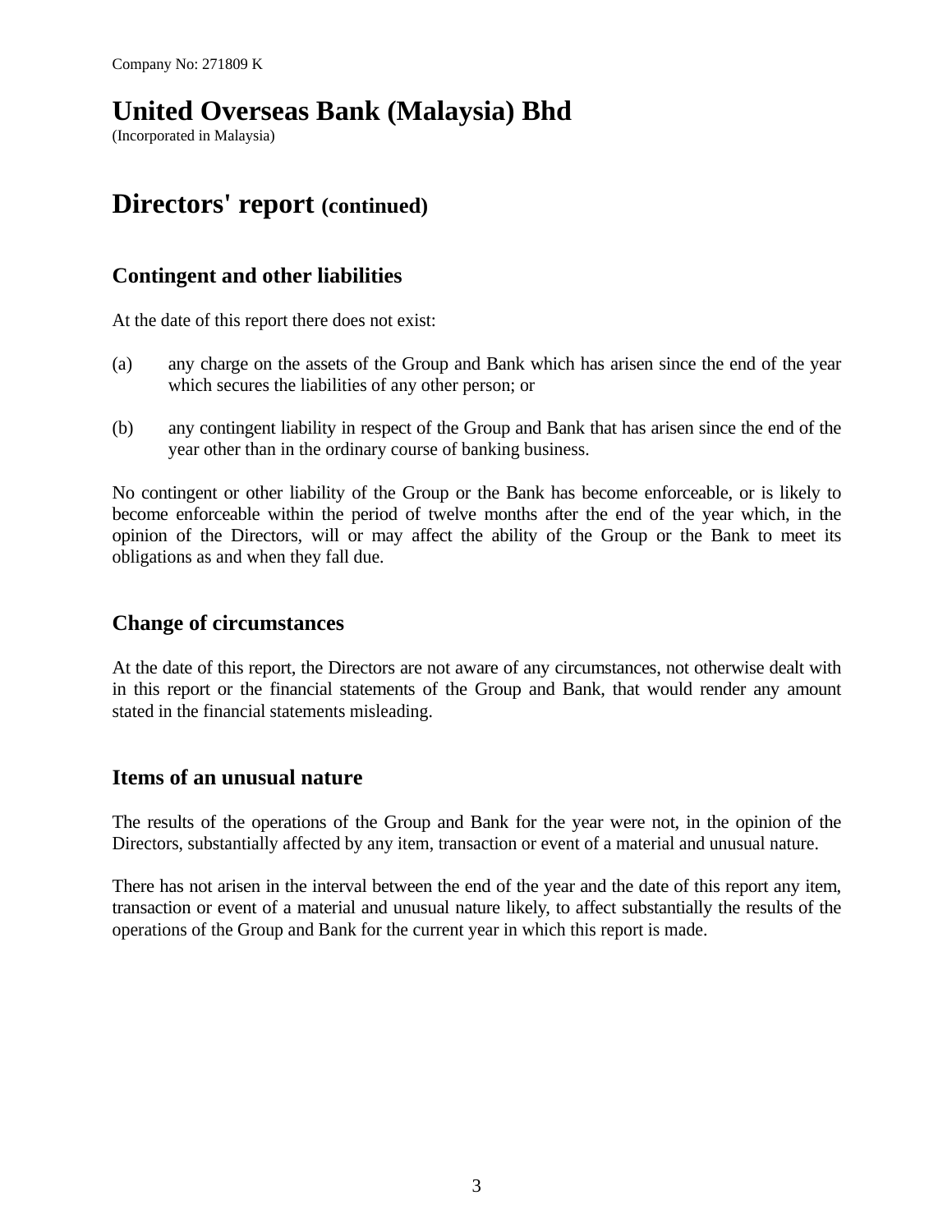Company No: 271809 K

# United Overseas Bank (Malaysia) Bhd

(Incorporated in Malaysia)

# Directors' report (continued)

## Contingent and other liabilities

At the date of this report there does not exist:

(a) any charge on the assets of the Group and Bank which has arisen since the end of the year which secures the liabilities of any other person; or

(b) any contingent liability in respect of the Group and Bank that has arisen since the end of the year other than in the ordinary course of banking business.

No contingent or other liability of the Group or the Bank has become enforceable, or is likely to become enforceable within the period of twelve months after the end of the year which, in the opinion of the Directors, will or may affect the ability of the Group or the Bank to meet its obligations as and when they fall due.

## Change of circumstances

At the date of this report, the Directors are not aware of any circumstances, not otherwise dealt with in this report or the financial statements of the Group and Bank, that would render any amount stated in the financial statements misleading.

## Items of an unusual nature

The results of the operations of the Group and Bank for the year were not, in the opinion of the Directors, substantially affected by any item, transaction or event of a material and unusual nature.

There has not arisen in the interval between the end of the year and the date of this report any item, transaction or event of a material and unusual nature likely, to affect substantially the results of the operations of the Group and Bank for the current year in which this report is made.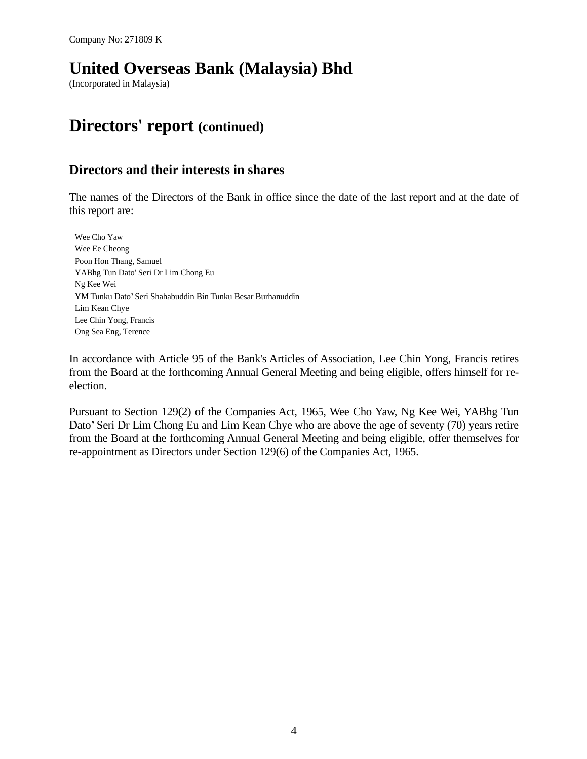Company No: 271809 K

# United Overseas Bank (Malaysia) Bhd

(Incorporated in Malaysia)

# Directors' report (continued)

## Directors and their interests in shares

The names of the Directors of the Bank in office since the date of the last report and at the date of this report are:

Wee Cho Yaw
Wee Ee Cheong
Poon Hon Thang, Samuel
YABhg Tun Dato' Seri Dr Lim Chong Eu
Ng Kee Wei
YM Tunku Dato' Seri Shahabuddin Bin Tunku Besar Burhanuddin
Lim Kean Chye
Lee Chin Yong, Francis
Ong Sea Eng, Terence

In accordance with Article 95 of the Bank's Articles of Association, Lee Chin Yong, Francis retires from the Board at the forthcoming Annual General Meeting and being eligible, offers himself for re-election.

Pursuant to Section 129(2) of the Companies Act, 1965, Wee Cho Yaw, Ng Kee Wei, YABhg Tun Dato' Seri Dr Lim Chong Eu and Lim Kean Chye who are above the age of seventy (70) years retire from the Board at the forthcoming Annual General Meeting and being eligible, offer themselves for re-appointment as Directors under Section 129(6) of the Companies Act, 1965.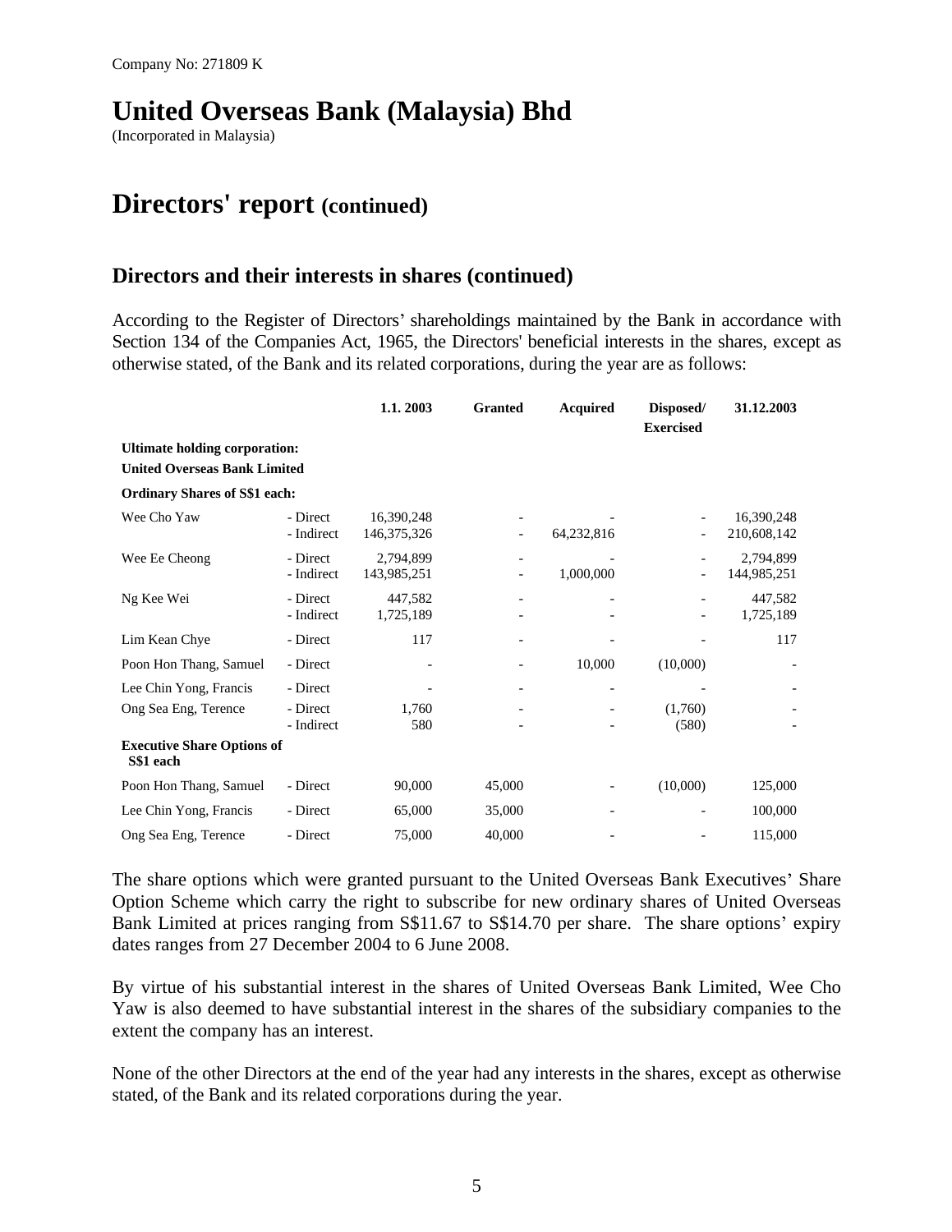Company No: 271809 K

# United Overseas Bank (Malaysia) Bhd

(Incorporated in Malaysia)

# Directors' report (continued)

## Directors and their interests in shares (continued)

According to the Register of Directors' shareholdings maintained by the Bank in accordance with Section 134 of the Companies Act, 1965, the Directors' beneficial interests in the shares, except as otherwise stated, of the Bank and its related corporations, during the year are as follows:

| | | 1.1. 2003 | Granted | Acquired | Disposed/ Exercised | 31.12.2003 |
|---|---|---|---|---|---|---|
| **Ultimate holding corporation:** | | | | | | |
| **United Overseas Bank Limited** | | | | | | |
| **Ordinary Shares of S$1 each:** | | | | | | |
| Wee Cho Yaw | - Direct | 16,390,248 | - | - | - | 16,390,248 |
| | - Indirect | 146,375,326 | - | 64,232,816 | - | 210,608,142 |
| Wee Ee Cheong | - Direct | 2,794,899 | - | - | - | 2,794,899 |
| | - Indirect | 143,985,251 | - | 1,000,000 | - | 144,985,251 |
| Ng Kee Wei | - Direct | 447,582 | - | - | - | 447,582 |
| | - Indirect | 1,725,189 | - | - | - | 1,725,189 |
| Lim Kean Chye | - Direct | 117 | - | - | - | 117 |
| Poon Hon Thang, Samuel | - Direct | - | - | 10,000 | (10,000) | - |
| Lee Chin Yong, Francis | - Direct | - | - | - | - | - |
| Ong Sea Eng, Terence | - Direct | 1,760 | - | - | (1,760) | - |
| | - Indirect | 580 | - | - | (580) | - |
| **Executive Share Options of S$1 each** | | | | | | |
| Poon Hon Thang, Samuel | - Direct | 90,000 | 45,000 | - | (10,000) | 125,000 |
| Lee Chin Yong, Francis | - Direct | 65,000 | 35,000 | - | - | 100,000 |
| Ong Sea Eng, Terence | - Direct | 75,000 | 40,000 | - | - | 115,000 |

The share options which were granted pursuant to the United Overseas Bank Executives' Share Option Scheme which carry the right to subscribe for new ordinary shares of United Overseas Bank Limited at prices ranging from S$11.67 to S$14.70 per share. The share options' expiry dates ranges from 27 December 2004 to 6 June 2008.

By virtue of his substantial interest in the shares of United Overseas Bank Limited, Wee Cho Yaw is also deemed to have substantial interest in the shares of the subsidiary companies to the extent the company has an interest.

None of the other Directors at the end of the year had any interests in the shares, except as otherwise stated, of the Bank and its related corporations during the year.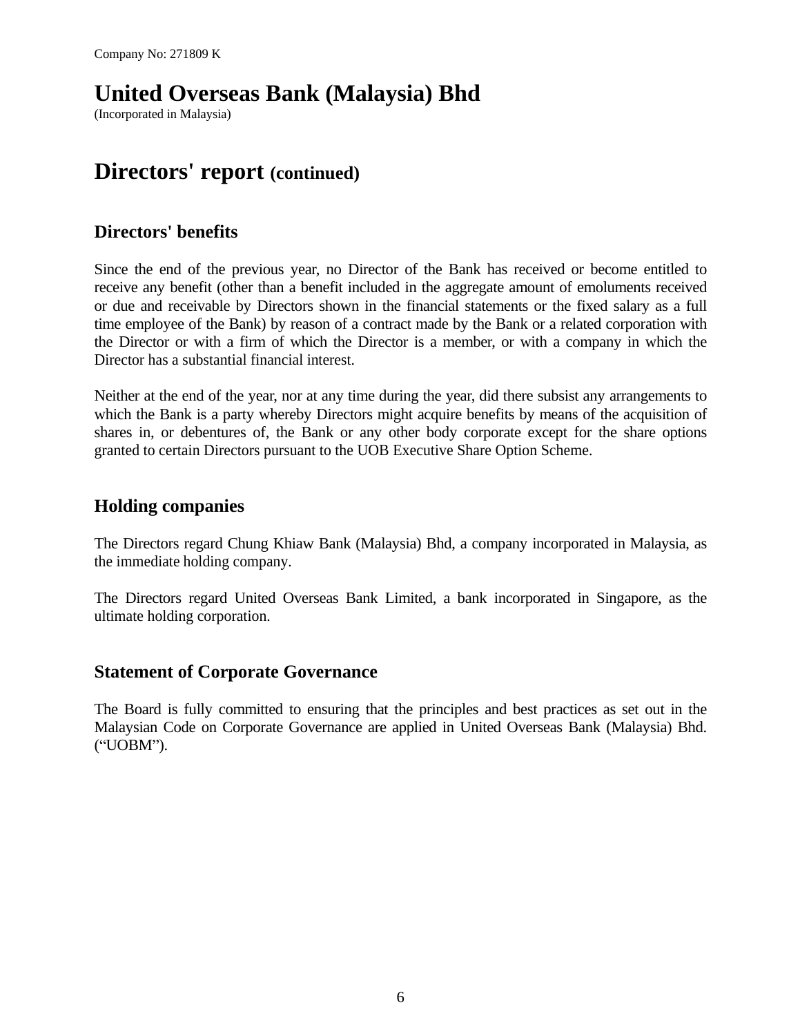Company No: 271809 K

# United Overseas Bank (Malaysia) Bhd

(Incorporated in Malaysia)

# Directors' report (continued)

## Directors' benefits

Since the end of the previous year, no Director of the Bank has received or become entitled to receive any benefit (other than a benefit included in the aggregate amount of emoluments received or due and receivable by Directors shown in the financial statements or the fixed salary as a full time employee of the Bank) by reason of a contract made by the Bank or a related corporation with the Director or with a firm of which the Director is a member, or with a company in which the Director has a substantial financial interest.

Neither at the end of the year, nor at any time during the year, did there subsist any arrangements to which the Bank is a party whereby Directors might acquire benefits by means of the acquisition of shares in, or debentures of, the Bank or any other body corporate except for the share options granted to certain Directors pursuant to the UOB Executive Share Option Scheme.

## Holding companies

The Directors regard Chung Khiaw Bank (Malaysia) Bhd, a company incorporated in Malaysia, as the immediate holding company.

The Directors regard United Overseas Bank Limited, a bank incorporated in Singapore, as the ultimate holding corporation.

## Statement of Corporate Governance

The Board is fully committed to ensuring that the principles and best practices as set out in the Malaysian Code on Corporate Governance are applied in United Overseas Bank (Malaysia) Bhd. ("UOBM").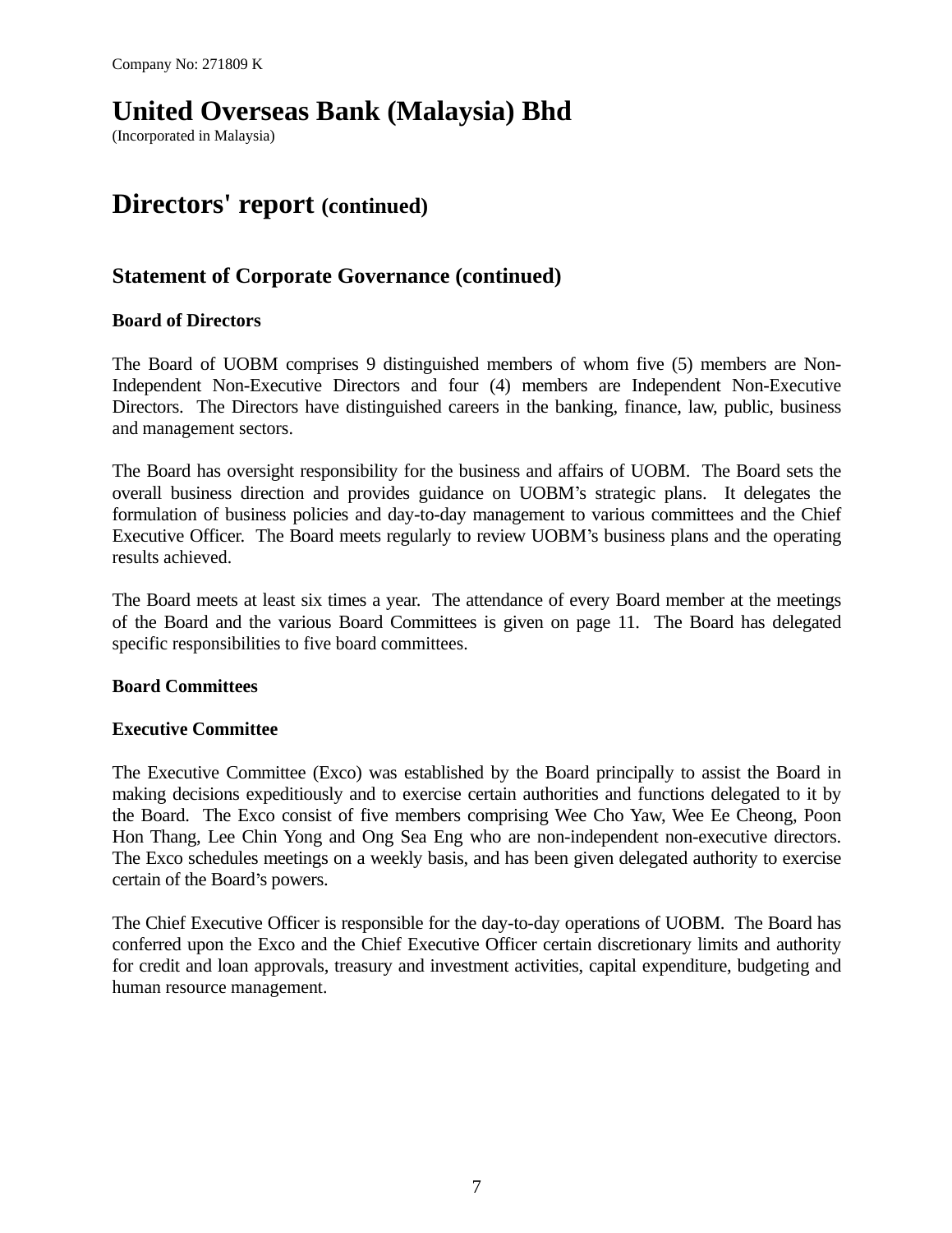Company No: 271809 K

# United Overseas Bank (Malaysia) Bhd

(Incorporated in Malaysia)

# Directors' report (continued)

## Statement of Corporate Governance (continued)

### Board of Directors

The Board of UOBM comprises 9 distinguished members of whom five (5) members are Non-Independent Non-Executive Directors and four (4) members are Independent Non-Executive Directors. The Directors have distinguished careers in the banking, finance, law, public, business and management sectors.

The Board has oversight responsibility for the business and affairs of UOBM. The Board sets the overall business direction and provides guidance on UOBM's strategic plans. It delegates the formulation of business policies and day-to-day management to various committees and the Chief Executive Officer. The Board meets regularly to review UOBM's business plans and the operating results achieved.

The Board meets at least six times a year. The attendance of every Board member at the meetings of the Board and the various Board Committees is given on page 11. The Board has delegated specific responsibilities to five board committees.

### Board Committees

### Executive Committee

The Executive Committee (Exco) was established by the Board principally to assist the Board in making decisions expeditiously and to exercise certain authorities and functions delegated to it by the Board. The Exco consist of five members comprising Wee Cho Yaw, Wee Ee Cheong, Poon Hon Thang, Lee Chin Yong and Ong Sea Eng who are non-independent non-executive directors. The Exco schedules meetings on a weekly basis, and has been given delegated authority to exercise certain of the Board's powers.

The Chief Executive Officer is responsible for the day-to-day operations of UOBM. The Board has conferred upon the Exco and the Chief Executive Officer certain discretionary limits and authority for credit and loan approvals, treasury and investment activities, capital expenditure, budgeting and human resource management.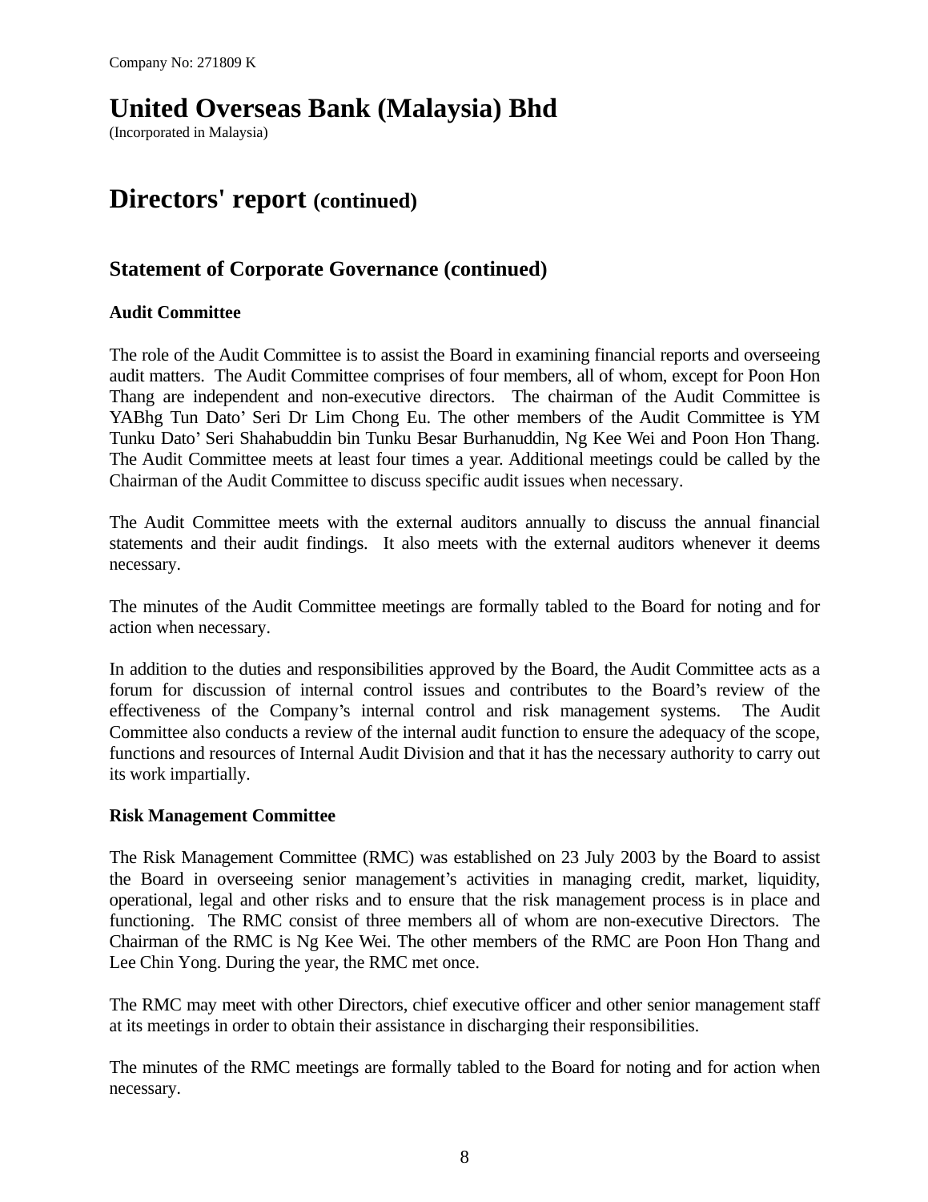Company No: 271809 K

# United Overseas Bank (Malaysia) Bhd

(Incorporated in Malaysia)

# Directors' report (continued)

## Statement of Corporate Governance (continued)

### Audit Committee

The role of the Audit Committee is to assist the Board in examining financial reports and overseeing audit matters. The Audit Committee comprises of four members, all of whom, except for Poon Hon Thang are independent and non-executive directors. The chairman of the Audit Committee is YABhg Tun Dato' Seri Dr Lim Chong Eu. The other members of the Audit Committee is YM Tunku Dato' Seri Shahabuddin bin Tunku Besar Burhanuddin, Ng Kee Wei and Poon Hon Thang. The Audit Committee meets at least four times a year. Additional meetings could be called by the Chairman of the Audit Committee to discuss specific audit issues when necessary.

The Audit Committee meets with the external auditors annually to discuss the annual financial statements and their audit findings. It also meets with the external auditors whenever it deems necessary.

The minutes of the Audit Committee meetings are formally tabled to the Board for noting and for action when necessary.

In addition to the duties and responsibilities approved by the Board, the Audit Committee acts as a forum for discussion of internal control issues and contributes to the Board's review of the effectiveness of the Company's internal control and risk management systems. The Audit Committee also conducts a review of the internal audit function to ensure the adequacy of the scope, functions and resources of Internal Audit Division and that it has the necessary authority to carry out its work impartially.

### Risk Management Committee

The Risk Management Committee (RMC) was established on 23 July 2003 by the Board to assist the Board in overseeing senior management's activities in managing credit, market, liquidity, operational, legal and other risks and to ensure that the risk management process is in place and functioning. The RMC consist of three members all of whom are non-executive Directors. The Chairman of the RMC is Ng Kee Wei. The other members of the RMC are Poon Hon Thang and Lee Chin Yong. During the year, the RMC met once.

The RMC may meet with other Directors, chief executive officer and other senior management staff at its meetings in order to obtain their assistance in discharging their responsibilities.

The minutes of the RMC meetings are formally tabled to the Board for noting and for action when necessary.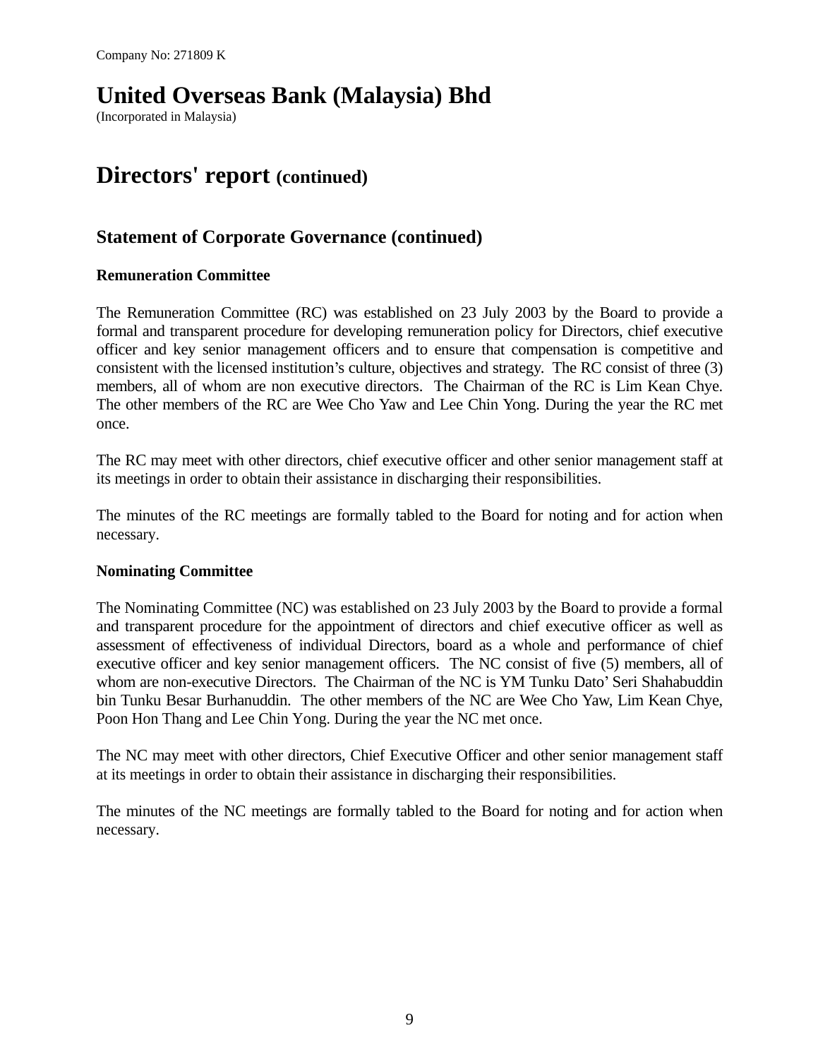Company No: 271809 K

# United Overseas Bank (Malaysia) Bhd

(Incorporated in Malaysia)

# Directors' report (continued)

## Statement of Corporate Governance (continued)

### Remuneration Committee

The Remuneration Committee (RC) was established on 23 July 2003 by the Board to provide a formal and transparent procedure for developing remuneration policy for Directors, chief executive officer and key senior management officers and to ensure that compensation is competitive and consistent with the licensed institution's culture, objectives and strategy. The RC consist of three (3) members, all of whom are non executive directors. The Chairman of the RC is Lim Kean Chye. The other members of the RC are Wee Cho Yaw and Lee Chin Yong. During the year the RC met once.

The RC may meet with other directors, chief executive officer and other senior management staff at its meetings in order to obtain their assistance in discharging their responsibilities.

The minutes of the RC meetings are formally tabled to the Board for noting and for action when necessary.

### Nominating Committee

The Nominating Committee (NC) was established on 23 July 2003 by the Board to provide a formal and transparent procedure for the appointment of directors and chief executive officer as well as assessment of effectiveness of individual Directors, board as a whole and performance of chief executive officer and key senior management officers. The NC consist of five (5) members, all of whom are non-executive Directors. The Chairman of the NC is YM Tunku Dato' Seri Shahabuddin bin Tunku Besar Burhanuddin. The other members of the NC are Wee Cho Yaw, Lim Kean Chye, Poon Hon Thang and Lee Chin Yong. During the year the NC met once.

The NC may meet with other directors, Chief Executive Officer and other senior management staff at its meetings in order to obtain their assistance in discharging their responsibilities.

The minutes of the NC meetings are formally tabled to the Board for noting and for action when necessary.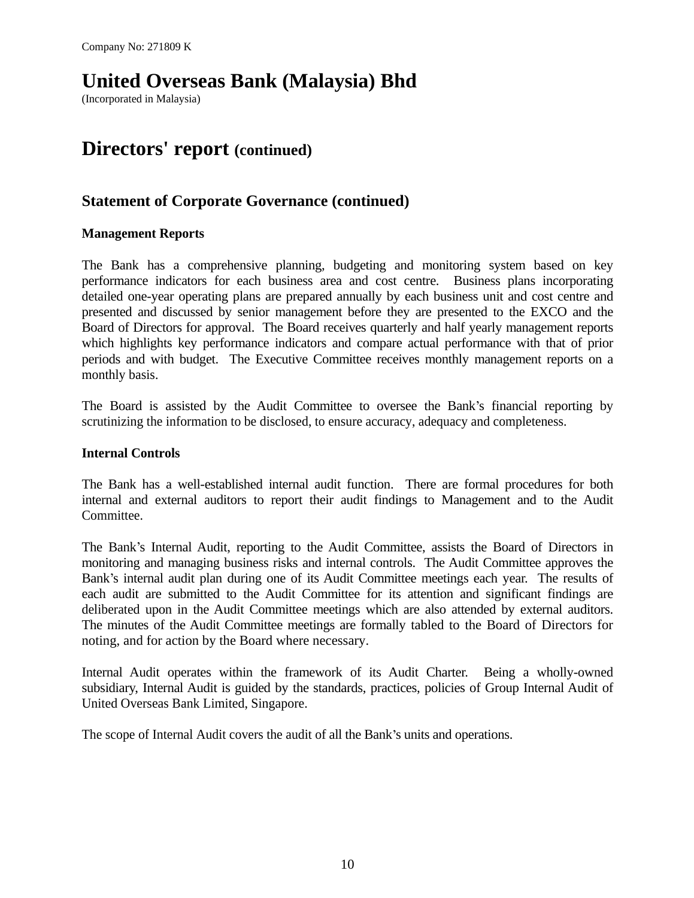Company No: 271809 K

# United Overseas Bank (Malaysia) Bhd

(Incorporated in Malaysia)

# Directors' report (continued)

## Statement of Corporate Governance (continued)

### Management Reports

The Bank has a comprehensive planning, budgeting and monitoring system based on key performance indicators for each business area and cost centre. Business plans incorporating detailed one-year operating plans are prepared annually by each business unit and cost centre and presented and discussed by senior management before they are presented to the EXCO and the Board of Directors for approval. The Board receives quarterly and half yearly management reports which highlights key performance indicators and compare actual performance with that of prior periods and with budget. The Executive Committee receives monthly management reports on a monthly basis.

The Board is assisted by the Audit Committee to oversee the Bank's financial reporting by scrutinizing the information to be disclosed, to ensure accuracy, adequacy and completeness.

### Internal Controls

The Bank has a well-established internal audit function. There are formal procedures for both internal and external auditors to report their audit findings to Management and to the Audit Committee.

The Bank's Internal Audit, reporting to the Audit Committee, assists the Board of Directors in monitoring and managing business risks and internal controls. The Audit Committee approves the Bank's internal audit plan during one of its Audit Committee meetings each year. The results of each audit are submitted to the Audit Committee for its attention and significant findings are deliberated upon in the Audit Committee meetings which are also attended by external auditors. The minutes of the Audit Committee meetings are formally tabled to the Board of Directors for noting, and for action by the Board where necessary.

Internal Audit operates within the framework of its Audit Charter. Being a wholly-owned subsidiary, Internal Audit is guided by the standards, practices, policies of Group Internal Audit of United Overseas Bank Limited, Singapore.

The scope of Internal Audit covers the audit of all the Bank's units and operations.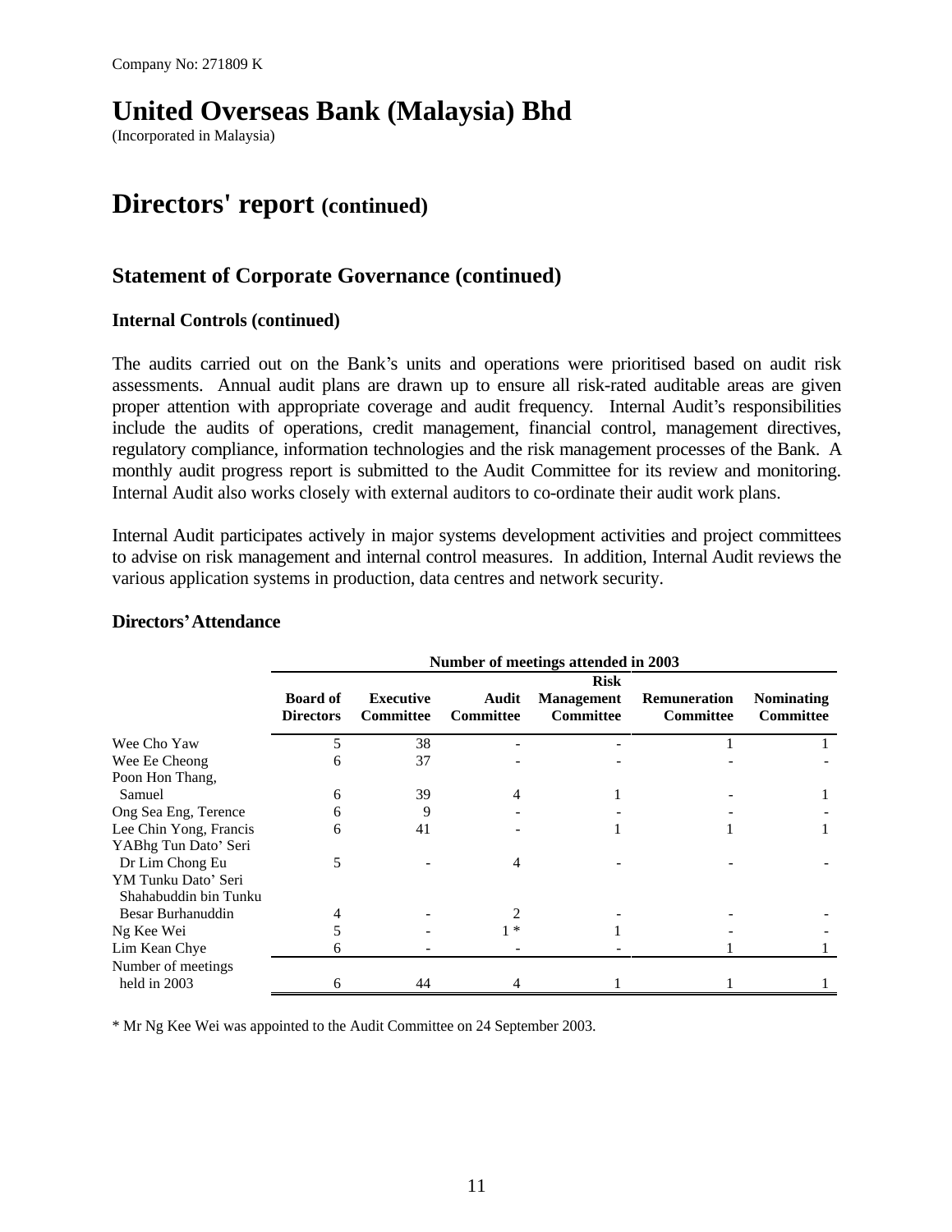Company No: 271809 K

# United Overseas Bank (Malaysia) Bhd

(Incorporated in Malaysia)

# Directors' report (continued)

## Statement of Corporate Governance (continued)

### Internal Controls (continued)

The audits carried out on the Bank's units and operations were prioritised based on audit risk assessments. Annual audit plans are drawn up to ensure all risk-rated auditable areas are given proper attention with appropriate coverage and audit frequency. Internal Audit's responsibilities include the audits of operations, credit management, financial control, management directives, regulatory compliance, information technologies and the risk management processes of the Bank. A monthly audit progress report is submitted to the Audit Committee for its review and monitoring. Internal Audit also works closely with external auditors to co-ordinate their audit work plans.

Internal Audit participates actively in major systems development activities and project committees to advise on risk management and internal control measures. In addition, Internal Audit reviews the various application systems in production, data centres and network security.

### Directors' Attendance

| | Number of meetings attended in 2003 | | | | | |
|---|---|---|---|---|---|---|
| | **Board of Directors** | **Executive Committee** | **Audit Committee** | **Risk Management Committee** | **Remuneration Committee** | **Nominating Committee** |
| Wee Cho Yaw | 5 | 38 | - | - | 1 | 1 |
| Wee Ee Cheong | 6 | 37 | - | - | - | - |
| Poon Hon Thang, Samuel | 6 | 39 | 4 | 1 | - | 1 |
| Ong Sea Eng, Terence | 6 | 9 | - | - | - | - |
| Lee Chin Yong, Francis | 6 | 41 | - | 1 | 1 | 1 |
| YABhg Tun Dato' Seri Dr Lim Chong Eu | 5 | - | 4 | - | - | - |
| YM Tunku Dato' Seri Shahabuddin bin Tunku Besar Burhanuddin | 4 | - | 2 | - | - | - |
| Ng Kee Wei | 5 | - | 1 * | 1 | - | - |
| Lim Kean Chye | 6 | - | - | - | 1 | 1 |
| Number of meetings held in 2003 | 6 | 44 | 4 | 1 | 1 | 1 |

* Mr Ng Kee Wei was appointed to the Audit Committee on 24 September 2003.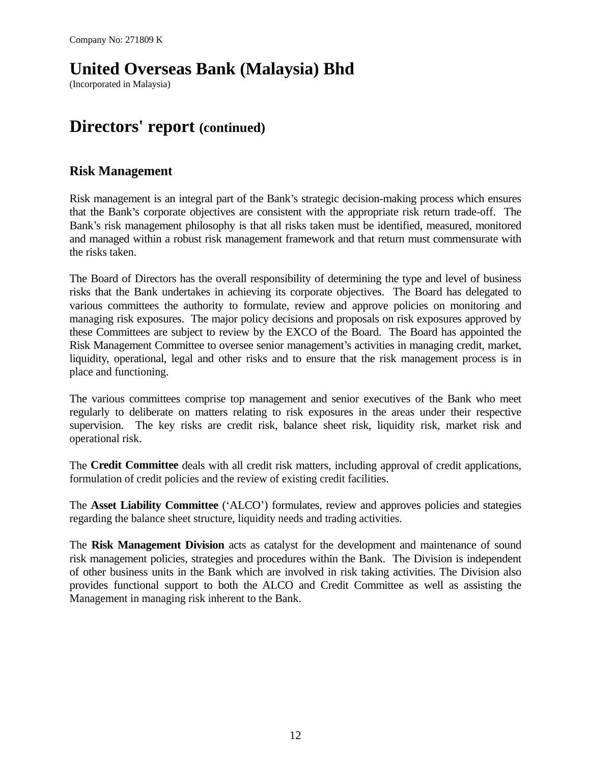Company No: 271809 K

# United Overseas Bank (Malaysia) Bhd

(Incorporated in Malaysia)

# Directors' report (continued)

## Risk Management

Risk management is an integral part of the Bank's strategic decision-making process which ensures that the Bank's corporate objectives are consistent with the appropriate risk return trade-off. The Bank's risk management philosophy is that all risks taken must be identified, measured, monitored and managed within a robust risk management framework and that return must commensurate with the risks taken.

The Board of Directors has the overall responsibility of determining the type and level of business risks that the Bank undertakes in achieving its corporate objectives. The Board has delegated to various committees the authority to formulate, review and approve policies on monitoring and managing risk exposures. The major policy decisions and proposals on risk exposures approved by these Committees are subject to review by the EXCO of the Board. The Board has appointed the Risk Management Committee to oversee senior management's activities in managing credit, market, liquidity, operational, legal and other risks and to ensure that the risk management process is in place and functioning.

The various committees comprise top management and senior executives of the Bank who meet regularly to deliberate on matters relating to risk exposures in the areas under their respective supervision. The key risks are credit risk, balance sheet risk, liquidity risk, market risk and operational risk.

The **Credit Committee** deals with all credit risk matters, including approval of credit applications, formulation of credit policies and the review of existing credit facilities.

The **Asset Liability Committee** ('ALCO') formulates, review and approves policies and stategies regarding the balance sheet structure, liquidity needs and trading activities.

The **Risk Management Division** acts as catalyst for the development and maintenance of sound risk management policies, strategies and procedures within the Bank. The Division is independent of other business units in the Bank which are involved in risk taking activities. The Division also provides functional support to both the ALCO and Credit Committee as well as assisting the Management in managing risk inherent to the Bank.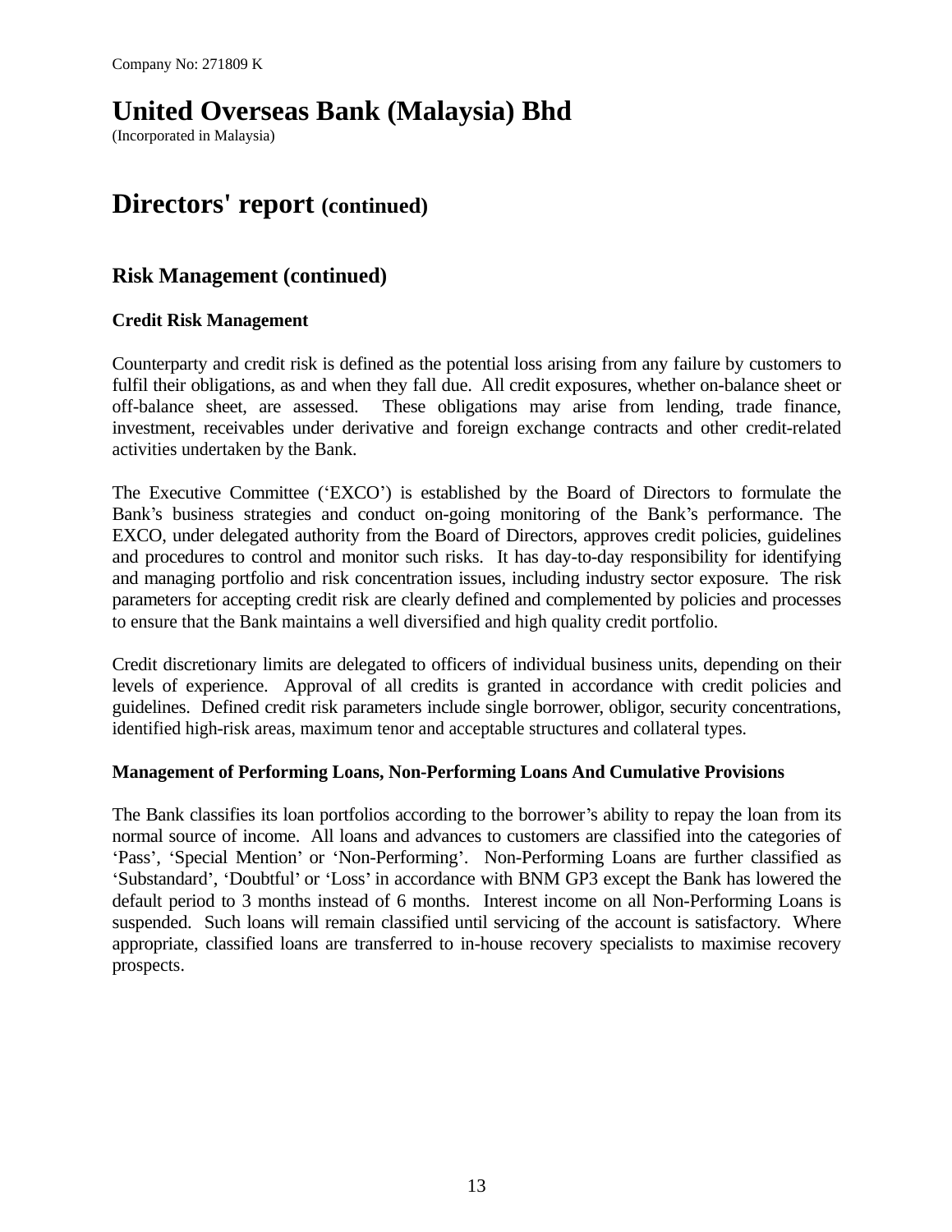Company No: 271809 K

# United Overseas Bank (Malaysia) Bhd

(Incorporated in Malaysia)

# Directors' report (continued)

## Risk Management (continued)

### Credit Risk Management

Counterparty and credit risk is defined as the potential loss arising from any failure by customers to fulfil their obligations, as and when they fall due. All credit exposures, whether on-balance sheet or off-balance sheet, are assessed. These obligations may arise from lending, trade finance, investment, receivables under derivative and foreign exchange contracts and other credit-related activities undertaken by the Bank.

The Executive Committee ('EXCO') is established by the Board of Directors to formulate the Bank's business strategies and conduct on-going monitoring of the Bank's performance. The EXCO, under delegated authority from the Board of Directors, approves credit policies, guidelines and procedures to control and monitor such risks. It has day-to-day responsibility for identifying and managing portfolio and risk concentration issues, including industry sector exposure. The risk parameters for accepting credit risk are clearly defined and complemented by policies and processes to ensure that the Bank maintains a well diversified and high quality credit portfolio.

Credit discretionary limits are delegated to officers of individual business units, depending on their levels of experience. Approval of all credits is granted in accordance with credit policies and guidelines. Defined credit risk parameters include single borrower, obligor, security concentrations, identified high-risk areas, maximum tenor and acceptable structures and collateral types.

### Management of Performing Loans, Non-Performing Loans And Cumulative Provisions

The Bank classifies its loan portfolios according to the borrower's ability to repay the loan from its normal source of income. All loans and advances to customers are classified into the categories of 'Pass', 'Special Mention' or 'Non-Performing'. Non-Performing Loans are further classified as 'Substandard', 'Doubtful' or 'Loss' in accordance with BNM GP3 except the Bank has lowered the default period to 3 months instead of 6 months. Interest income on all Non-Performing Loans is suspended. Such loans will remain classified until servicing of the account is satisfactory. Where appropriate, classified loans are transferred to in-house recovery specialists to maximise recovery prospects.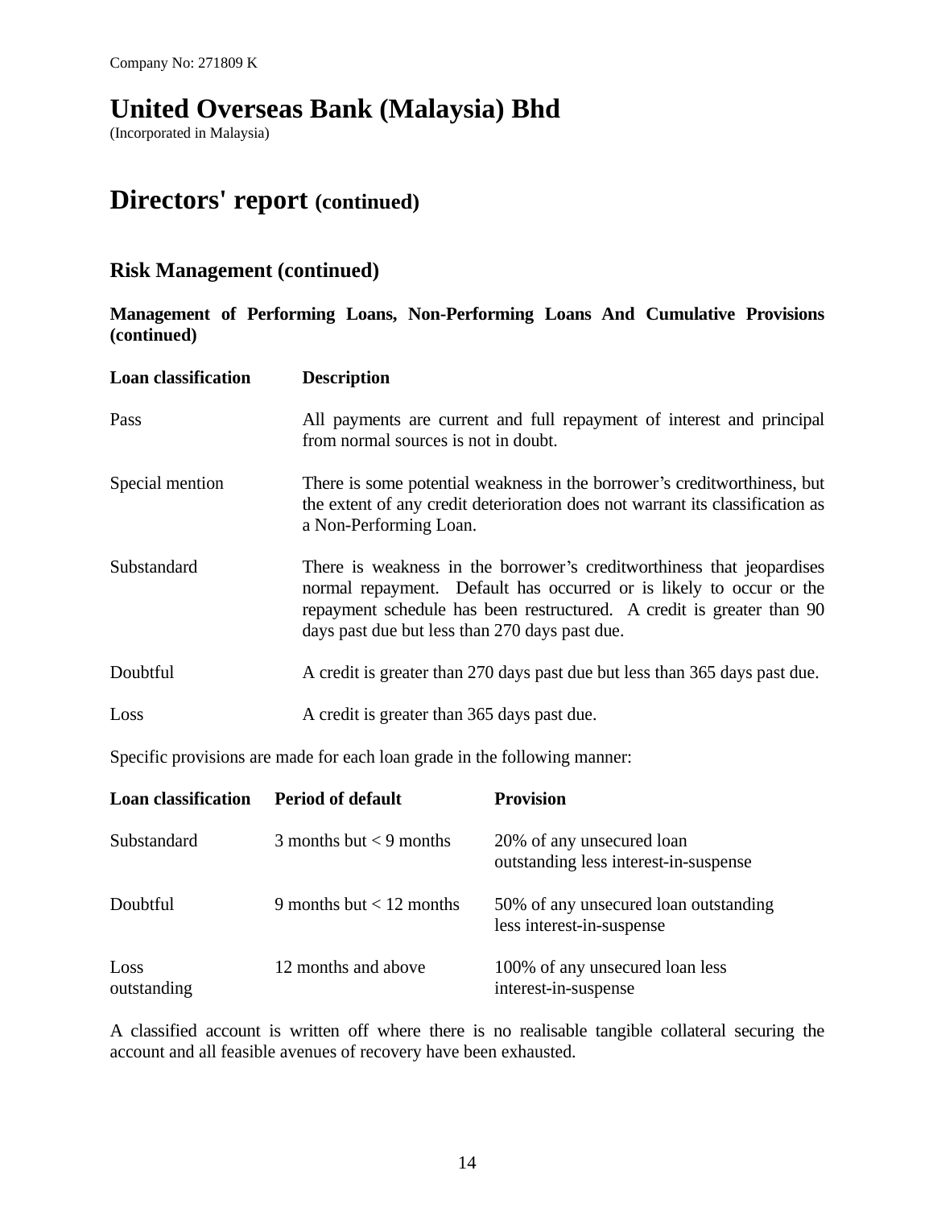Company No: 271809 K

# United Overseas Bank (Malaysia) Bhd

(Incorporated in Malaysia)

# Directors' report (continued)

## Risk Management (continued)

### Management of Performing Loans, Non-Performing Loans And Cumulative Provisions (continued)

| Loan classification | Description |
|---|---|
| Pass | All payments are current and full repayment of interest and principal from normal sources is not in doubt. |
| Special mention | There is some potential weakness in the borrower's creditworthiness, but the extent of any credit deterioration does not warrant its classification as a Non-Performing Loan. |
| Substandard | There is weakness in the borrower's creditworthiness that jeopardises normal repayment. Default has occurred or is likely to occur or the repayment schedule has been restructured. A credit is greater than 90 days past due but less than 270 days past due. |
| Doubtful | A credit is greater than 270 days past due but less than 365 days past due. |
| Loss | A credit is greater than 365 days past due. |

Specific provisions are made for each loan grade in the following manner:

| Loan classification | Period of default | Provision |
|---|---|---|
| Substandard | 3 months but < 9 months | 20% of any unsecured loan outstanding less interest-in-suspense |
| Doubtful | 9 months but < 12 months | 50% of any unsecured loan outstanding less interest-in-suspense |
| Loss outstanding | 12 months and above | 100% of any unsecured loan less interest-in-suspense |

A classified account is written off where there is no realisable tangible collateral securing the account and all feasible avenues of recovery have been exhausted.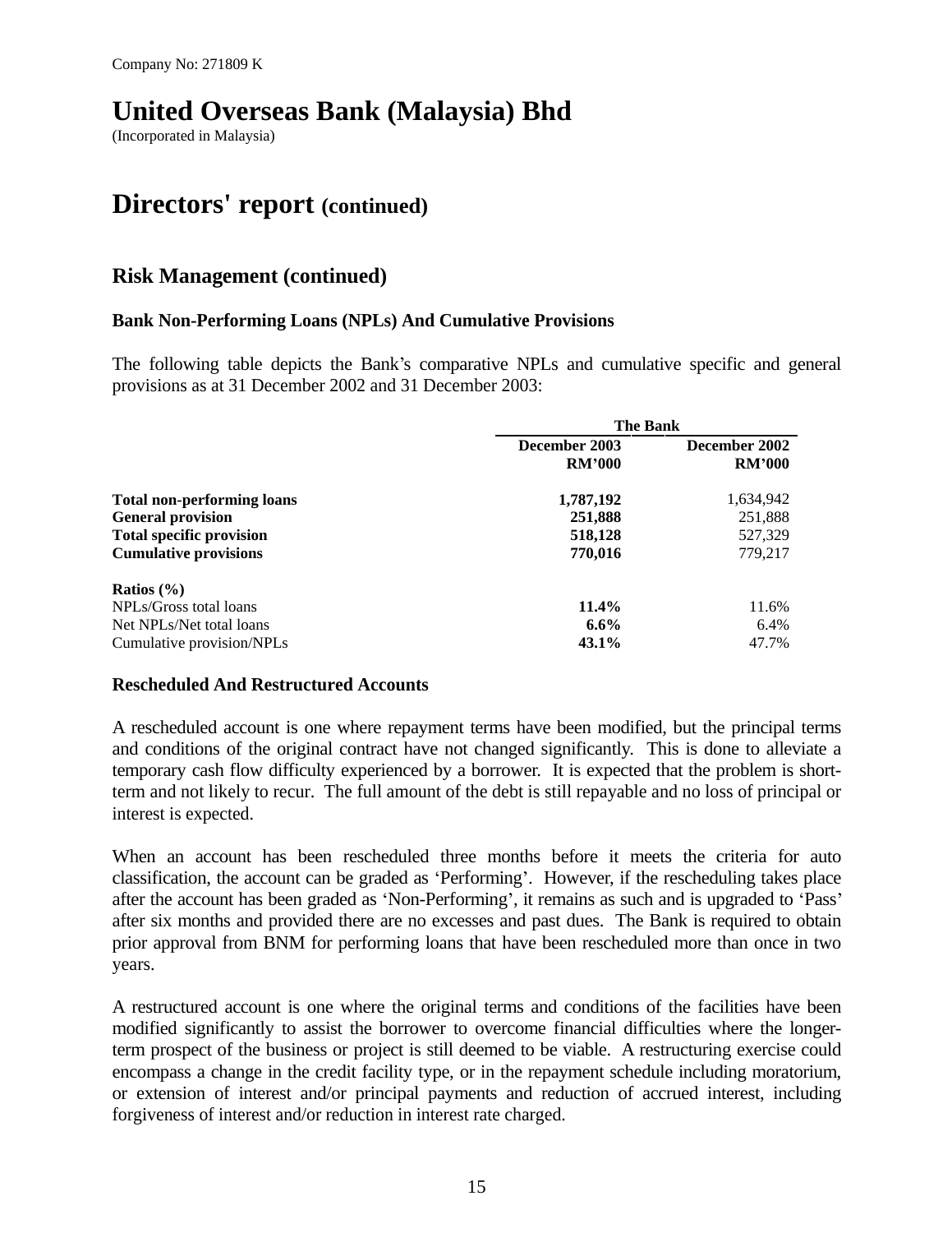Company No: 271809 K

# United Overseas Bank (Malaysia) Bhd

(Incorporated in Malaysia)

# Directors' report (continued)

## Risk Management (continued)

### Bank Non-Performing Loans (NPLs) And Cumulative Provisions

The following table depicts the Bank's comparative NPLs and cumulative specific and general provisions as at 31 December 2002 and 31 December 2003:

| | The Bank | |
|---|---|---|
| | **December 2003 RM'000** | **December 2002 RM'000** |
| **Total non-performing loans** | **1,787,192** | 1,634,942 |
| **General provision** | **251,888** | 251,888 |
| **Total specific provision** | **518,128** | 527,329 |
| **Cumulative provisions** | **770,016** | 779,217 |
| **Ratios (%)** | | |
| NPLs/Gross total loans | **11.4%** | 11.6% |
| Net NPLs/Net total loans | **6.6%** | 6.4% |
| Cumulative provision/NPLs | **43.1%** | 47.7% |

### Rescheduled And Restructured Accounts

A rescheduled account is one where repayment terms have been modified, but the principal terms and conditions of the original contract have not changed significantly. This is done to alleviate a temporary cash flow difficulty experienced by a borrower. It is expected that the problem is short-term and not likely to recur. The full amount of the debt is still repayable and no loss of principal or interest is expected.

When an account has been rescheduled three months before it meets the criteria for auto classification, the account can be graded as 'Performing'. However, if the rescheduling takes place after the account has been graded as 'Non-Performing', it remains as such and is upgraded to 'Pass' after six months and provided there are no excesses and past dues. The Bank is required to obtain prior approval from BNM for performing loans that have been rescheduled more than once in two years.

A restructured account is one where the original terms and conditions of the facilities have been modified significantly to assist the borrower to overcome financial difficulties where the longer-term prospect of the business or project is still deemed to be viable. A restructuring exercise could encompass a change in the credit facility type, or in the repayment schedule including moratorium, or extension of interest and/or principal payments and reduction of accrued interest, including forgiveness of interest and/or reduction in interest rate charged.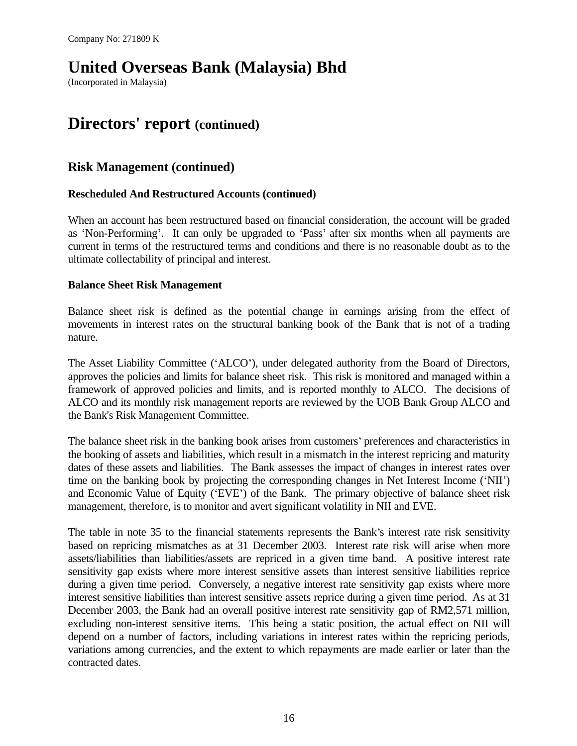Company No: 271809 K

# United Overseas Bank (Malaysia) Bhd

(Incorporated in Malaysia)

# Directors' report (continued)

## Risk Management (continued)

### Rescheduled And Restructured Accounts (continued)

When an account has been restructured based on financial consideration, the account will be graded as 'Non-Performing'. It can only be upgraded to 'Pass' after six months when all payments are current in terms of the restructured terms and conditions and there is no reasonable doubt as to the ultimate collectability of principal and interest.

### Balance Sheet Risk Management

Balance sheet risk is defined as the potential change in earnings arising from the effect of movements in interest rates on the structural banking book of the Bank that is not of a trading nature.

The Asset Liability Committee ('ALCO'), under delegated authority from the Board of Directors, approves the policies and limits for balance sheet risk. This risk is monitored and managed within a framework of approved policies and limits, and is reported monthly to ALCO. The decisions of ALCO and its monthly risk management reports are reviewed by the UOB Bank Group ALCO and the Bank's Risk Management Committee.

The balance sheet risk in the banking book arises from customers' preferences and characteristics in the booking of assets and liabilities, which result in a mismatch in the interest repricing and maturity dates of these assets and liabilities. The Bank assesses the impact of changes in interest rates over time on the banking book by projecting the corresponding changes in Net Interest Income ('NII') and Economic Value of Equity ('EVE') of the Bank. The primary objective of balance sheet risk management, therefore, is to monitor and avert significant volatility in NII and EVE.

The table in note 35 to the financial statements represents the Bank's interest rate risk sensitivity based on repricing mismatches as at 31 December 2003. Interest rate risk will arise when more assets/liabilities than liabilities/assets are repriced in a given time band. A positive interest rate sensitivity gap exists where more interest sensitive assets than interest sensitive liabilities reprice during a given time period. Conversely, a negative interest rate sensitivity gap exists where more interest sensitive liabilities than interest sensitive assets reprice during a given time period. As at 31 December 2003, the Bank had an overall positive interest rate sensitivity gap of RM2,571 million, excluding non-interest sensitive items. This being a static position, the actual effect on NII will depend on a number of factors, including variations in interest rates within the repricing periods, variations among currencies, and the extent to which repayments are made earlier or later than the contracted dates.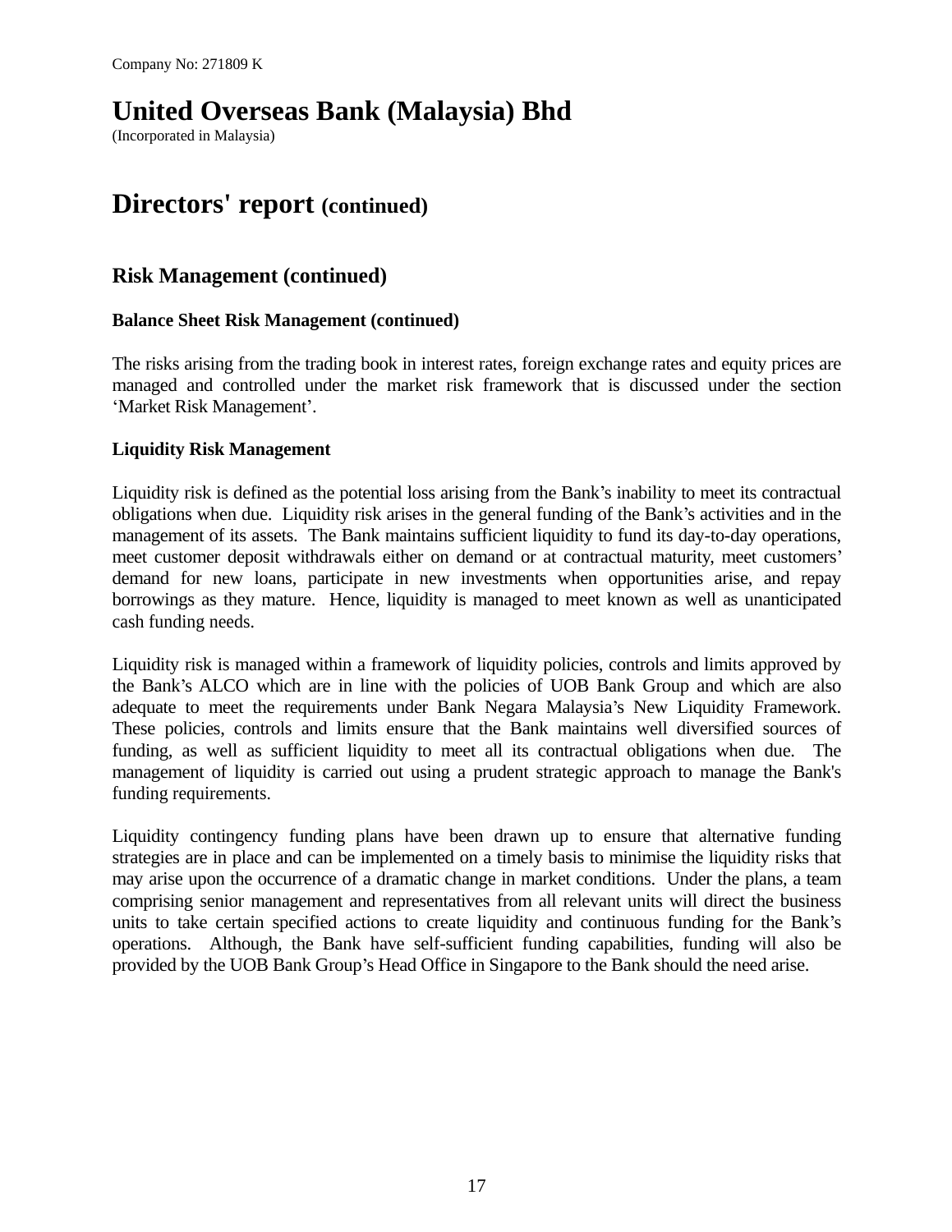Company No: 271809 K

# United Overseas Bank (Malaysia) Bhd

(Incorporated in Malaysia)

# Directors' report (continued)

## Risk Management (continued)

### Balance Sheet Risk Management (continued)

The risks arising from the trading book in interest rates, foreign exchange rates and equity prices are managed and controlled under the market risk framework that is discussed under the section 'Market Risk Management'.

### Liquidity Risk Management

Liquidity risk is defined as the potential loss arising from the Bank's inability to meet its contractual obligations when due. Liquidity risk arises in the general funding of the Bank's activities and in the management of its assets. The Bank maintains sufficient liquidity to fund its day-to-day operations, meet customer deposit withdrawals either on demand or at contractual maturity, meet customers' demand for new loans, participate in new investments when opportunities arise, and repay borrowings as they mature. Hence, liquidity is managed to meet known as well as unanticipated cash funding needs.

Liquidity risk is managed within a framework of liquidity policies, controls and limits approved by the Bank's ALCO which are in line with the policies of UOB Bank Group and which are also adequate to meet the requirements under Bank Negara Malaysia's New Liquidity Framework. These policies, controls and limits ensure that the Bank maintains well diversified sources of funding, as well as sufficient liquidity to meet all its contractual obligations when due. The management of liquidity is carried out using a prudent strategic approach to manage the Bank's funding requirements.

Liquidity contingency funding plans have been drawn up to ensure that alternative funding strategies are in place and can be implemented on a timely basis to minimise the liquidity risks that may arise upon the occurrence of a dramatic change in market conditions. Under the plans, a team comprising senior management and representatives from all relevant units will direct the business units to take certain specified actions to create liquidity and continuous funding for the Bank's operations. Although, the Bank have self-sufficient funding capabilities, funding will also be provided by the UOB Bank Group's Head Office in Singapore to the Bank should the need arise.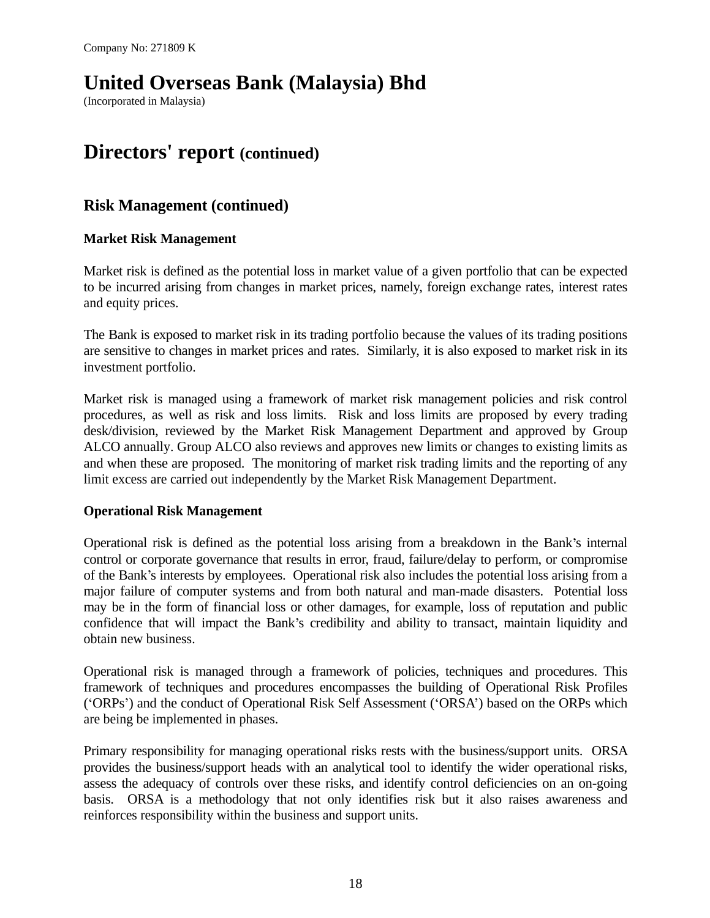Company No: 271809 K

# United Overseas Bank (Malaysia) Bhd

(Incorporated in Malaysia)

# Directors' report (continued)

## Risk Management (continued)

### Market Risk Management

Market risk is defined as the potential loss in market value of a given portfolio that can be expected to be incurred arising from changes in market prices, namely, foreign exchange rates, interest rates and equity prices.

The Bank is exposed to market risk in its trading portfolio because the values of its trading positions are sensitive to changes in market prices and rates. Similarly, it is also exposed to market risk in its investment portfolio.

Market risk is managed using a framework of market risk management policies and risk control procedures, as well as risk and loss limits. Risk and loss limits are proposed by every trading desk/division, reviewed by the Market Risk Management Department and approved by Group ALCO annually. Group ALCO also reviews and approves new limits or changes to existing limits as and when these are proposed. The monitoring of market risk trading limits and the reporting of any limit excess are carried out independently by the Market Risk Management Department.

### Operational Risk Management

Operational risk is defined as the potential loss arising from a breakdown in the Bank's internal control or corporate governance that results in error, fraud, failure/delay to perform, or compromise of the Bank's interests by employees. Operational risk also includes the potential loss arising from a major failure of computer systems and from both natural and man-made disasters. Potential loss may be in the form of financial loss or other damages, for example, loss of reputation and public confidence that will impact the Bank's credibility and ability to transact, maintain liquidity and obtain new business.

Operational risk is managed through a framework of policies, techniques and procedures. This framework of techniques and procedures encompasses the building of Operational Risk Profiles ('ORPs') and the conduct of Operational Risk Self Assessment ('ORSA') based on the ORPs which are being be implemented in phases.

Primary responsibility for managing operational risks rests with the business/support units. ORSA provides the business/support heads with an analytical tool to identify the wider operational risks, assess the adequacy of controls over these risks, and identify control deficiencies on an on-going basis. ORSA is a methodology that not only identifies risk but it also raises awareness and reinforces responsibility within the business and support units.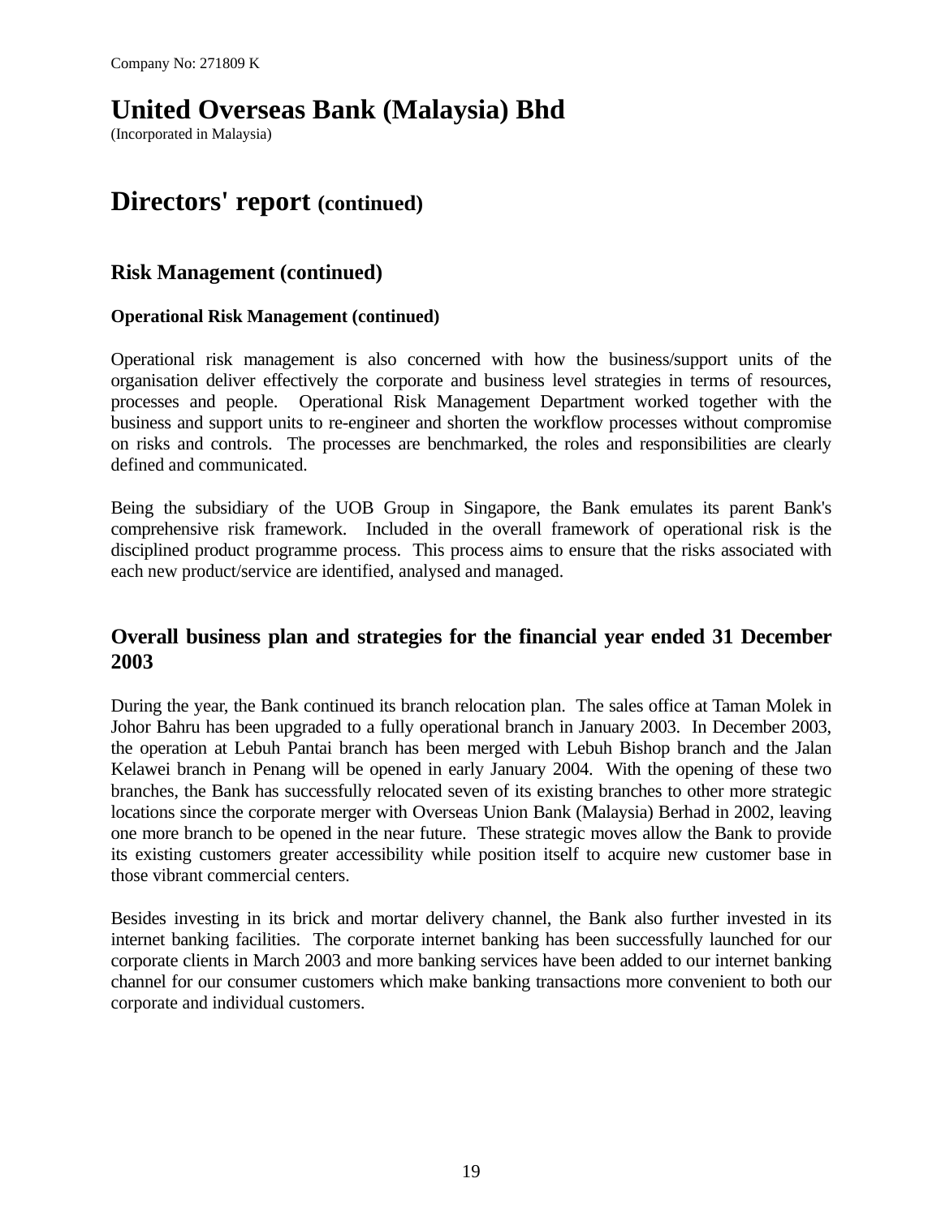Company No: 271809 K

# United Overseas Bank (Malaysia) Bhd

(Incorporated in Malaysia)

# Directors' report (continued)

## Risk Management (continued)

### Operational Risk Management (continued)

Operational risk management is also concerned with how the business/support units of the organisation deliver effectively the corporate and business level strategies in terms of resources, processes and people. Operational Risk Management Department worked together with the business and support units to re-engineer and shorten the workflow processes without compromise on risks and controls. The processes are benchmarked, the roles and responsibilities are clearly defined and communicated.

Being the subsidiary of the UOB Group in Singapore, the Bank emulates its parent Bank's comprehensive risk framework. Included in the overall framework of operational risk is the disciplined product programme process. This process aims to ensure that the risks associated with each new product/service are identified, analysed and managed.

## Overall business plan and strategies for the financial year ended 31 December 2003

During the year, the Bank continued its branch relocation plan. The sales office at Taman Molek in Johor Bahru has been upgraded to a fully operational branch in January 2003. In December 2003, the operation at Lebuh Pantai branch has been merged with Lebuh Bishop branch and the Jalan Kelawei branch in Penang will be opened in early January 2004. With the opening of these two branches, the Bank has successfully relocated seven of its existing branches to other more strategic locations since the corporate merger with Overseas Union Bank (Malaysia) Berhad in 2002, leaving one more branch to be opened in the near future. These strategic moves allow the Bank to provide its existing customers greater accessibility while position itself to acquire new customer base in those vibrant commercial centers.

Besides investing in its brick and mortar delivery channel, the Bank also further invested in its internet banking facilities. The corporate internet banking has been successfully launched for our corporate clients in March 2003 and more banking services have been added to our internet banking channel for our consumer customers which make banking transactions more convenient to both our corporate and individual customers.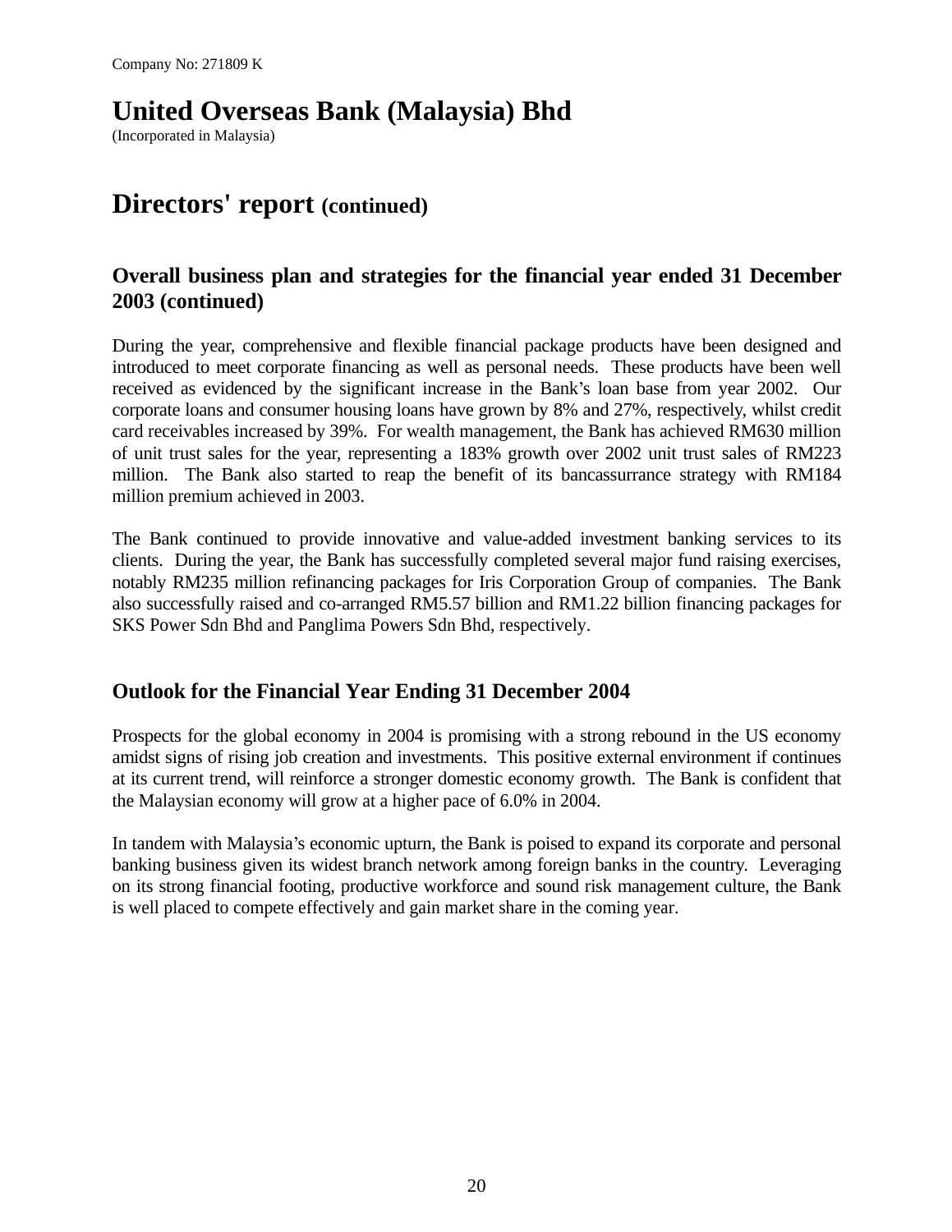Company No: 271809 K

# United Overseas Bank (Malaysia) Bhd
(Incorporated in Malaysia)

# Directors' report (continued)

## Overall business plan and strategies for the financial year ended 31 December 2003 (continued)

During the year, comprehensive and flexible financial package products have been designed and introduced to meet corporate financing as well as personal needs. These products have been well received as evidenced by the significant increase in the Bank's loan base from year 2002. Our corporate loans and consumer housing loans have grown by 8% and 27%, respectively, whilst credit card receivables increased by 39%. For wealth management, the Bank has achieved RM630 million of unit trust sales for the year, representing a 183% growth over 2002 unit trust sales of RM223 million. The Bank also started to reap the benefit of its bancassurrance strategy with RM184 million premium achieved in 2003.

The Bank continued to provide innovative and value-added investment banking services to its clients. During the year, the Bank has successfully completed several major fund raising exercises, notably RM235 million refinancing packages for Iris Corporation Group of companies. The Bank also successfully raised and co-arranged RM5.57 billion and RM1.22 billion financing packages for SKS Power Sdn Bhd and Panglima Powers Sdn Bhd, respectively.

## Outlook for the Financial Year Ending 31 December 2004

Prospects for the global economy in 2004 is promising with a strong rebound in the US economy amidst signs of rising job creation and investments. This positive external environment if continues at its current trend, will reinforce a stronger domestic economy growth. The Bank is confident that the Malaysian economy will grow at a higher pace of 6.0% in 2004.

In tandem with Malaysia's economic upturn, the Bank is poised to expand its corporate and personal banking business given its widest branch network among foreign banks in the country. Leveraging on its strong financial footing, productive workforce and sound risk management culture, the Bank is well placed to compete effectively and gain market share in the coming year.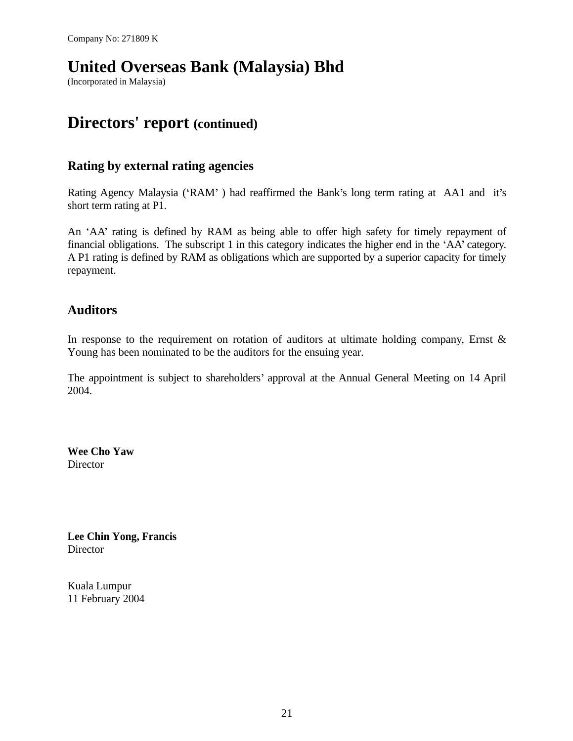Company No: 271809 K

# United Overseas Bank (Malaysia) Bhd

(Incorporated in Malaysia)

# Directors' report (continued)

## Rating by external rating agencies

Rating Agency Malaysia ('RAM' ) had reaffirmed the Bank's long term rating at AA1 and it's short term rating at P1.

An 'AA' rating is defined by RAM as being able to offer high safety for timely repayment of financial obligations. The subscript 1 in this category indicates the higher end in the 'AA' category. A P1 rating is defined by RAM as obligations which are supported by a superior capacity for timely repayment.

## Auditors

In response to the requirement on rotation of auditors at ultimate holding company, Ernst & Young has been nominated to be the auditors for the ensuing year.

The appointment is subject to shareholders' approval at the Annual General Meeting on 14 April 2004.

**Wee Cho Yaw**
Director

**Lee Chin Yong, Francis**
Director

Kuala Lumpur
11 February 2004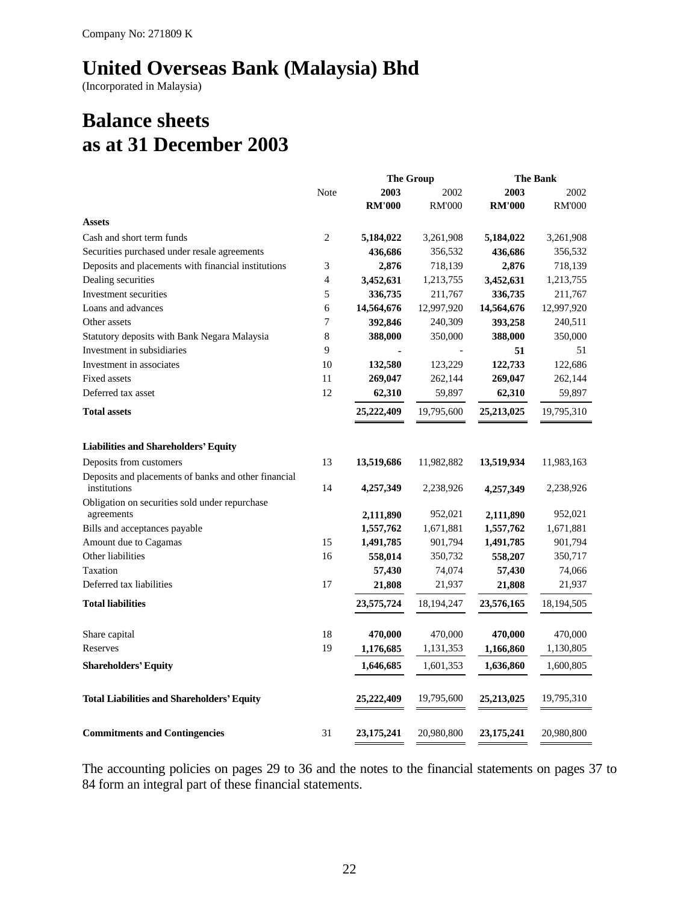Company No: 271809 K

# United Overseas Bank (Malaysia) Bhd

(Incorporated in Malaysia)

# Balance sheets as at 31 December 2003

| | Note | The Group | | The Bank | |
|---|---|---|---|---|---|
| | | **2003** | 2002 | **2003** | 2002 |
| | | **RM'000** | RM'000 | **RM'000** | RM'000 |
| **Assets** | | | | | |
| Cash and short term funds | 2 | **5,184,022** | 3,261,908 | **5,184,022** | 3,261,908 |
| Securities purchased under resale agreements | | **436,686** | 356,532 | **436,686** | 356,532 |
| Deposits and placements with financial institutions | 3 | **2,876** | 718,139 | **2,876** | 718,139 |
| Dealing securities | 4 | **3,452,631** | 1,213,755 | **3,452,631** | 1,213,755 |
| Investment securities | 5 | **336,735** | 211,767 | **336,735** | 211,767 |
| Loans and advances | 6 | **14,564,676** | 12,997,920 | **14,564,676** | 12,997,920 |
| Other assets | 7 | **392,846** | 240,309 | **393,258** | 240,511 |
| Statutory deposits with Bank Negara Malaysia | 8 | **388,000** | 350,000 | **388,000** | 350,000 |
| Investment in subsidiaries | 9 | **-** | - | **51** | 51 |
| Investment in associates | 10 | **132,580** | 123,229 | **122,733** | 122,686 |
| Fixed assets | 11 | **269,047** | 262,144 | **269,047** | 262,144 |
| Deferred tax asset | 12 | **62,310** | 59,897 | **62,310** | 59,897 |
| **Total assets** | | **25,222,409** | 19,795,600 | **25,213,025** | 19,795,310 |
| | | | | | |
| **Liabilities and Shareholders' Equity** | | | | | |
| Deposits from customers | 13 | **13,519,686** | 11,982,882 | **13,519,934** | 11,983,163 |
| Deposits and placements of banks and other financial institutions | 14 | **4,257,349** | 2,238,926 | **4,257,349** | 2,238,926 |
| Obligation on securities sold under repurchase agreements | | **2,111,890** | 952,021 | **2,111,890** | 952,021 |
| Bills and acceptances payable | | **1,557,762** | 1,671,881 | **1,557,762** | 1,671,881 |
| Amount due to Cagamas | 15 | **1,491,785** | 901,794 | **1,491,785** | 901,794 |
| Other liabilities | 16 | **558,014** | 350,732 | **558,207** | 350,717 |
| Taxation | | **57,430** | 74,074 | **57,430** | 74,066 |
| Deferred tax liabilities | 17 | **21,808** | 21,937 | **21,808** | 21,937 |
| **Total liabilities** | | **23,575,724** | 18,194,247 | **23,576,165** | 18,194,505 |
| | | | | | |
| Share capital | 18 | **470,000** | 470,000 | **470,000** | 470,000 |
| Reserves | 19 | **1,176,685** | 1,131,353 | **1,166,860** | 1,130,805 |
| **Shareholders' Equity** | | **1,646,685** | 1,601,353 | **1,636,860** | 1,600,805 |
| | | | | | |
| **Total Liabilities and Shareholders' Equity** | | **25,222,409** | 19,795,600 | **25,213,025** | 19,795,310 |
| | | | | | |
| **Commitments and Contingencies** | 31 | **23,175,241** | 20,980,800 | **23,175,241** | 20,980,800 |

The accounting policies on pages 29 to 36 and the notes to the financial statements on pages 37 to 84 form an integral part of these financial statements.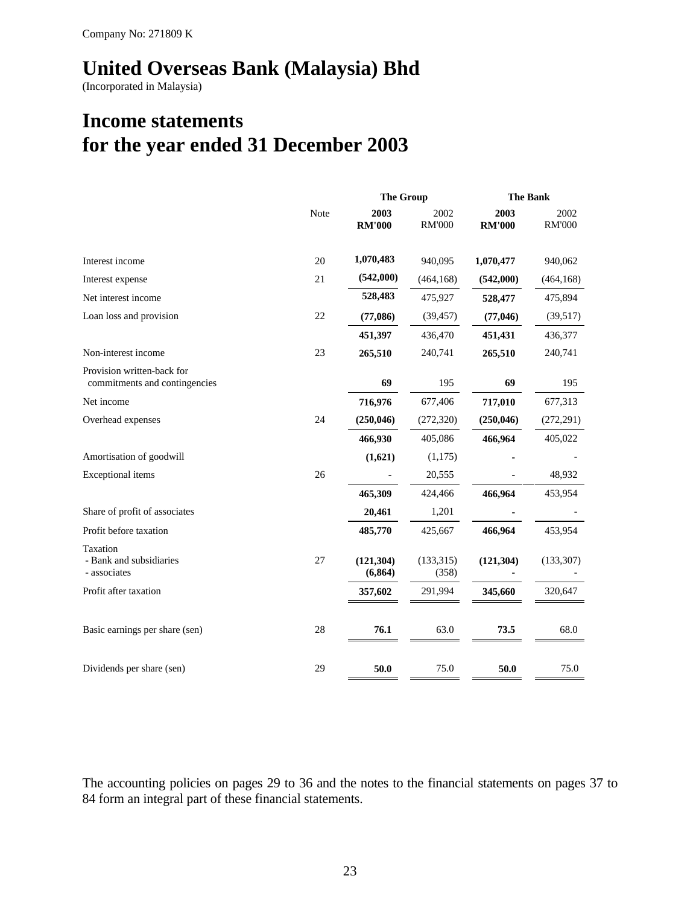Company No: 271809 K

# United Overseas Bank (Malaysia) Bhd

(Incorporated in Malaysia)

# Income statements for the year ended 31 December 2003

| | Note | The Group | | The Bank | |
|---|---|---|---|---|---|
| | | **2003 RM'000** | 2002 RM'000 | **2003 RM'000** | 2002 RM'000 |
| Interest income | 20 | **1,070,483** | 940,095 | **1,070,477** | 940,062 |
| Interest expense | 21 | **(542,000)** | (464,168) | **(542,000)** | (464,168) |
| Net interest income | | **528,483** | 475,927 | **528,477** | 475,894 |
| Loan loss and provision | 22 | **(77,086)** | (39,457) | **(77,046)** | (39,517) |
| | | **451,397** | 436,470 | **451,431** | 436,377 |
| Non-interest income | 23 | **265,510** | 240,741 | **265,510** | 240,741 |
| Provision written-back for commitments and contingencies | | **69** | 195 | **69** | 195 |
| Net income | | **716,976** | 677,406 | **717,010** | 677,313 |
| Overhead expenses | 24 | **(250,046)** | (272,320) | **(250,046)** | (272,291) |
| | | **466,930** | 405,086 | **466,964** | 405,022 |
| Amortisation of goodwill | | **(1,621)** | (1,175) | **-** | - |
| Exceptional items | 26 | **-** | 20,555 | **-** | 48,932 |
| | | **465,309** | 424,466 | **466,964** | 453,954 |
| Share of profit of associates | | **20,461** | 1,201 | **-** | - |
| Profit before taxation | | **485,770** | 425,667 | **466,964** | 453,954 |
| Taxation | | | | | |
| - Bank and subsidiaries | 27 | **(121,304)** | (133,315) | **(121,304)** | (133,307) |
| - associates | | **(6,864)** | (358) | **-** | - |
| Profit after taxation | | **357,602** | 291,994 | **345,660** | 320,647 |
| Basic earnings per share (sen) | 28 | **76.1** | 63.0 | **73.5** | 68.0 |
| Dividends per share (sen) | 29 | **50.0** | 75.0 | **50.0** | 75.0 |

The accounting policies on pages 29 to 36 and the notes to the financial statements on pages 37 to 84 form an integral part of these financial statements.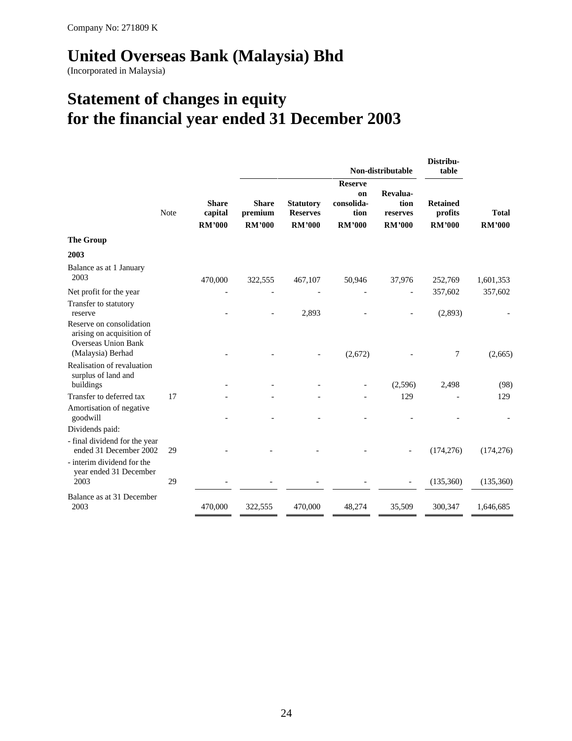Company No: 271809 K

# United Overseas Bank (Malaysia) Bhd

(Incorporated in Malaysia)

# Statement of changes in equity for the financial year ended 31 December 2003

| | Note | | | Non-distributable | | | Distributable | |
|---|---|---|---|---|---|---|---|---|
| | | **Share capital** | **Share premium** | **Statutory Reserves** | **Reserve on consolidation** | **Revaluation reserves** | **Retained profits** | **Total** |
| | | **RM'000** | **RM'000** | **RM'000** | **RM'000** | **RM'000** | **RM'000** | **RM'000** |
| **The Group** | | | | | | | | |
| **2003** | | | | | | | | |
| Balance as at 1 January 2003 | | 470,000 | 322,555 | 467,107 | 50,946 | 37,976 | 252,769 | 1,601,353 |
| Net profit for the year | | - | - | - | - | - | 357,602 | 357,602 |
| Transfer to statutory reserve | | - | - | 2,893 | - | - | (2,893) | - |
| Reserve on consolidation arising on acquisition of Overseas Union Bank (Malaysia) Berhad | | - | - | - | (2,672) | - | 7 | (2,665) |
| Realisation of revaluation surplus of land and buildings | | - | - | - | - | (2,596) | 2,498 | (98) |
| Transfer to deferred tax | 17 | - | - | - | - | 129 | - | 129 |
| Amortisation of negative goodwill | | - | - | - | - | - | - | - |
| Dividends paid: | | | | | | | | |
| - final dividend for the year ended 31 December 2002 | 29 | - | - | - | - | - | (174,276) | (174,276) |
| - interim dividend for the year ended 31 December 2003 | 29 | - | - | - | - | - | (135,360) | (135,360) |
| Balance as at 31 December 2003 | | 470,000 | 322,555 | 470,000 | 48,274 | 35,509 | 300,347 | 1,646,685 |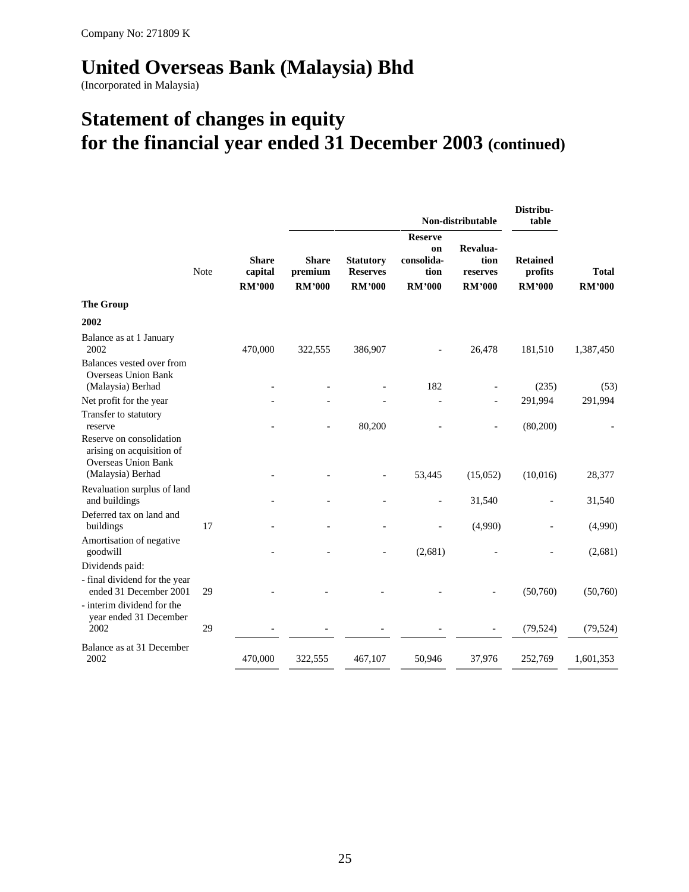Company No: 271809 K

# United Overseas Bank (Malaysia) Bhd

(Incorporated in Malaysia)

# Statement of changes in equity for the financial year ended 31 December 2003 (continued)

| | Note | | | Non-distributable | | | Distributable | |
|---|---|---|---|---|---|---|---|---|
| | Note | Share capital RM'000 | Share premium RM'000 | Statutory Reserves RM'000 | Reserve on consolidation RM'000 | Revaluation reserves RM'000 | Retained profits RM'000 | Total RM'000 |
| **The Group** | | | | | | | | |
| **2002** | | | | | | | | |
| Balance as at 1 January 2002 | | 470,000 | 322,555 | 386,907 | - | 26,478 | 181,510 | 1,387,450 |
| Balances vested over from Overseas Union Bank (Malaysia) Berhad | | - | - | - | 182 | - | (235) | (53) |
| Net profit for the year | | - | - | - | - | - | 291,994 | 291,994 |
| Transfer to statutory reserve | | - | - | 80,200 | - | - | (80,200) | - |
| Reserve on consolidation arising on acquisition of Overseas Union Bank (Malaysia) Berhad | | - | - | - | 53,445 | (15,052) | (10,016) | 28,377 |
| Revaluation surplus of land and buildings | | - | - | - | - | 31,540 | - | 31,540 |
| Deferred tax on land and buildings | 17 | - | - | - | - | (4,990) | - | (4,990) |
| Amortisation of negative goodwill | | - | - | - | (2,681) | - | - | (2,681) |
| Dividends paid: | | | | | | | | |
| - final dividend for the year ended 31 December 2001 | 29 | - | - | - | - | - | (50,760) | (50,760) |
| - interim dividend for the year ended 31 December 2002 | 29 | - | - | - | - | - | (79,524) | (79,524) |
| Balance as at 31 December 2002 | | 470,000 | 322,555 | 467,107 | 50,946 | 37,976 | 252,769 | 1,601,353 |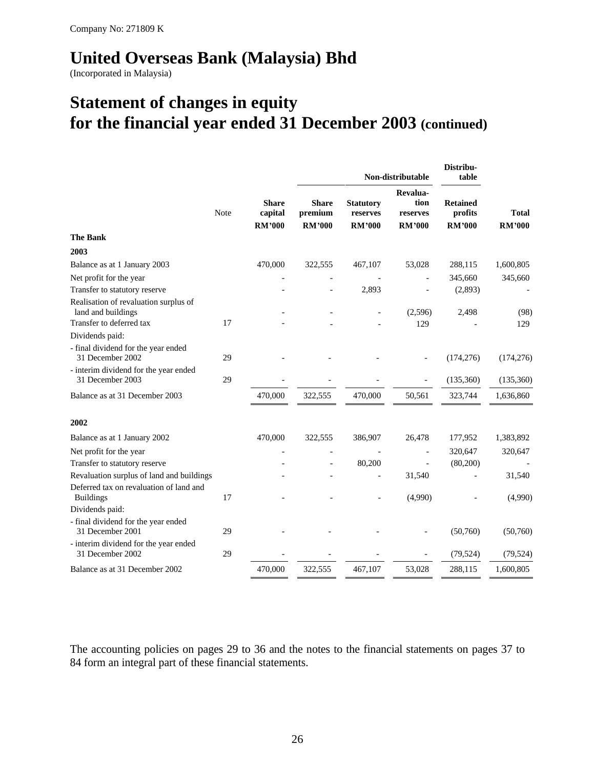Company No: 271809 K

# United Overseas Bank (Malaysia) Bhd

(Incorporated in Malaysia)

# Statement of changes in equity for the financial year ended 31 December 2003 (continued)

| | | | Non-distributable | | | Distributable | |
|---|---|---|---|---|---|---|---|
| | Note | Share capital RM'000 | Share premium RM'000 | Statutory reserves RM'000 | Revaluation reserves RM'000 | Retained profits RM'000 | Total RM'000 |
| **The Bank** | | | | | | | |
| **2003** | | | | | | | |
| Balance as at 1 January 2003 | | 470,000 | 322,555 | 467,107 | 53,028 | 288,115 | 1,600,805 |
| Net profit for the year | | - | - | - | - | 345,660 | 345,660 |
| Transfer to statutory reserve | | - | - | 2,893 | - | (2,893) | - |
| Realisation of revaluation surplus of land and buildings | | - | - | - | (2,596) | 2,498 | (98) |
| Transfer to deferred tax | 17 | - | - | - | 129 | - | 129 |
| Dividends paid: | | | | | | | |
| - final dividend for the year ended 31 December 2002 | 29 | - | - | - | - | (174,276) | (174,276) |
| - interim dividend for the year ended 31 December 2003 | 29 | - | - | - | - | (135,360) | (135,360) |
| Balance as at 31 December 2003 | | 470,000 | 322,555 | 470,000 | 50,561 | 323,744 | 1,636,860 |
| **2002** | | | | | | | |
| Balance as at 1 January 2002 | | 470,000 | 322,555 | 386,907 | 26,478 | 177,952 | 1,383,892 |
| Net profit for the year | | - | - | - | - | 320,647 | 320,647 |
| Transfer to statutory reserve | | - | - | 80,200 | - | (80,200) | - |
| Revaluation surplus of land and buildings | | - | - | - | 31,540 | - | 31,540 |
| Deferred tax on revaluation of land and Buildings | 17 | - | - | - | (4,990) | - | (4,990) |
| Dividends paid: | | | | | | | |
| - final dividend for the year ended 31 December 2001 | 29 | - | - | - | - | (50,760) | (50,760) |
| - interim dividend for the year ended 31 December 2002 | 29 | - | - | - | - | (79,524) | (79,524) |
| Balance as at 31 December 2002 | | 470,000 | 322,555 | 467,107 | 53,028 | 288,115 | 1,600,805 |

The accounting policies on pages 29 to 36 and the notes to the financial statements on pages 37 to 84 form an integral part of these financial statements.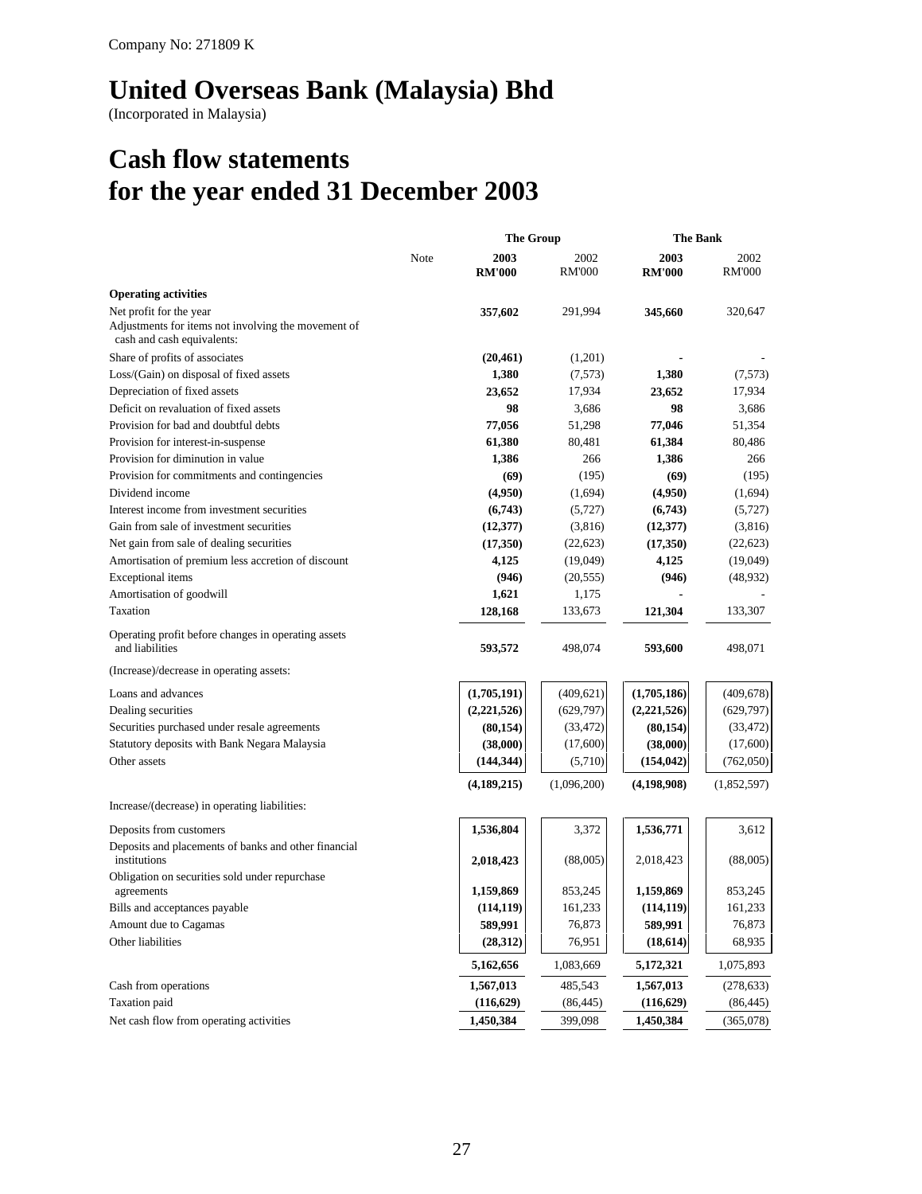Company No: 271809 K

# United Overseas Bank (Malaysia) Bhd

(Incorporated in Malaysia)

# Cash flow statements for the year ended 31 December 2003

| | Note | The Group | | The Bank | |
|---|---|---|---|---|---|
| | | **2003 RM'000** | 2002 RM'000 | **2003 RM'000** | 2002 RM'000 |
| **Operating activities** | | | | | |
| Net profit for the year | | **357,602** | 291,994 | **345,660** | 320,647 |
| Adjustments for items not involving the movement of cash and cash equivalents: | | | | | |
| Share of profits of associates | | **(20,461)** | (1,201) | **-** | - |
| Loss/(Gain) on disposal of fixed assets | | **1,380** | (7,573) | **1,380** | (7,573) |
| Depreciation of fixed assets | | **23,652** | 17,934 | **23,652** | 17,934 |
| Deficit on revaluation of fixed assets | | **98** | 3,686 | **98** | 3,686 |
| Provision for bad and doubtful debts | | **77,056** | 51,298 | **77,046** | 51,354 |
| Provision for interest-in-suspense | | **61,380** | 80,481 | **61,384** | 80,486 |
| Provision for diminution in value | | **1,386** | 266 | **1,386** | 266 |
| Provision for commitments and contingencies | | **(69)** | (195) | **(69)** | (195) |
| Dividend income | | **(4,950)** | (1,694) | **(4,950)** | (1,694) |
| Interest income from investment securities | | **(6,743)** | (5,727) | **(6,743)** | (5,727) |
| Gain from sale of investment securities | | **(12,377)** | (3,816) | **(12,377)** | (3,816) |
| Net gain from sale of dealing securities | | **(17,350)** | (22,623) | **(17,350)** | (22,623) |
| Amortisation of premium less accretion of discount | | **4,125** | (19,049) | **4,125** | (19,049) |
| Exceptional items | | **(946)** | (20,555) | **(946)** | (48,932) |
| Amortisation of goodwill | | **1,621** | 1,175 | **-** | - |
| Taxation | | **128,168** | 133,673 | **121,304** | 133,307 |
| Operating profit before changes in operating assets and liabilities | | **593,572** | 498,074 | **593,600** | 498,071 |
| (Increase)/decrease in operating assets: | | | | | |
| Loans and advances | | **(1,705,191)** | (409,621) | **(1,705,186)** | (409,678) |
| Dealing securities | | **(2,221,526)** | (629,797) | **(2,221,526)** | (629,797) |
| Securities purchased under resale agreements | | **(80,154)** | (33,472) | **(80,154)** | (33,472) |
| Statutory deposits with Bank Negara Malaysia | | **(38,000)** | (17,600) | **(38,000)** | (17,600) |
| Other assets | | **(144,344)** | (5,710) | **(154,042)** | (762,050) |
| | | **(4,189,215)** | (1,096,200) | **(4,198,908)** | (1,852,597) |
| Increase/(decrease) in operating liabilities: | | | | | |
| Deposits from customers | | **1,536,804** | 3,372 | **1,536,771** | 3,612 |
| Deposits and placements of banks and other financial institutions | | **2,018,423** | (88,005) | 2,018,423 | (88,005) |
| Obligation on securities sold under repurchase agreements | | **1,159,869** | 853,245 | **1,159,869** | 853,245 |
| Bills and acceptances payable | | **(114,119)** | 161,233 | **(114,119)** | 161,233 |
| Amount due to Cagamas | | **589,991** | 76,873 | **589,991** | 76,873 |
| Other liabilities | | **(28,312)** | 76,951 | **(18,614)** | 68,935 |
| | | **5,162,656** | 1,083,669 | **5,172,321** | 1,075,893 |
| Cash from operations | | **1,567,013** | 485,543 | **1,567,013** | (278,633) |
| Taxation paid | | **(116,629)** | (86,445) | **(116,629)** | (86,445) |
| Net cash flow from operating activities | | **1,450,384** | 399,098 | **1,450,384** | (365,078) |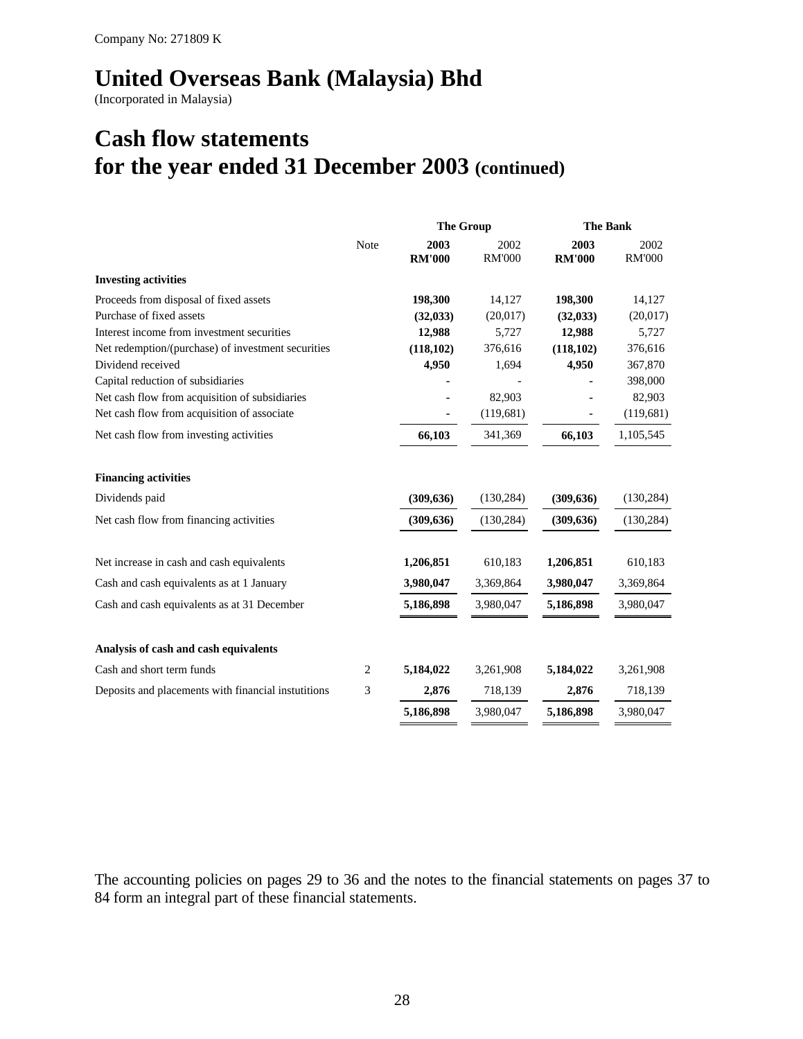Company No: 271809 K

# United Overseas Bank (Malaysia) Bhd

(Incorporated in Malaysia)

# Cash flow statements for the year ended 31 December 2003 (continued)

| | Note | The Group | | The Bank | |
|---|---|---|---|---|---|
| | | **2003 RM'000** | 2002 RM'000 | **2003 RM'000** | 2002 RM'000 |
| **Investing activities** | | | | | |
| Proceeds from disposal of fixed assets | | **198,300** | 14,127 | **198,300** | 14,127 |
| Purchase of fixed assets | | **(32,033)** | (20,017) | **(32,033)** | (20,017) |
| Interest income from investment securities | | **12,988** | 5,727 | **12,988** | 5,727 |
| Net redemption/(purchase) of investment securities | | **(118,102)** | 376,616 | **(118,102)** | 376,616 |
| Dividend received | | **4,950** | 1,694 | **4,950** | 367,870 |
| Capital reduction of subsidiaries | | **-** | - | **-** | 398,000 |
| Net cash flow from acquisition of subsidiaries | | **-** | 82,903 | **-** | 82,903 |
| Net cash flow from acquisition of associate | | **-** | (119,681) | - | (119,681) |
| Net cash flow from investing activities | | **66,103** | 341,369 | **66,103** | 1,105,545 |
| **Financing activities** | | | | | |
| Dividends paid | | **(309,636)** | (130,284) | **(309,636)** | (130,284) |
| Net cash flow from financing activities | | **(309,636)** | (130,284) | **(309,636)** | (130,284) |
| Net increase in cash and cash equivalents | | **1,206,851** | 610,183 | **1,206,851** | 610,183 |
| Cash and cash equivalents as at 1 January | | **3,980,047** | 3,369,864 | **3,980,047** | 3,369,864 |
| Cash and cash equivalents as at 31 December | | **5,186,898** | 3,980,047 | **5,186,898** | 3,980,047 |
| **Analysis of cash and cash equivalents** | | | | | |
| Cash and short term funds | 2 | **5,184,022** | 3,261,908 | **5,184,022** | 3,261,908 |
| Deposits and placements with financial instutitions | 3 | **2,876** | 718,139 | **2,876** | 718,139 |
| | | **5,186,898** | 3,980,047 | **5,186,898** | 3,980,047 |

The accounting policies on pages 29 to 36 and the notes to the financial statements on pages 37 to 84 form an integral part of these financial statements.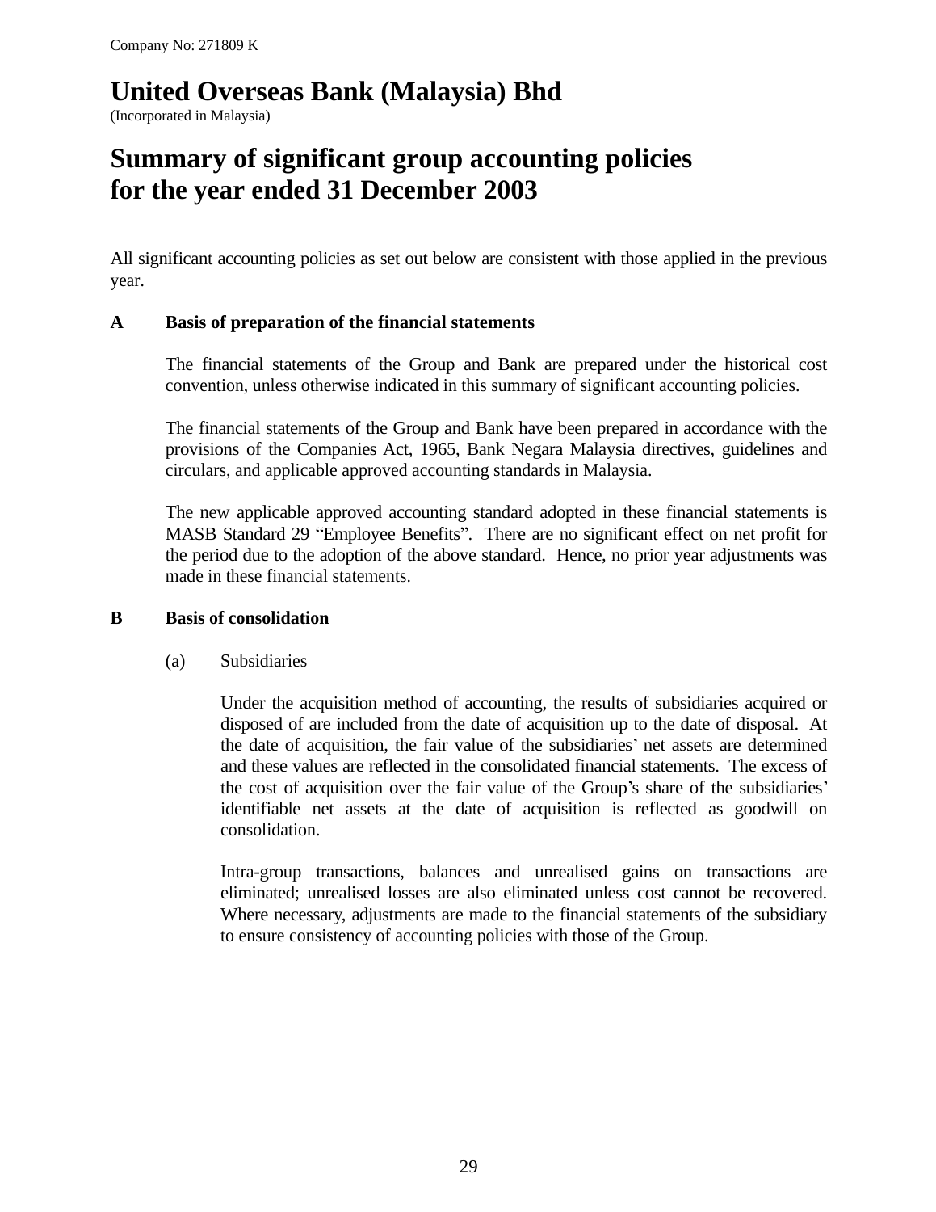Company No: 271809 K

# United Overseas Bank (Malaysia) Bhd

(Incorporated in Malaysia)

# Summary of significant group accounting policies for the year ended 31 December 2003

All significant accounting policies as set out below are consistent with those applied in the previous year.

## A Basis of preparation of the financial statements

The financial statements of the Group and Bank are prepared under the historical cost convention, unless otherwise indicated in this summary of significant accounting policies.

The financial statements of the Group and Bank have been prepared in accordance with the provisions of the Companies Act, 1965, Bank Negara Malaysia directives, guidelines and circulars, and applicable approved accounting standards in Malaysia.

The new applicable approved accounting standard adopted in these financial statements is MASB Standard 29 "Employee Benefits". There are no significant effect on net profit for the period due to the adoption of the above standard. Hence, no prior year adjustments was made in these financial statements.

## B Basis of consolidation

(a) Subsidiaries

Under the acquisition method of accounting, the results of subsidiaries acquired or disposed of are included from the date of acquisition up to the date of disposal. At the date of acquisition, the fair value of the subsidiaries' net assets are determined and these values are reflected in the consolidated financial statements. The excess of the cost of acquisition over the fair value of the Group's share of the subsidiaries' identifiable net assets at the date of acquisition is reflected as goodwill on consolidation.

Intra-group transactions, balances and unrealised gains on transactions are eliminated; unrealised losses are also eliminated unless cost cannot be recovered. Where necessary, adjustments are made to the financial statements of the subsidiary to ensure consistency of accounting policies with those of the Group.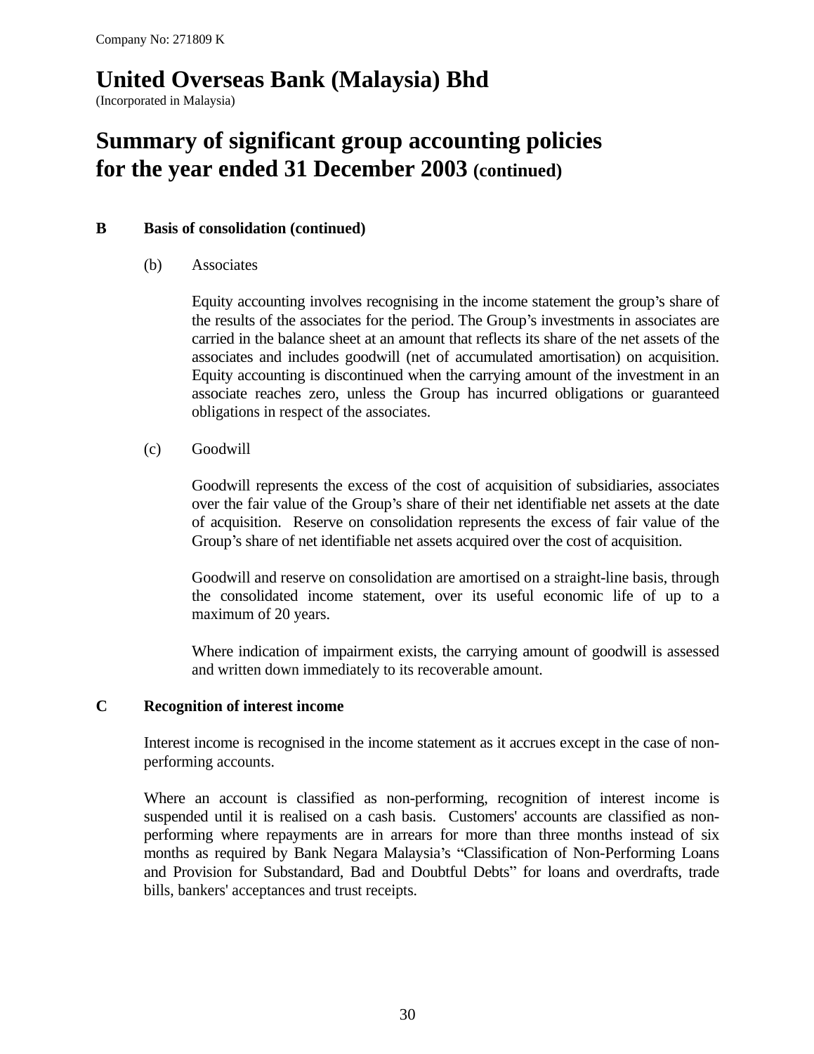Company No: 271809 K

# United Overseas Bank (Malaysia) Bhd

(Incorporated in Malaysia)

# Summary of significant group accounting policies for the year ended 31 December 2003 (continued)

**B Basis of consolidation (continued)**

(b) Associates

Equity accounting involves recognising in the income statement the group's share of the results of the associates for the period. The Group's investments in associates are carried in the balance sheet at an amount that reflects its share of the net assets of the associates and includes goodwill (net of accumulated amortisation) on acquisition. Equity accounting is discontinued when the carrying amount of the investment in an associate reaches zero, unless the Group has incurred obligations or guaranteed obligations in respect of the associates.

(c) Goodwill

Goodwill represents the excess of the cost of acquisition of subsidiaries, associates over the fair value of the Group's share of their net identifiable net assets at the date of acquisition. Reserve on consolidation represents the excess of fair value of the Group's share of net identifiable net assets acquired over the cost of acquisition.

Goodwill and reserve on consolidation are amortised on a straight-line basis, through the consolidated income statement, over its useful economic life of up to a maximum of 20 years.

Where indication of impairment exists, the carrying amount of goodwill is assessed and written down immediately to its recoverable amount.

**C Recognition of interest income**

Interest income is recognised in the income statement as it accrues except in the case of non-performing accounts.

Where an account is classified as non-performing, recognition of interest income is suspended until it is realised on a cash basis. Customers' accounts are classified as non-performing where repayments are in arrears for more than three months instead of six months as required by Bank Negara Malaysia's "Classification of Non-Performing Loans and Provision for Substandard, Bad and Doubtful Debts" for loans and overdrafts, trade bills, bankers' acceptances and trust receipts.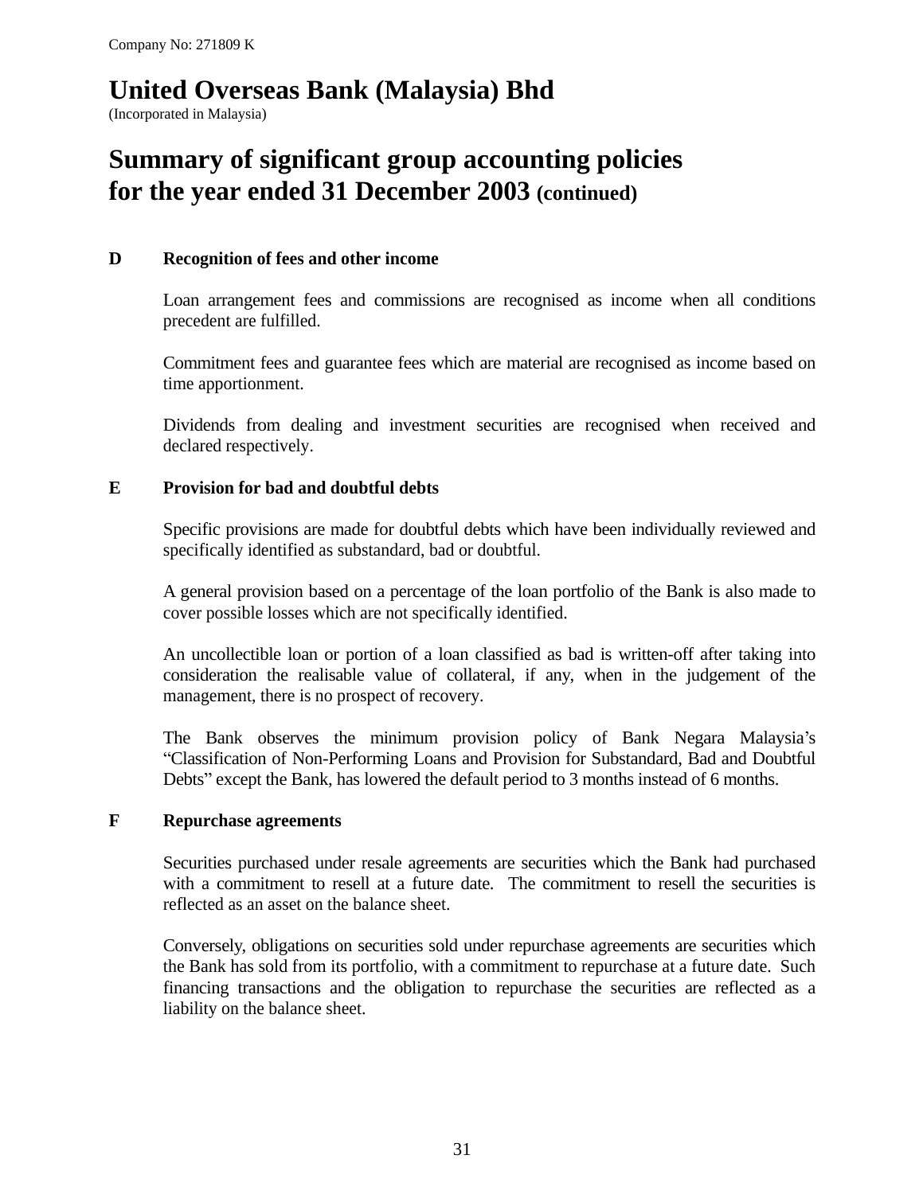Company No: 271809 K

# United Overseas Bank (Malaysia) Bhd

(Incorporated in Malaysia)

# Summary of significant group accounting policies for the year ended 31 December 2003 (continued)

## D Recognition of fees and other income

Loan arrangement fees and commissions are recognised as income when all conditions precedent are fulfilled.

Commitment fees and guarantee fees which are material are recognised as income based on time apportionment.

Dividends from dealing and investment securities are recognised when received and declared respectively.

## E Provision for bad and doubtful debts

Specific provisions are made for doubtful debts which have been individually reviewed and specifically identified as substandard, bad or doubtful.

A general provision based on a percentage of the loan portfolio of the Bank is also made to cover possible losses which are not specifically identified.

An uncollectible loan or portion of a loan classified as bad is written-off after taking into consideration the realisable value of collateral, if any, when in the judgement of the management, there is no prospect of recovery.

The Bank observes the minimum provision policy of Bank Negara Malaysia's "Classification of Non-Performing Loans and Provision for Substandard, Bad and Doubtful Debts" except the Bank, has lowered the default period to 3 months instead of 6 months.

## F Repurchase agreements

Securities purchased under resale agreements are securities which the Bank had purchased with a commitment to resell at a future date. The commitment to resell the securities is reflected as an asset on the balance sheet.

Conversely, obligations on securities sold under repurchase agreements are securities which the Bank has sold from its portfolio, with a commitment to repurchase at a future date. Such financing transactions and the obligation to repurchase the securities are reflected as a liability on the balance sheet.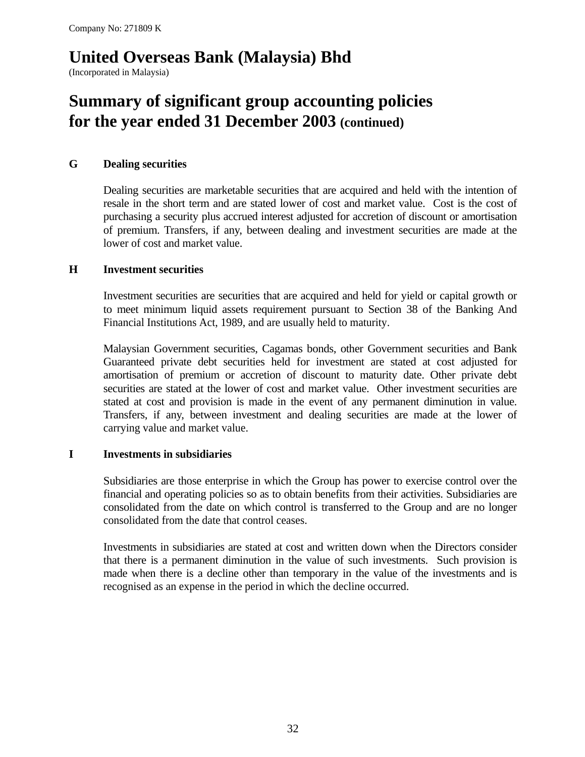Company No: 271809 K

# United Overseas Bank (Malaysia) Bhd

(Incorporated in Malaysia)

# Summary of significant group accounting policies for the year ended 31 December 2003 (continued)

## G Dealing securities

Dealing securities are marketable securities that are acquired and held with the intention of resale in the short term and are stated lower of cost and market value. Cost is the cost of purchasing a security plus accrued interest adjusted for accretion of discount or amortisation of premium. Transfers, if any, between dealing and investment securities are made at the lower of cost and market value.

## H Investment securities

Investment securities are securities that are acquired and held for yield or capital growth or to meet minimum liquid assets requirement pursuant to Section 38 of the Banking And Financial Institutions Act, 1989, and are usually held to maturity.

Malaysian Government securities, Cagamas bonds, other Government securities and Bank Guaranteed private debt securities held for investment are stated at cost adjusted for amortisation of premium or accretion of discount to maturity date. Other private debt securities are stated at the lower of cost and market value. Other investment securities are stated at cost and provision is made in the event of any permanent diminution in value. Transfers, if any, between investment and dealing securities are made at the lower of carrying value and market value.

## I Investments in subsidiaries

Subsidiaries are those enterprise in which the Group has power to exercise control over the financial and operating policies so as to obtain benefits from their activities. Subsidiaries are consolidated from the date on which control is transferred to the Group and are no longer consolidated from the date that control ceases.

Investments in subsidiaries are stated at cost and written down when the Directors consider that there is a permanent diminution in the value of such investments. Such provision is made when there is a decline other than temporary in the value of the investments and is recognised as an expense in the period in which the decline occurred.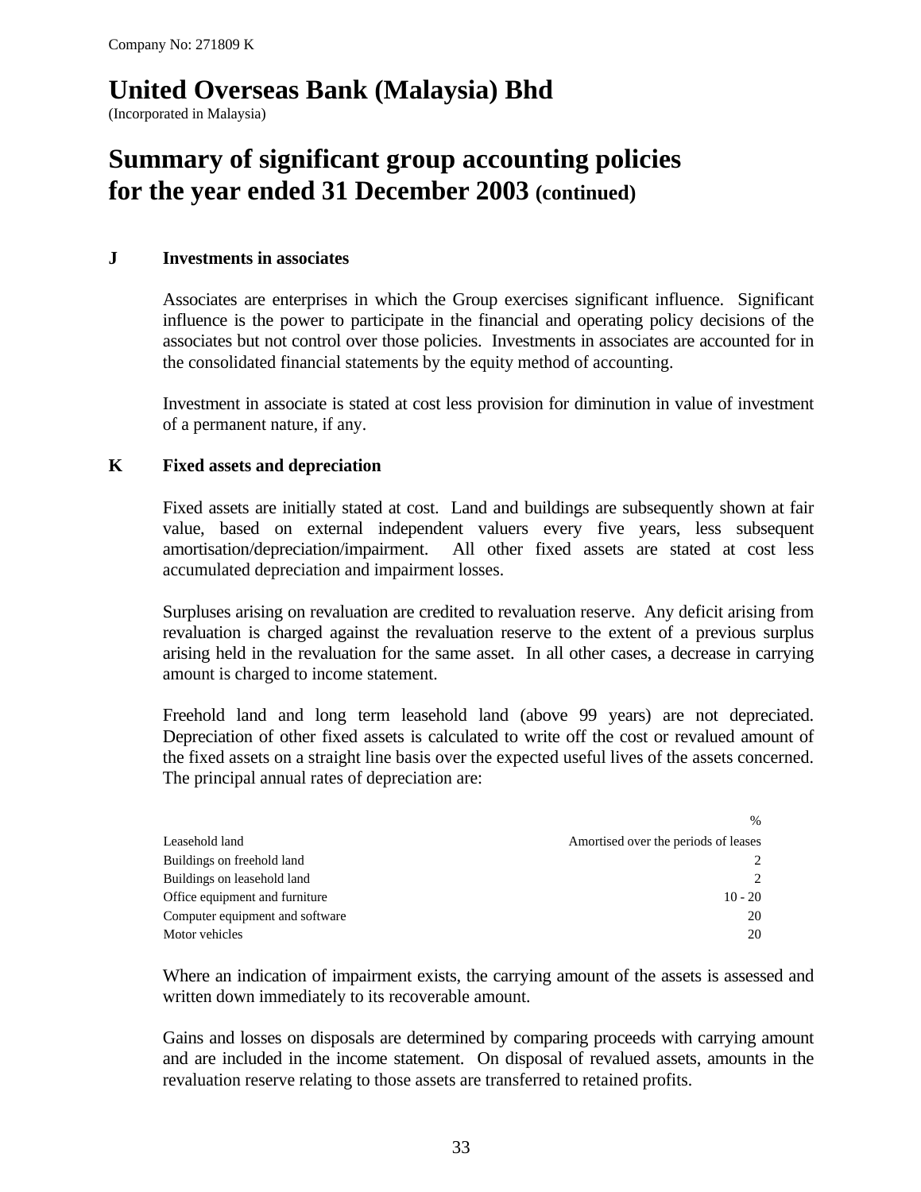Company No: 271809 K

# United Overseas Bank (Malaysia) Bhd

(Incorporated in Malaysia)

# Summary of significant group accounting policies for the year ended 31 December 2003 (continued)

### J Investments in associates

Associates are enterprises in which the Group exercises significant influence. Significant influence is the power to participate in the financial and operating policy decisions of the associates but not control over those policies. Investments in associates are accounted for in the consolidated financial statements by the equity method of accounting.

Investment in associate is stated at cost less provision for diminution in value of investment of a permanent nature, if any.

### K Fixed assets and depreciation

Fixed assets are initially stated at cost. Land and buildings are subsequently shown at fair value, based on external independent valuers every five years, less subsequent amortisation/depreciation/impairment. All other fixed assets are stated at cost less accumulated depreciation and impairment losses.

Surpluses arising on revaluation are credited to revaluation reserve. Any deficit arising from revaluation is charged against the revaluation reserve to the extent of a previous surplus arising held in the revaluation for the same asset. In all other cases, a decrease in carrying amount is charged to income statement.

Freehold land and long term leasehold land (above 99 years) are not depreciated. Depreciation of other fixed assets is calculated to write off the cost or revalued amount of the fixed assets on a straight line basis over the expected useful lives of the assets concerned. The principal annual rates of depreciation are:

| | % |
|---|---|
| Leasehold land | Amortised over the periods of leases |
| Buildings on freehold land | 2 |
| Buildings on leasehold land | 2 |
| Office equipment and furniture | 10 - 20 |
| Computer equipment and software | 20 |
| Motor vehicles | 20 |

Where an indication of impairment exists, the carrying amount of the assets is assessed and written down immediately to its recoverable amount.

Gains and losses on disposals are determined by comparing proceeds with carrying amount and are included in the income statement. On disposal of revalued assets, amounts in the revaluation reserve relating to those assets are transferred to retained profits.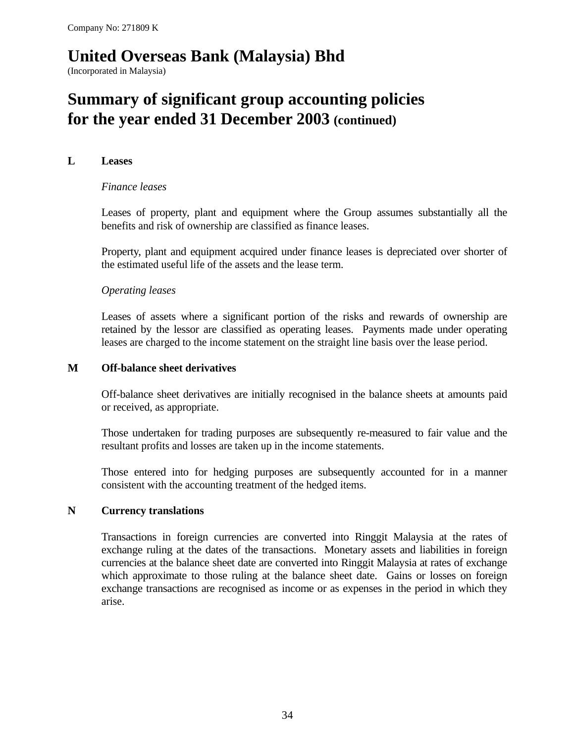Company No: 271809 K

# United Overseas Bank (Malaysia) Bhd

(Incorporated in Malaysia)

## Summary of significant group accounting policies for the year ended 31 December 2003 (continued)

### L Leases

*Finance leases*

Leases of property, plant and equipment where the Group assumes substantially all the benefits and risk of ownership are classified as finance leases.

Property, plant and equipment acquired under finance leases is depreciated over shorter of the estimated useful life of the assets and the lease term.

*Operating leases*

Leases of assets where a significant portion of the risks and rewards of ownership are retained by the lessor are classified as operating leases. Payments made under operating leases are charged to the income statement on the straight line basis over the lease period.

### M Off-balance sheet derivatives

Off-balance sheet derivatives are initially recognised in the balance sheets at amounts paid or received, as appropriate.

Those undertaken for trading purposes are subsequently re-measured to fair value and the resultant profits and losses are taken up in the income statements.

Those entered into for hedging purposes are subsequently accounted for in a manner consistent with the accounting treatment of the hedged items.

### N Currency translations

Transactions in foreign currencies are converted into Ringgit Malaysia at the rates of exchange ruling at the dates of the transactions. Monetary assets and liabilities in foreign currencies at the balance sheet date are converted into Ringgit Malaysia at rates of exchange which approximate to those ruling at the balance sheet date. Gains or losses on foreign exchange transactions are recognised as income or as expenses in the period in which they arise.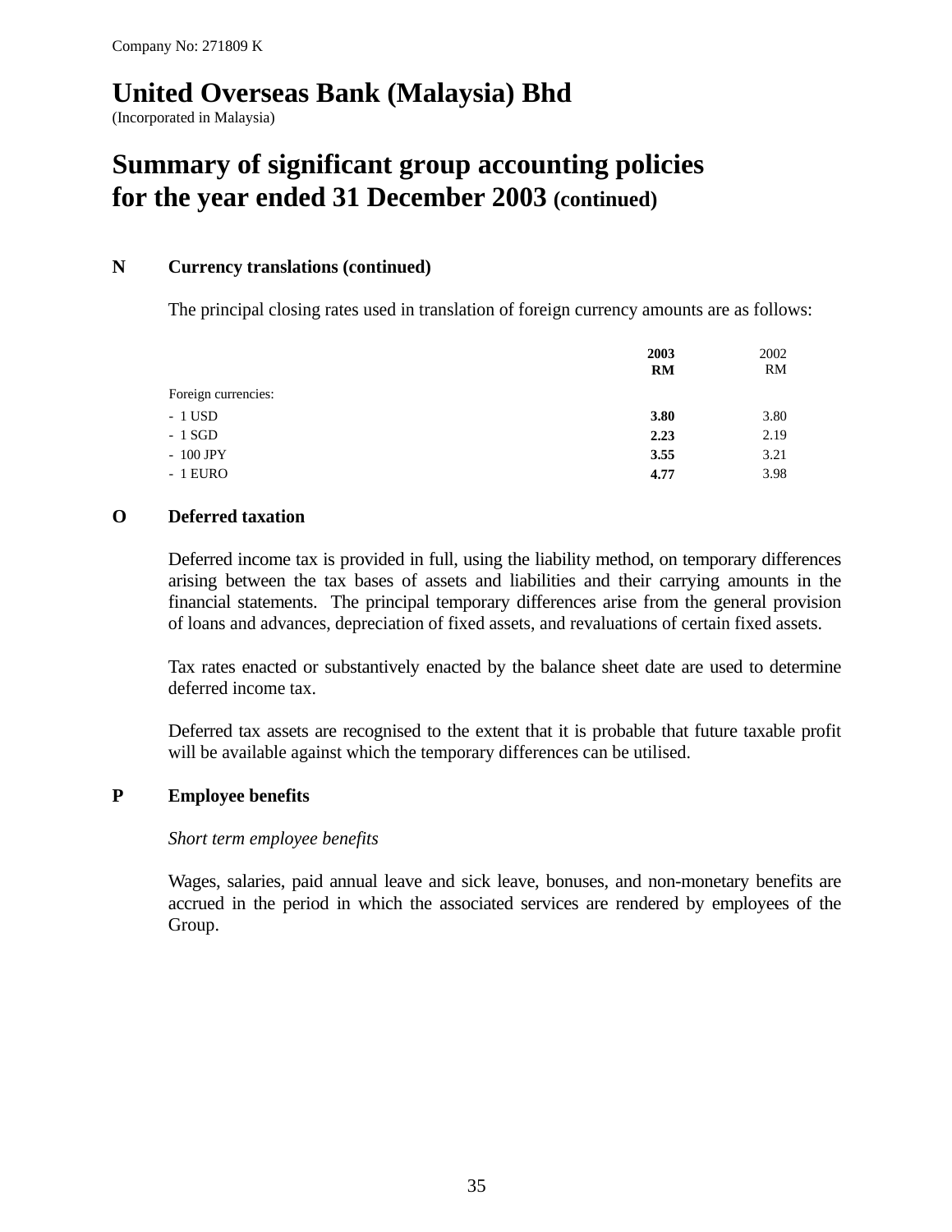Company No: 271809 K

# United Overseas Bank (Malaysia) Bhd

(Incorporated in Malaysia)

## Summary of significant group accounting policies for the year ended 31 December 2003 (continued)

### N Currency translations (continued)

The principal closing rates used in translation of foreign currency amounts are as follows:

| | **2003 RM** | 2002 RM |
|---|---|---|
| Foreign currencies: | | |
| - 1 USD | **3.80** | 3.80 |
| - 1 SGD | **2.23** | 2.19 |
| - 100 JPY | **3.55** | 3.21 |
| - 1 EURO | **4.77** | 3.98 |

### O Deferred taxation

Deferred income tax is provided in full, using the liability method, on temporary differences arising between the tax bases of assets and liabilities and their carrying amounts in the financial statements. The principal temporary differences arise from the general provision of loans and advances, depreciation of fixed assets, and revaluations of certain fixed assets.

Tax rates enacted or substantively enacted by the balance sheet date are used to determine deferred income tax.

Deferred tax assets are recognised to the extent that it is probable that future taxable profit will be available against which the temporary differences can be utilised.

### P Employee benefits

*Short term employee benefits*

Wages, salaries, paid annual leave and sick leave, bonuses, and non-monetary benefits are accrued in the period in which the associated services are rendered by employees of the Group.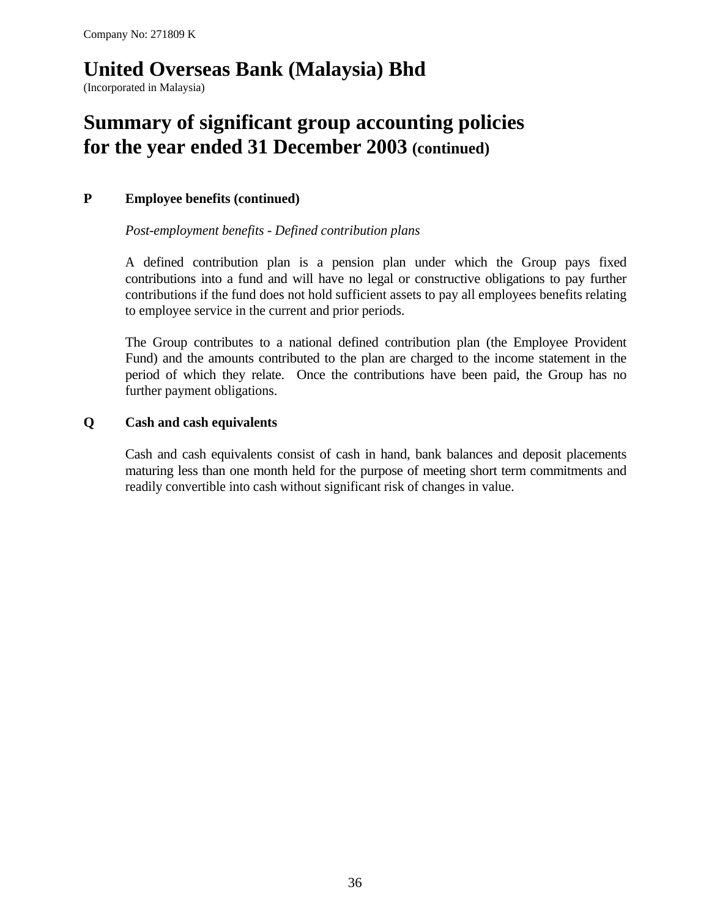Company No: 271809 K

# United Overseas Bank (Malaysia) Bhd

(Incorporated in Malaysia)

# Summary of significant group accounting policies for the year ended 31 December 2003 (continued)

## P Employee benefits (continued)

*Post-employment benefits - Defined contribution plans*

A defined contribution plan is a pension plan under which the Group pays fixed contributions into a fund and will have no legal or constructive obligations to pay further contributions if the fund does not hold sufficient assets to pay all employees benefits relating to employee service in the current and prior periods.

The Group contributes to a national defined contribution plan (the Employee Provident Fund) and the amounts contributed to the plan are charged to the income statement in the period of which they relate. Once the contributions have been paid, the Group has no further payment obligations.

## Q Cash and cash equivalents

Cash and cash equivalents consist of cash in hand, bank balances and deposit placements maturing less than one month held for the purpose of meeting short term commitments and readily convertible into cash without significant risk of changes in value.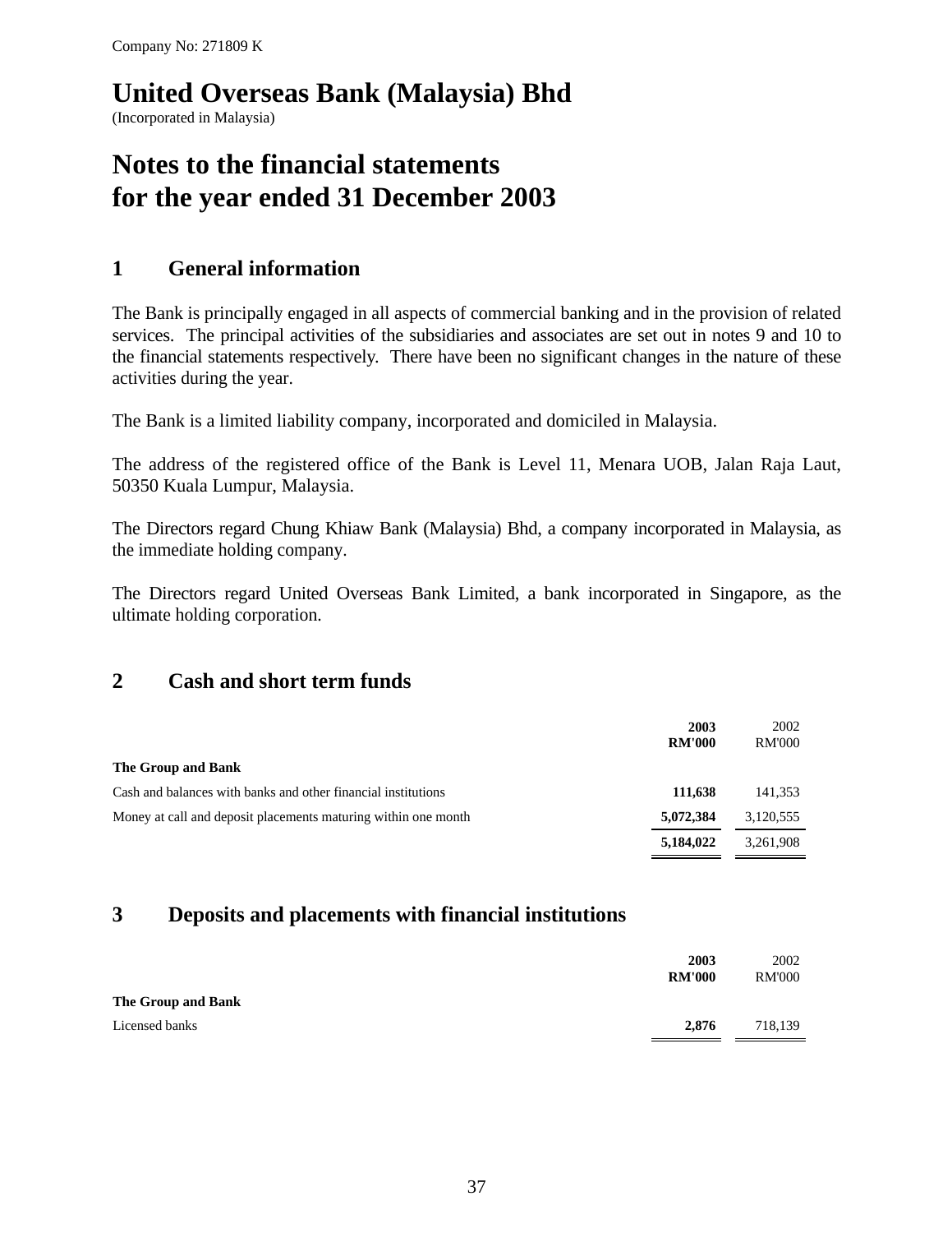Company No: 271809 K

# United Overseas Bank (Malaysia) Bhd

(Incorporated in Malaysia)

# Notes to the financial statements for the year ended 31 December 2003

## 1 General information

The Bank is principally engaged in all aspects of commercial banking and in the provision of related services. The principal activities of the subsidiaries and associates are set out in notes 9 and 10 to the financial statements respectively. There have been no significant changes in the nature of these activities during the year.

The Bank is a limited liability company, incorporated and domiciled in Malaysia.

The address of the registered office of the Bank is Level 11, Menara UOB, Jalan Raja Laut, 50350 Kuala Lumpur, Malaysia.

The Directors regard Chung Khiaw Bank (Malaysia) Bhd, a company incorporated in Malaysia, as the immediate holding company.

The Directors regard United Overseas Bank Limited, a bank incorporated in Singapore, as the ultimate holding corporation.

## 2 Cash and short term funds

| | **2003 RM'000** | 2002 RM'000 |
|---|---|---|
| **The Group and Bank** | | |
| Cash and balances with banks and other financial institutions | **111,638** | 141,353 |
| Money at call and deposit placements maturing within one month | **5,072,384** | 3,120,555 |
| | **5,184,022** | 3,261,908 |

## 3 Deposits and placements with financial institutions

| | **2003 RM'000** | 2002 RM'000 |
|---|---|---|
| **The Group and Bank** | | |
| Licensed banks | **2,876** | 718,139 |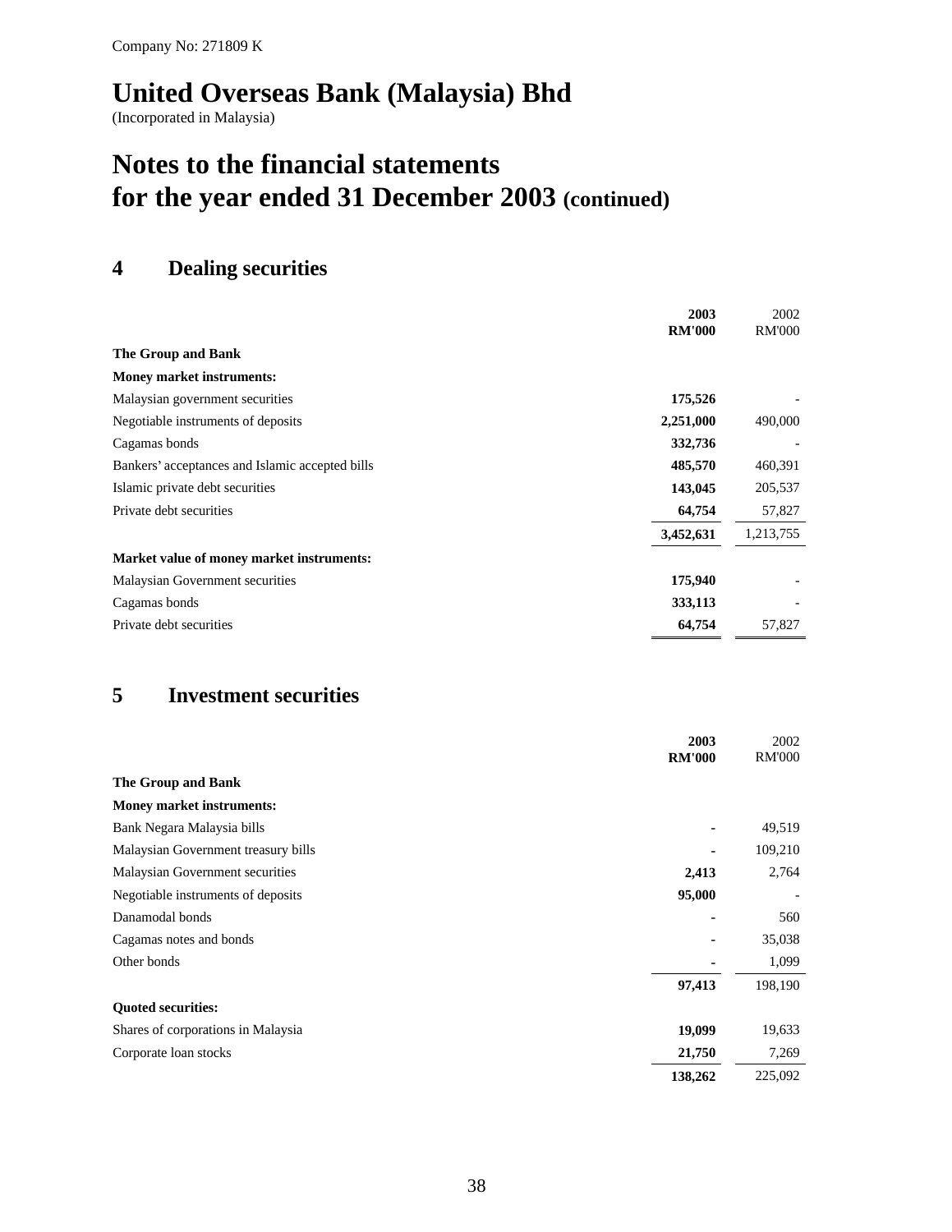Company No: 271809 K

# United Overseas Bank (Malaysia) Bhd

(Incorporated in Malaysia)

# Notes to the financial statements for the year ended 31 December 2003 (continued)

## 4 Dealing securities

| | **2003 RM'000** | 2002 RM'000 |
|---|---|---|
| **The Group and Bank** | | |
| **Money market instruments:** | | |
| Malaysian government securities | **175,526** | - |
| Negotiable instruments of deposits | **2,251,000** | 490,000 |
| Cagamas bonds | **332,736** | - |
| Bankers' acceptances and Islamic accepted bills | **485,570** | 460,391 |
| Islamic private debt securities | **143,045** | 205,537 |
| Private debt securities | **64,754** | 57,827 |
| | **3,452,631** | 1,213,755 |
| **Market value of money market instruments:** | | |
| Malaysian Government securities | **175,940** | - |
| Cagamas bonds | **333,113** | - |
| Private debt securities | **64,754** | 57,827 |

## 5 Investment securities

| | **2003 RM'000** | 2002 RM'000 |
|---|---|---|
| **The Group and Bank** | | |
| **Money market instruments:** | | |
| Bank Negara Malaysia bills | **-** | 49,519 |
| Malaysian Government treasury bills | **-** | 109,210 |
| Malaysian Government securities | **2,413** | 2,764 |
| Negotiable instruments of deposits | **95,000** | - |
| Danamodal bonds | **-** | 560 |
| Cagamas notes and bonds | **-** | 35,038 |
| Other bonds | **-** | 1,099 |
| | **97,413** | 198,190 |
| **Quoted securities:** | | |
| Shares of corporations in Malaysia | **19,099** | 19,633 |
| Corporate loan stocks | **21,750** | 7,269 |
| | **138,262** | 225,092 |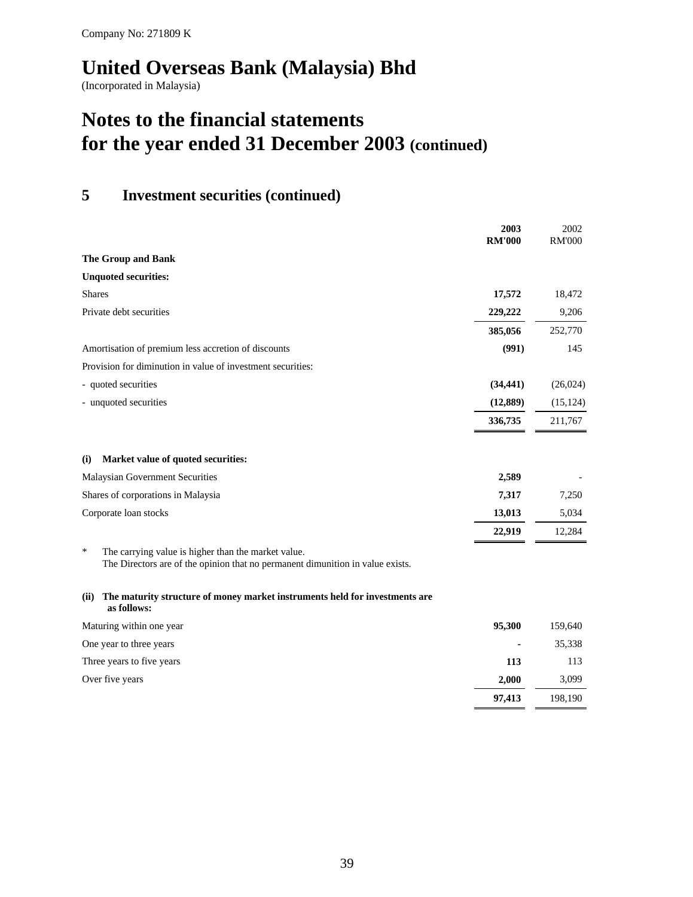Company No: 271809 K

# United Overseas Bank (Malaysia) Bhd

(Incorporated in Malaysia)

# Notes to the financial statements for the year ended 31 December 2003 (continued)

## 5 Investment securities (continued)

| | **2003 RM'000** | 2002 RM'000 |
|---|---|---|
| **The Group and Bank** | | |
| **Unquoted securities:** | | |
| Shares | **17,572** | 18,472 |
| Private debt securities | **229,222** | 9,206 |
| | **385,056** | 252,770 |
| Amortisation of premium less accretion of discounts | **(991)** | 145 |
| Provision for diminution in value of investment securities: | | |
| - quoted securities | **(34,441)** | (26,024) |
| - unquoted securities | **(12,889)** | (15,124) |
| | **336,735** | 211,767 |

**(i) Market value of quoted securities:**

| | **2003 RM'000** | 2002 RM'000 |
|---|---|---|
| Malaysian Government Securities | **2,589** | - |
| Shares of corporations in Malaysia | **7,317** | 7,250 |
| Corporate loan stocks | **13,013** | 5,034 |
| | **22,919** | 12,284 |

\* The carrying value is higher than the market value.
The Directors are of the opinion that no permanent dimunition in value exists.

**(ii) The maturity structure of money market instruments held for investments are as follows:**

| | **2003 RM'000** | 2002 RM'000 |
|---|---|---|
| Maturing within one year | **95,300** | 159,640 |
| One year to three years | **-** | 35,338 |
| Three years to five years | **113** | 113 |
| Over five years | **2,000** | 3,099 |
| | **97,413** | 198,190 |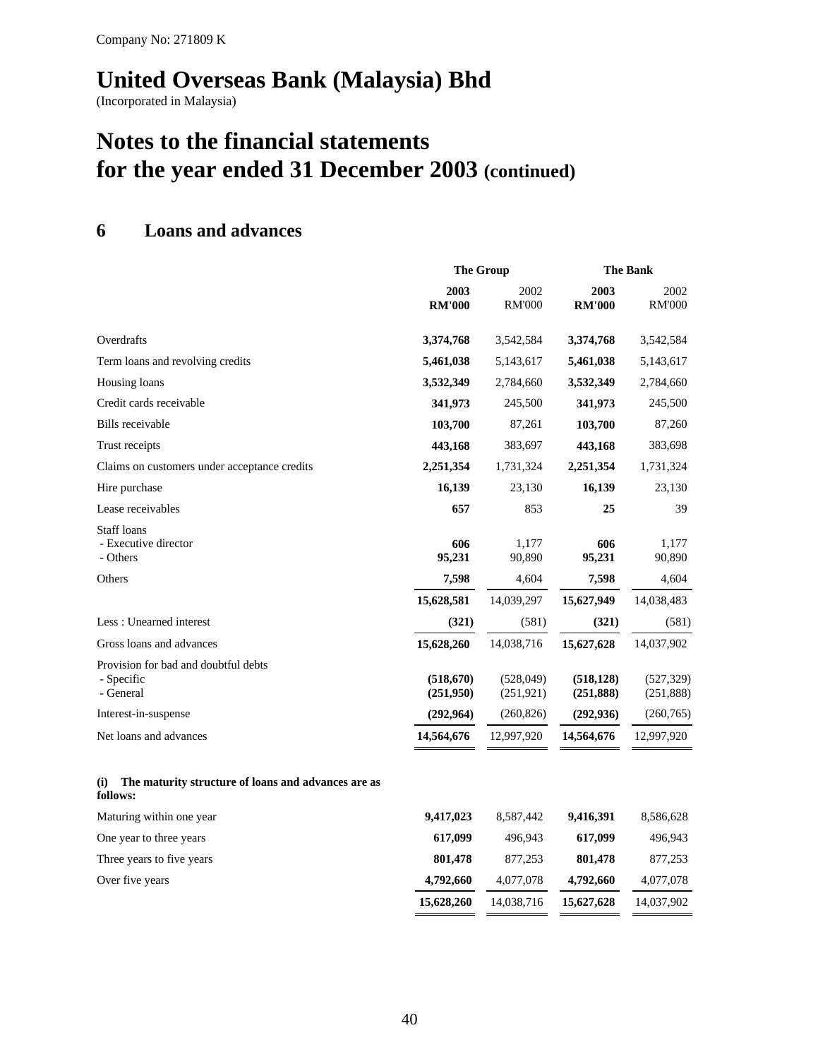Company No: 271809 K

# United Overseas Bank (Malaysia) Bhd

(Incorporated in Malaysia)

# Notes to the financial statements for the year ended 31 December 2003 (continued)

## 6 Loans and advances

| | The Group | | The Bank | |
|---|---|---|---|---|
| | **2003** **RM'000** | 2002 RM'000 | **2003** **RM'000** | 2002 RM'000 |
| Overdrafts | **3,374,768** | 3,542,584 | **3,374,768** | 3,542,584 |
| Term loans and revolving credits | **5,461,038** | 5,143,617 | **5,461,038** | 5,143,617 |
| Housing loans | **3,532,349** | 2,784,660 | **3,532,349** | 2,784,660 |
| Credit cards receivable | **341,973** | 245,500 | **341,973** | 245,500 |
| Bills receivable | **103,700** | 87,261 | **103,700** | 87,260 |
| Trust receipts | **443,168** | 383,697 | **443,168** | 383,698 |
| Claims on customers under acceptance credits | **2,251,354** | 1,731,324 | **2,251,354** | 1,731,324 |
| Hire purchase | **16,139** | 23,130 | **16,139** | 23,130 |
| Lease receivables | **657** | 853 | **25** | 39 |
| Staff loans | | | | |
| - Executive director | **606** | 1,177 | **606** | 1,177 |
| - Others | **95,231** | 90,890 | **95,231** | 90,890 |
| Others | **7,598** | 4,604 | **7,598** | 4,604 |
| | **15,628,581** | 14,039,297 | **15,627,949** | 14,038,483 |
| Less : Unearned interest | **(321)** | (581) | **(321)** | (581) |
| Gross loans and advances | **15,628,260** | 14,038,716 | **15,627,628** | 14,037,902 |
| Provision for bad and doubtful debts | | | | |
| - Specific | **(518,670)** | (528,049) | **(518,128)** | (527,329) |
| - General | **(251,950)** | (251,921) | **(251,888)** | (251,888) |
| Interest-in-suspense | **(292,964)** | (260,826) | **(292,936)** | (260,765) |
| Net loans and advances | **14,564,676** | 12,997,920 | **14,564,676** | 12,997,920 |

**(i) The maturity structure of loans and advances are as follows:**

| | The Group | | The Bank | |
|---|---|---|---|---|
| | **2003** **RM'000** | 2002 RM'000 | **2003** **RM'000** | 2002 RM'000 |
| Maturing within one year | **9,417,023** | 8,587,442 | **9,416,391** | 8,586,628 |
| One year to three years | **617,099** | 496,943 | **617,099** | 496,943 |
| Three years to five years | **801,478** | 877,253 | **801,478** | 877,253 |
| Over five years | **4,792,660** | 4,077,078 | **4,792,660** | 4,077,078 |
| | **15,628,260** | 14,038,716 | **15,627,628** | 14,037,902 |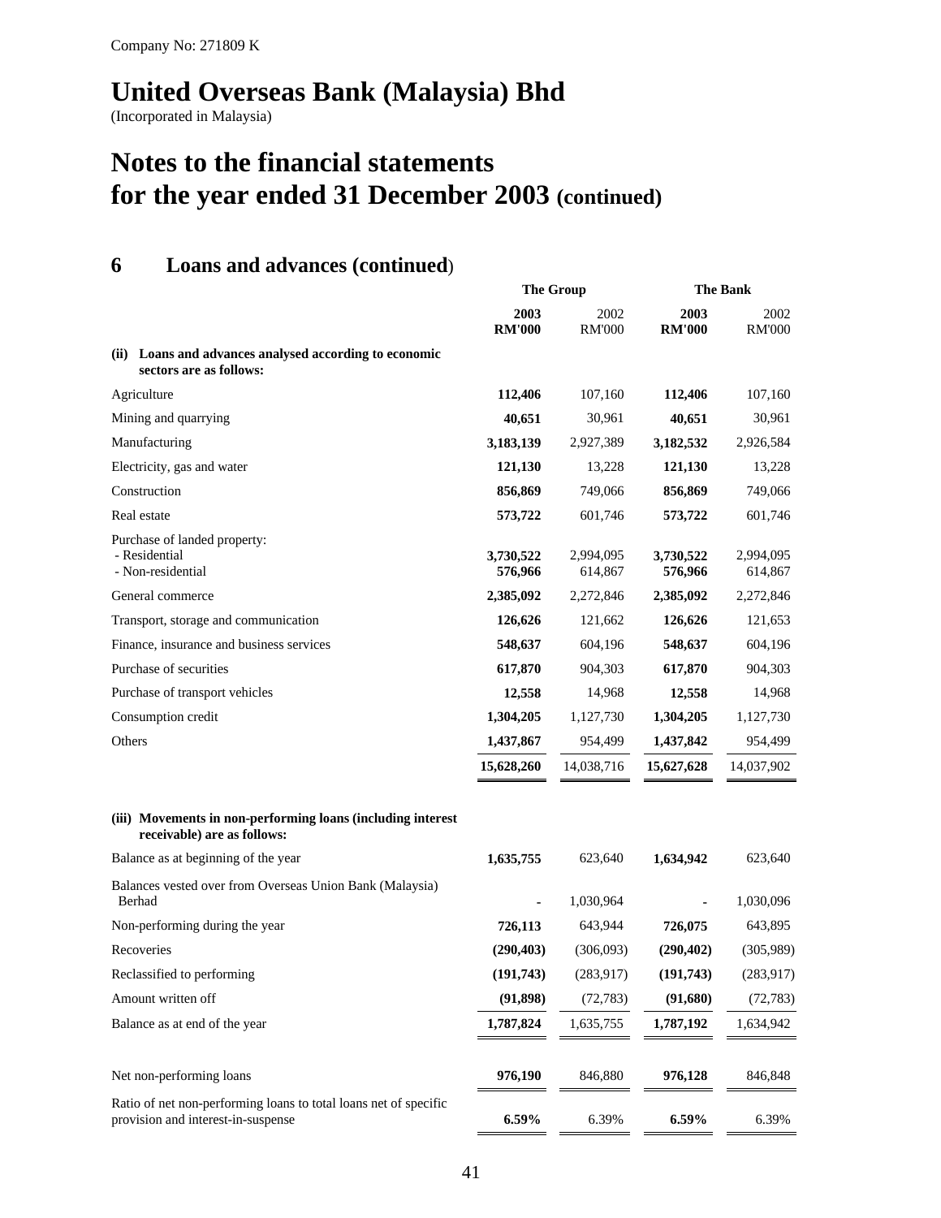Company No: 271809 K

# United Overseas Bank (Malaysia) Bhd

(Incorporated in Malaysia)

# Notes to the financial statements for the year ended 31 December 2003 (continued)

## 6 Loans and advances (continued)

| | The Group | | The Bank | |
|---|---|---|---|---|
| | **2003 RM'000** | 2002 RM'000 | **2003 RM'000** | 2002 RM'000 |
| **(ii) Loans and advances analysed according to economic sectors are as follows:** | | | | |
| Agriculture | **112,406** | 107,160 | **112,406** | 107,160 |
| Mining and quarrying | **40,651** | 30,961 | **40,651** | 30,961 |
| Manufacturing | **3,183,139** | 2,927,389 | **3,182,532** | 2,926,584 |
| Electricity, gas and water | **121,130** | 13,228 | **121,130** | 13,228 |
| Construction | **856,869** | 749,066 | **856,869** | 749,066 |
| Real estate | **573,722** | 601,746 | **573,722** | 601,746 |
| Purchase of landed property: | | | | |
| - Residential | **3,730,522** | 2,994,095 | **3,730,522** | 2,994,095 |
| - Non-residential | **576,966** | 614,867 | **576,966** | 614,867 |
| General commerce | **2,385,092** | 2,272,846 | **2,385,092** | 2,272,846 |
| Transport, storage and communication | **126,626** | 121,662 | **126,626** | 121,653 |
| Finance, insurance and business services | **548,637** | 604,196 | **548,637** | 604,196 |
| Purchase of securities | **617,870** | 904,303 | **617,870** | 904,303 |
| Purchase of transport vehicles | **12,558** | 14,968 | **12,558** | 14,968 |
| Consumption credit | **1,304,205** | 1,127,730 | **1,304,205** | 1,127,730 |
| Others | **1,437,867** | 954,499 | **1,437,842** | 954,499 |
| | **15,628,260** | 14,038,716 | **15,627,628** | 14,037,902 |

| | The Group | | The Bank | |
|---|---|---|---|---|
| | **2003 RM'000** | 2002 RM'000 | **2003 RM'000** | 2002 RM'000 |
| **(iii) Movements in non-performing loans (including interest receivable) are as follows:** | | | | |
| Balance as at beginning of the year | **1,635,755** | 623,640 | **1,634,942** | 623,640 |
| Balances vested over from Overseas Union Bank (Malaysia) Berhad | **-** | 1,030,964 | **-** | 1,030,096 |
| Non-performing during the year | **726,113** | 643,944 | **726,075** | 643,895 |
| Recoveries | **(290,403)** | (306,093) | **(290,402)** | (305,989) |
| Reclassified to performing | **(191,743)** | (283,917) | **(191,743)** | (283,917) |
| Amount written off | **(91,898)** | (72,783) | **(91,680)** | (72,783) |
| Balance as at end of the year | **1,787,824** | 1,635,755 | **1,787,192** | 1,634,942 |
| Net non-performing loans | **976,190** | 846,880 | **976,128** | 846,848 |
| Ratio of net non-performing loans to total loans net of specific provision and interest-in-suspense | **6.59%** | 6.39% | **6.59%** | 6.39% |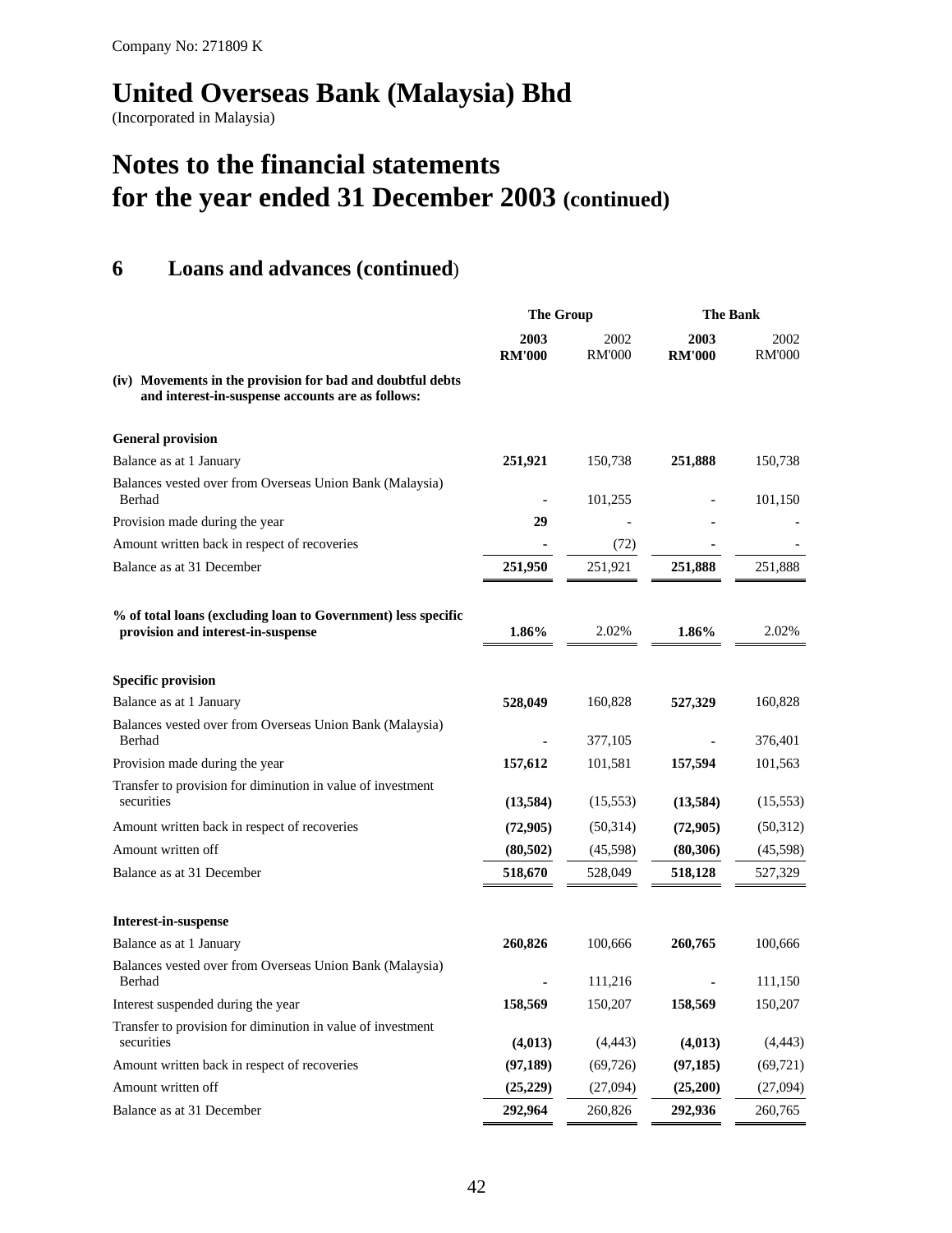Company No: 271809 K

# United Overseas Bank (Malaysia) Bhd

(Incorporated in Malaysia)

# Notes to the financial statements for the year ended 31 December 2003 (continued)

## 6 Loans and advances (continued)

| | The Group | | The Bank | |
|---|---|---|---|---|
| | **2003 RM'000** | 2002 RM'000 | **2003 RM'000** | 2002 RM'000 |
| **(iv) Movements in the provision for bad and doubtful debts and interest-in-suspense accounts are as follows:** | | | | |
| **General provision** | | | | |
| Balance as at 1 January | **251,921** | 150,738 | **251,888** | 150,738 |
| Balances vested over from Overseas Union Bank (Malaysia) Berhad | **-** | 101,255 | **-** | 101,150 |
| Provision made during the year | **29** | - | **-** | - |
| Amount written back in respect of recoveries | **-** | (72) | **-** | - |
| Balance as at 31 December | **251,950** | 251,921 | **251,888** | 251,888 |
| **% of total loans (excluding loan to Government) less specific provision and interest-in-suspense** | **1.86%** | 2.02% | **1.86%** | 2.02% |
| **Specific provision** | | | | |
| Balance as at 1 January | **528,049** | 160,828 | **527,329** | 160,828 |
| Balances vested over from Overseas Union Bank (Malaysia) Berhad | **-** | 377,105 | **-** | 376,401 |
| Provision made during the year | **157,612** | 101,581 | **157,594** | 101,563 |
| Transfer to provision for diminution in value of investment securities | **(13,584)** | (15,553) | **(13,584)** | (15,553) |
| Amount written back in respect of recoveries | **(72,905)** | (50,314) | **(72,905)** | (50,312) |
| Amount written off | **(80,502)** | (45,598) | **(80,306)** | (45,598) |
| Balance as at 31 December | **518,670** | 528,049 | **518,128** | 527,329 |
| **Interest-in-suspense** | | | | |
| Balance as at 1 January | **260,826** | 100,666 | **260,765** | 100,666 |
| Balances vested over from Overseas Union Bank (Malaysia) Berhad | **-** | 111,216 | **-** | 111,150 |
| Interest suspended during the year | **158,569** | 150,207 | **158,569** | 150,207 |
| Transfer to provision for diminution in value of investment securities | **(4,013)** | (4,443) | **(4,013)** | (4,443) |
| Amount written back in respect of recoveries | **(97,189)** | (69,726) | **(97,185)** | (69,721) |
| Amount written off | **(25,229)** | (27,094) | **(25,200)** | (27,094) |
| Balance as at 31 December | **292,964** | 260,826 | **292,936** | 260,765 |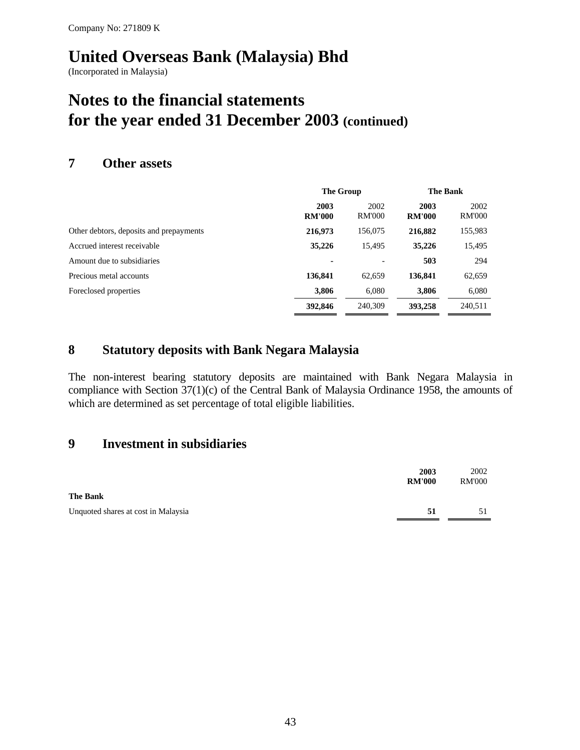Company No: 271809 K

# United Overseas Bank (Malaysia) Bhd

(Incorporated in Malaysia)

# Notes to the financial statements for the year ended 31 December 2003 (continued)

## 7 Other assets

| | The Group | | The Bank | |
|---|---|---|---|---|
| | **2003 RM'000** | 2002 RM'000 | **2003 RM'000** | 2002 RM'000 |
| Other debtors, deposits and prepayments | **216,973** | 156,075 | **216,882** | 155,983 |
| Accrued interest receivable | **35,226** | 15,495 | **35,226** | 15,495 |
| Amount due to subsidiaries | **-** | - | **503** | 294 |
| Precious metal accounts | **136,841** | 62,659 | **136,841** | 62,659 |
| Foreclosed properties | **3,806** | 6,080 | **3,806** | 6,080 |
| | **392,846** | 240,309 | **393,258** | 240,511 |

## 8 Statutory deposits with Bank Negara Malaysia

The non-interest bearing statutory deposits are maintained with Bank Negara Malaysia in compliance with Section 37(1)(c) of the Central Bank of Malaysia Ordinance 1958, the amounts of which are determined as set percentage of total eligible liabilities.

## 9 Investment in subsidiaries

| | **2003 RM'000** | 2002 RM'000 |
|---|---|---|
| **The Bank** | | |
| Unquoted shares at cost in Malaysia | **51** | 51 |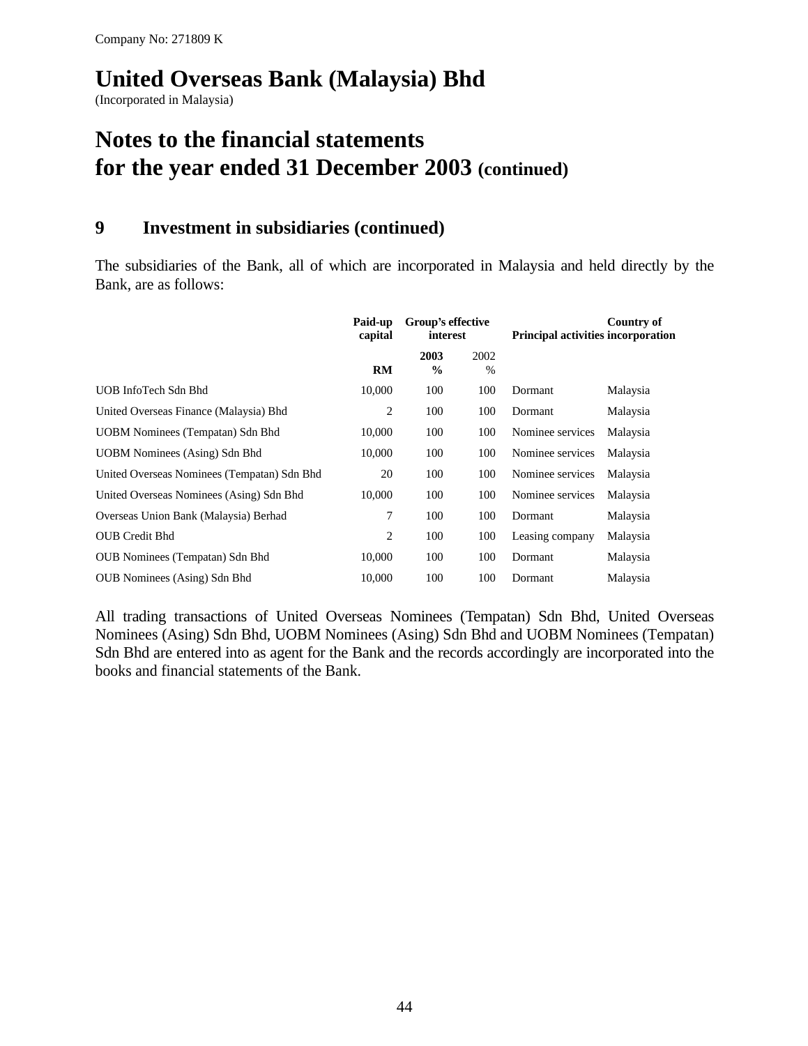Company No: 271809 K

# United Overseas Bank (Malaysia) Bhd

(Incorporated in Malaysia)

# Notes to the financial statements for the year ended 31 December 2003 (continued)

## 9 Investment in subsidiaries (continued)

The subsidiaries of the Bank, all of which are incorporated in Malaysia and held directly by the Bank, are as follows:

| | Paid-up capital | Group's effective interest | | Principal activities | Country of incorporation |
|---|---|---|---|---|---|
| | | 2003 | 2002 | | |
| | RM | % | % | | |
| UOB InfoTech Sdn Bhd | 10,000 | 100 | 100 | Dormant | Malaysia |
| United Overseas Finance (Malaysia) Bhd | 2 | 100 | 100 | Dormant | Malaysia |
| UOBM Nominees (Tempatan) Sdn Bhd | 10,000 | 100 | 100 | Nominee services | Malaysia |
| UOBM Nominees (Asing) Sdn Bhd | 10,000 | 100 | 100 | Nominee services | Malaysia |
| United Overseas Nominees (Tempatan) Sdn Bhd | 20 | 100 | 100 | Nominee services | Malaysia |
| United Overseas Nominees (Asing) Sdn Bhd | 10,000 | 100 | 100 | Nominee services | Malaysia |
| Overseas Union Bank (Malaysia) Berhad | 7 | 100 | 100 | Dormant | Malaysia |
| OUB Credit Bhd | 2 | 100 | 100 | Leasing company | Malaysia |
| OUB Nominees (Tempatan) Sdn Bhd | 10,000 | 100 | 100 | Dormant | Malaysia |
| OUB Nominees (Asing) Sdn Bhd | 10,000 | 100 | 100 | Dormant | Malaysia |

All trading transactions of United Overseas Nominees (Tempatan) Sdn Bhd, United Overseas Nominees (Asing) Sdn Bhd, UOBM Nominees (Asing) Sdn Bhd and UOBM Nominees (Tempatan) Sdn Bhd are entered into as agent for the Bank and the records accordingly are incorporated into the books and financial statements of the Bank.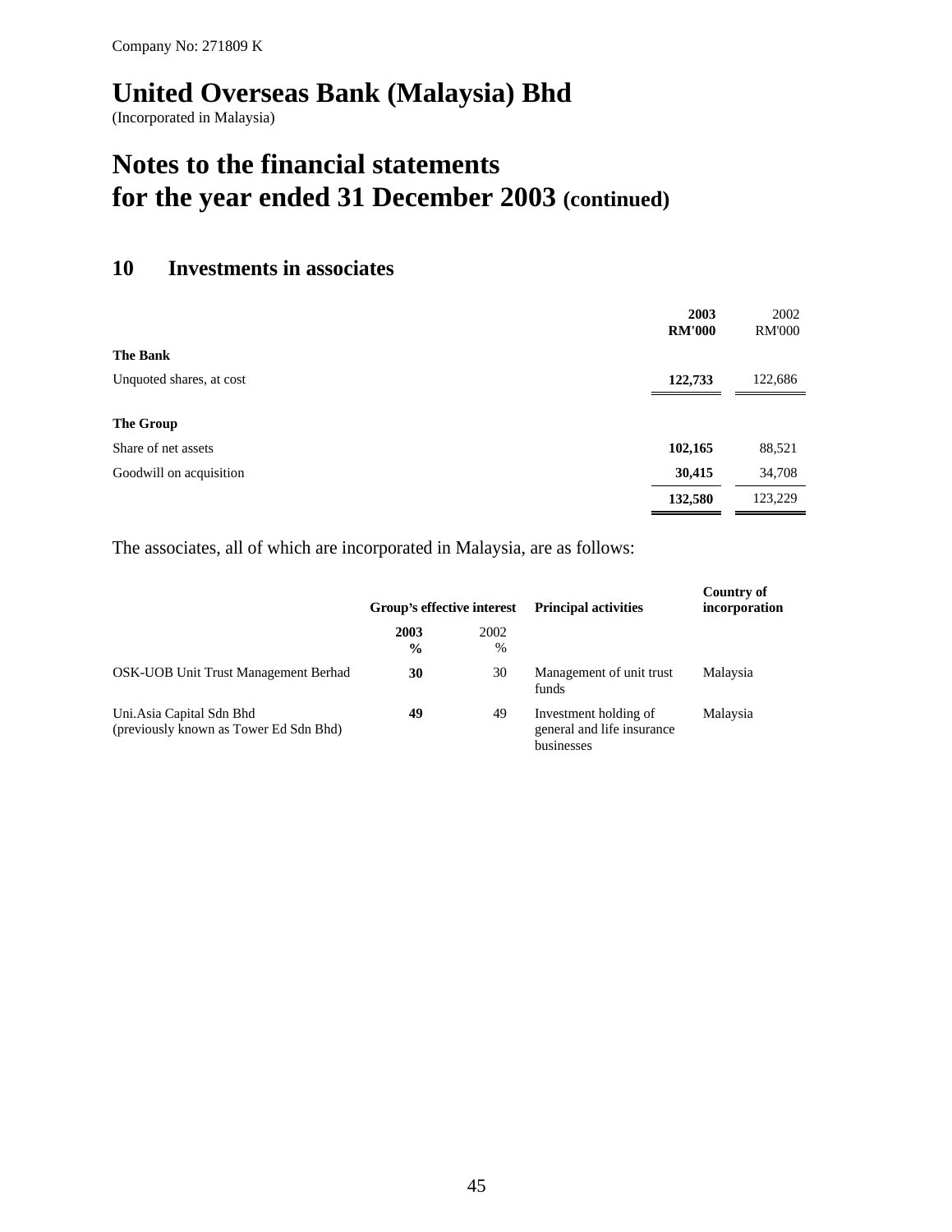Company No: 271809 K

# United Overseas Bank (Malaysia) Bhd

(Incorporated in Malaysia)

# Notes to the financial statements for the year ended 31 December 2003 (continued)

## 10 Investments in associates

| | 2003 RM'000 | 2002 RM'000 |
|---|---|---|
| **The Bank** | | |
| Unquoted shares, at cost | **122,733** | 122,686 |
| **The Group** | | |
| Share of net assets | **102,165** | 88,521 |
| Goodwill on acquisition | **30,415** | 34,708 |
| | **132,580** | 123,229 |

The associates, all of which are incorporated in Malaysia, are as follows:

| | Group's effective interest | | Principal activities | Country of incorporation |
|---|---|---|---|---|
| | **2003 %** | 2002 % | | |
| OSK-UOB Unit Trust Management Berhad | **30** | 30 | Management of unit trust funds | Malaysia |
| Uni.Asia Capital Sdn Bhd (previously known as Tower Ed Sdn Bhd) | **49** | 49 | Investment holding of general and life insurance businesses | Malaysia |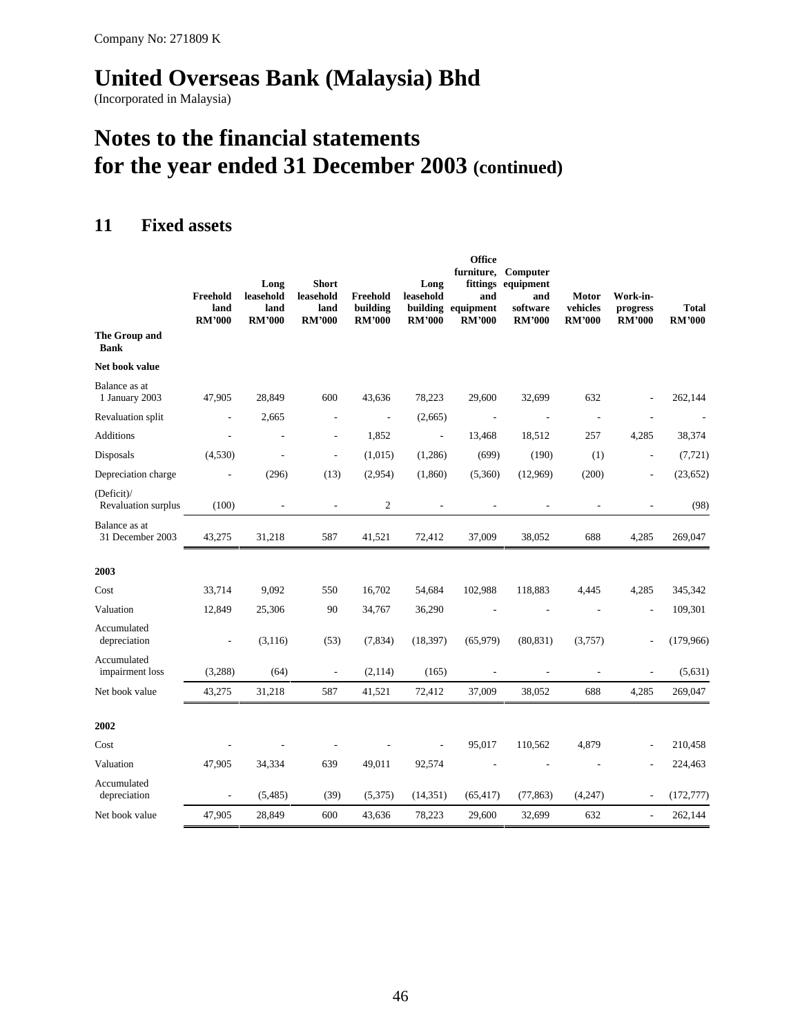Company No: 271809 K

# United Overseas Bank (Malaysia) Bhd

(Incorporated in Malaysia)

# Notes to the financial statements for the year ended 31 December 2003 (continued)

## 11 Fixed assets

| | Freehold land RM'000 | Long leasehold land RM'000 | Short leasehold land RM'000 | Freehold building RM'000 | Long leasehold building RM'000 | Office furniture, fittings and equipment RM'000 | Computer equipment and software RM'000 | Motor vehicles RM'000 | Work-in-progress RM'000 | Total RM'000 |
|---|---|---|---|---|---|---|---|---|---|---|
| **The Group and Bank** | | | | | | | | | | |
| **Net book value** | | | | | | | | | | |
| Balance as at 1 January 2003 | 47,905 | 28,849 | 600 | 43,636 | 78,223 | 29,600 | 32,699 | 632 | - | 262,144 |
| Revaluation split | - | 2,665 | - | - | (2,665) | - | - | - | - | - |
| Additions | - | - | - | 1,852 | - | 13,468 | 18,512 | 257 | 4,285 | 38,374 |
| Disposals | (4,530) | - | - | (1,015) | (1,286) | (699) | (190) | (1) | - | (7,721) |
| Depreciation charge | - | (296) | (13) | (2,954) | (1,860) | (5,360) | (12,969) | (200) | - | (23,652) |
| (Deficit)/ Revaluation surplus | (100) | - | - | 2 | - | - | - | - | - | (98) |
| Balance as at 31 December 2003 | 43,275 | 31,218 | 587 | 41,521 | 72,412 | 37,009 | 38,052 | 688 | 4,285 | 269,047 |
| **2003** | | | | | | | | | | |
| Cost | 33,714 | 9,092 | 550 | 16,702 | 54,684 | 102,988 | 118,883 | 4,445 | 4,285 | 345,342 |
| Valuation | 12,849 | 25,306 | 90 | 34,767 | 36,290 | - | - | - | - | 109,301 |
| Accumulated depreciation | - | (3,116) | (53) | (7,834) | (18,397) | (65,979) | (80,831) | (3,757) | - | (179,966) |
| Accumulated impairment loss | (3,288) | (64) | - | (2,114) | (165) | - | - | - | - | (5,631) |
| Net book value | 43,275 | 31,218 | 587 | 41,521 | 72,412 | 37,009 | 38,052 | 688 | 4,285 | 269,047 |
| **2002** | | | | | | | | | | |
| Cost | - | - | - | - | - | 95,017 | 110,562 | 4,879 | - | 210,458 |
| Valuation | 47,905 | 34,334 | 639 | 49,011 | 92,574 | - | - | - | - | 224,463 |
| Accumulated depreciation | - | (5,485) | (39) | (5,375) | (14,351) | (65,417) | (77,863) | (4,247) | - | (172,777) |
| Net book value | 47,905 | 28,849 | 600 | 43,636 | 78,223 | 29,600 | 32,699 | 632 | - | 262,144 |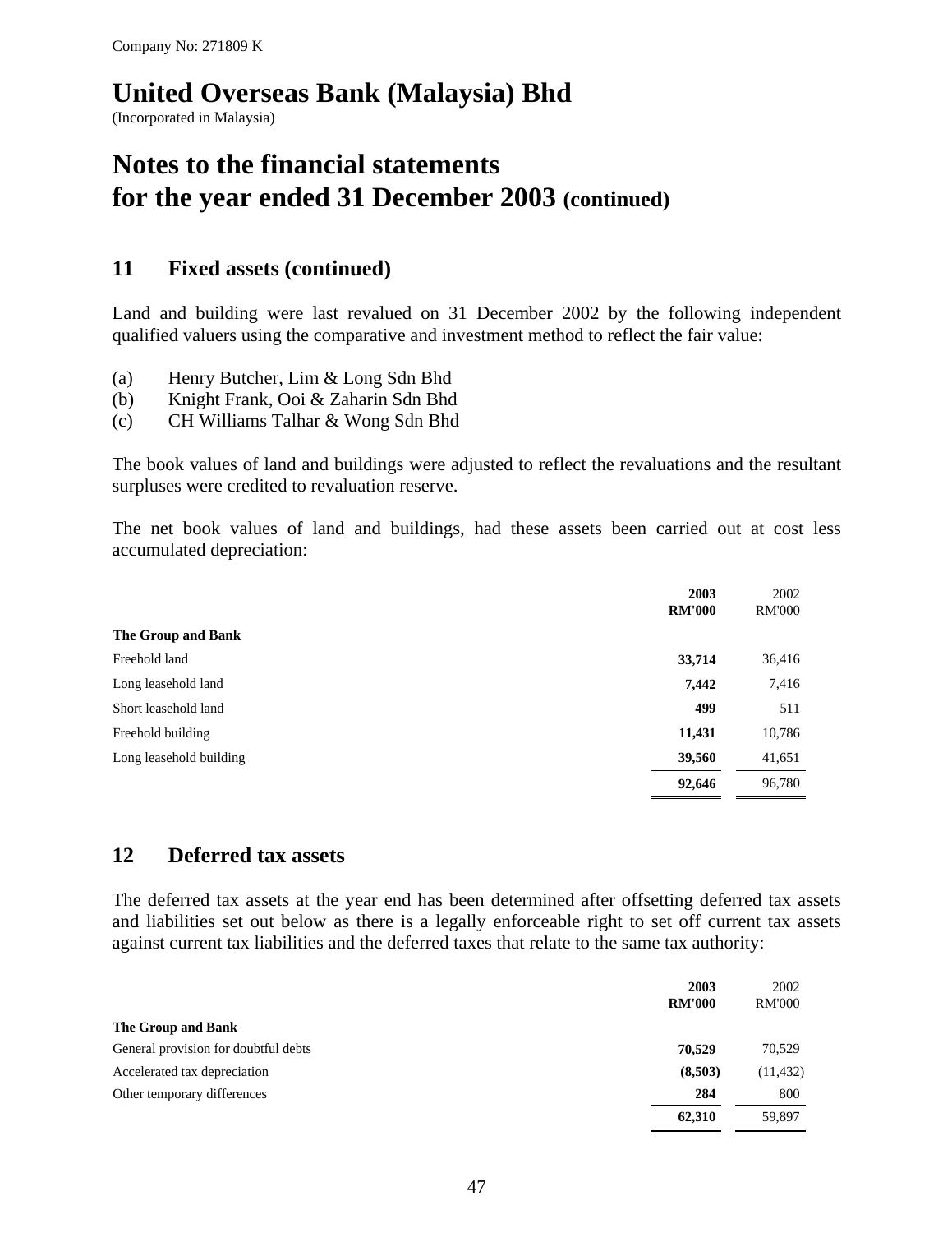Company No: 271809 K

# United Overseas Bank (Malaysia) Bhd

(Incorporated in Malaysia)

# Notes to the financial statements for the year ended 31 December 2003 (continued)

## 11 Fixed assets (continued)

Land and building were last revalued on 31 December 2002 by the following independent qualified valuers using the comparative and investment method to reflect the fair value:

(a) Henry Butcher, Lim & Long Sdn Bhd
(b) Knight Frank, Ooi & Zaharin Sdn Bhd
(c) CH Williams Talhar & Wong Sdn Bhd

The book values of land and buildings were adjusted to reflect the revaluations and the resultant surpluses were credited to revaluation reserve.

The net book values of land and buildings, had these assets been carried out at cost less accumulated depreciation:

| | **2003 RM'000** | 2002 RM'000 |
|---|---|---|
| **The Group and Bank** | | |
| Freehold land | **33,714** | 36,416 |
| Long leasehold land | **7,442** | 7,416 |
| Short leasehold land | **499** | 511 |
| Freehold building | **11,431** | 10,786 |
| Long leasehold building | **39,560** | 41,651 |
| | **92,646** | 96,780 |

## 12 Deferred tax assets

The deferred tax assets at the year end has been determined after offsetting deferred tax assets and liabilities set out below as there is a legally enforceable right to set off current tax assets against current tax liabilities and the deferred taxes that relate to the same tax authority:

| | **2003 RM'000** | 2002 RM'000 |
|---|---|---|
| **The Group and Bank** | | |
| General provision for doubtful debts | **70,529** | 70,529 |
| Accelerated tax depreciation | **(8,503)** | (11,432) |
| Other temporary differences | **284** | 800 |
| | **62,310** | 59,897 |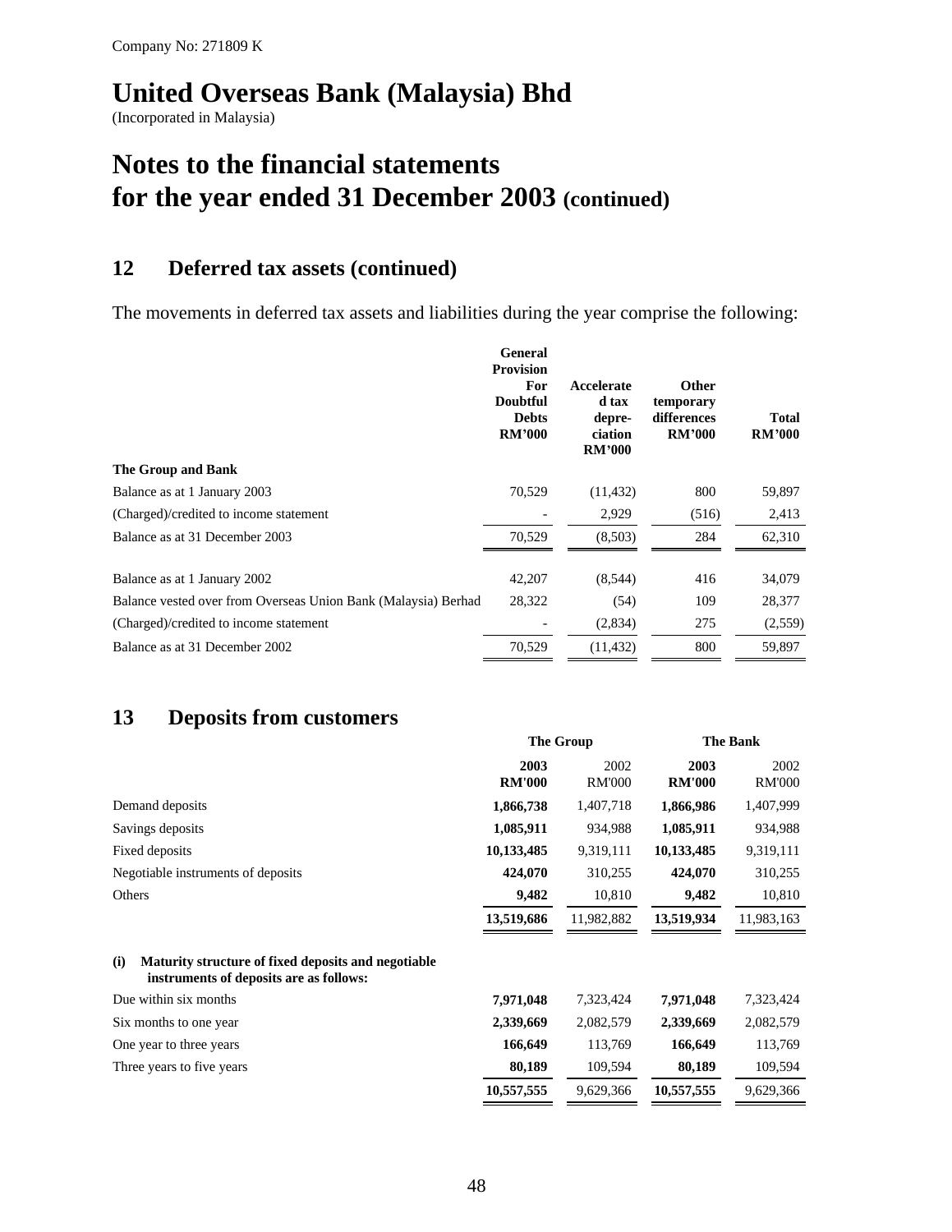Company No: 271809 K

# United Overseas Bank (Malaysia) Bhd

(Incorporated in Malaysia)

# Notes to the financial statements for the year ended 31 December 2003 (continued)

## 12 Deferred tax assets (continued)

The movements in deferred tax assets and liabilities during the year comprise the following:

| | General Provision For Doubtful Debts RM'000 | Accelerated tax depreciation RM'000 | Other temporary differences RM'000 | Total RM'000 |
|---|---|---|---|---|
| **The Group and Bank** | | | | |
| Balance as at 1 January 2003 | 70,529 | (11,432) | 800 | 59,897 |
| (Charged)/credited to income statement | - | 2,929 | (516) | 2,413 |
| Balance as at 31 December 2003 | 70,529 | (8,503) | 284 | 62,310 |
| | | | | |
| Balance as at 1 January 2002 | 42,207 | (8,544) | 416 | 34,079 |
| Balance vested over from Overseas Union Bank (Malaysia) Berhad | 28,322 | (54) | 109 | 28,377 |
| (Charged)/credited to income statement | - | (2,834) | 275 | (2,559) |
| Balance as at 31 December 2002 | 70,529 | (11,432) | 800 | 59,897 |

## 13 Deposits from customers

| | The Group | | The Bank | |
|---|---|---|---|---|
| | **2003 RM'000** | 2002 RM'000 | **2003 RM'000** | 2002 RM'000 |
| Demand deposits | **1,866,738** | 1,407,718 | **1,866,986** | 1,407,999 |
| Savings deposits | **1,085,911** | 934,988 | **1,085,911** | 934,988 |
| Fixed deposits | **10,133,485** | 9,319,111 | **10,133,485** | 9,319,111 |
| Negotiable instruments of deposits | **424,070** | 310,255 | **424,070** | 310,255 |
| Others | **9,482** | 10,810 | **9,482** | 10,810 |
| | **13,519,686** | 11,982,882 | **13,519,934** | 11,983,163 |
| **(i) Maturity structure of fixed deposits and negotiable instruments of deposits are as follows:** | | | | |
| Due within six months | **7,971,048** | 7,323,424 | **7,971,048** | 7,323,424 |
| Six months to one year | **2,339,669** | 2,082,579 | **2,339,669** | 2,082,579 |
| One year to three years | **166,649** | 113,769 | **166,649** | 113,769 |
| Three years to five years | **80,189** | 109,594 | **80,189** | 109,594 |
| | **10,557,555** | 9,629,366 | **10,557,555** | 9,629,366 |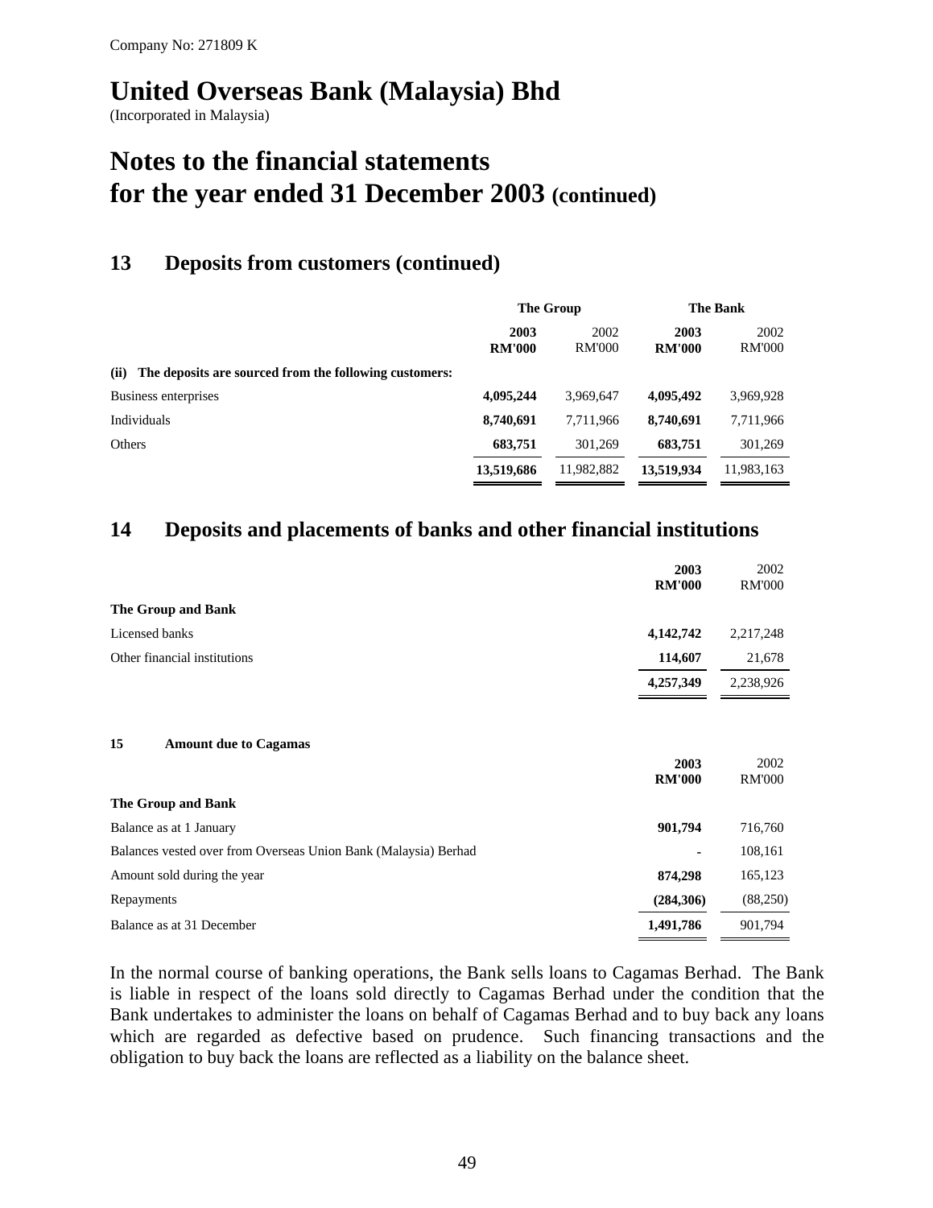Company No: 271809 K

# United Overseas Bank (Malaysia) Bhd

(Incorporated in Malaysia)

# Notes to the financial statements for the year ended 31 December 2003 (continued)

## 13 Deposits from customers (continued)

| | The Group | | The Bank | |
|---|---|---|---|---|
| | **2003 RM'000** | 2002 RM'000 | **2003 RM'000** | 2002 RM'000 |
| **(ii) The deposits are sourced from the following customers:** | | | | |
| Business enterprises | **4,095,244** | 3,969,647 | **4,095,492** | 3,969,928 |
| Individuals | **8,740,691** | 7,711,966 | **8,740,691** | 7,711,966 |
| Others | **683,751** | 301,269 | **683,751** | 301,269 |
| | **13,519,686** | 11,982,882 | **13,519,934** | 11,983,163 |

## 14 Deposits and placements of banks and other financial institutions

| | **2003 RM'000** | 2002 RM'000 |
|---|---|---|
| **The Group and Bank** | | |
| Licensed banks | **4,142,742** | 2,217,248 |
| Other financial institutions | **114,607** | 21,678 |
| | **4,257,349** | 2,238,926 |

## 15 Amount due to Cagamas

| | **2003 RM'000** | 2002 RM'000 |
|---|---|---|
| **The Group and Bank** | | |
| Balance as at 1 January | **901,794** | 716,760 |
| Balances vested over from Overseas Union Bank (Malaysia) Berhad | **-** | 108,161 |
| Amount sold during the year | **874,298** | 165,123 |
| Repayments | **(284,306)** | (88,250) |
| Balance as at 31 December | **1,491,786** | 901,794 |

In the normal course of banking operations, the Bank sells loans to Cagamas Berhad. The Bank is liable in respect of the loans sold directly to Cagamas Berhad under the condition that the Bank undertakes to administer the loans on behalf of Cagamas Berhad and to buy back any loans which are regarded as defective based on prudence. Such financing transactions and the obligation to buy back the loans are reflected as a liability on the balance sheet.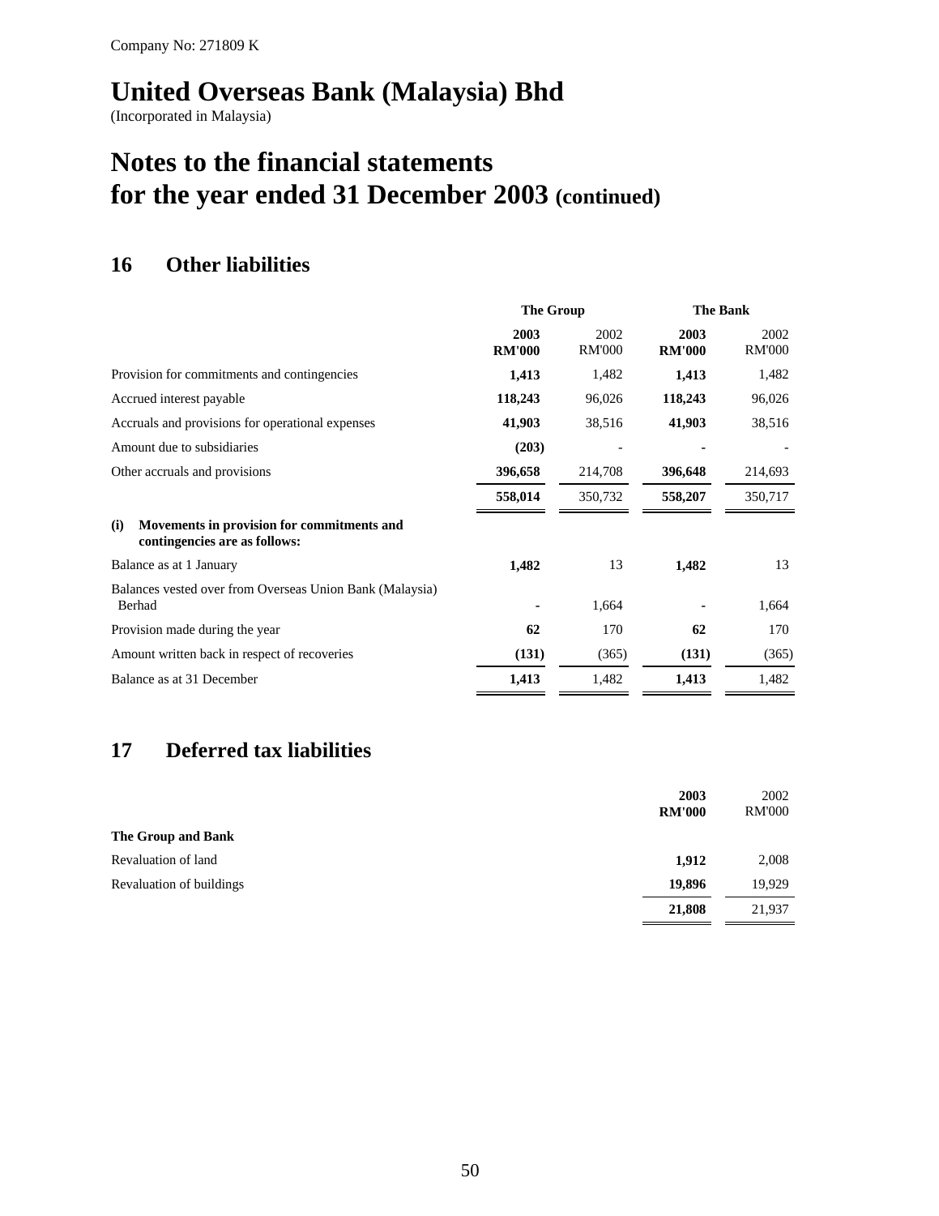Company No: 271809 K

# United Overseas Bank (Malaysia) Bhd

(Incorporated in Malaysia)

# Notes to the financial statements for the year ended 31 December 2003 (continued)

## 16 Other liabilities

| | The Group | | The Bank | |
|---|---|---|---|---|
| | **2003 RM'000** | 2002 RM'000 | **2003 RM'000** | 2002 RM'000 |
| Provision for commitments and contingencies | **1,413** | 1,482 | **1,413** | 1,482 |
| Accrued interest payable | **118,243** | 96,026 | **118,243** | 96,026 |
| Accruals and provisions for operational expenses | **41,903** | 38,516 | **41,903** | 38,516 |
| Amount due to subsidiaries | **(203)** | - | **-** | - |
| Other accruals and provisions | **396,658** | 214,708 | **396,648** | 214,693 |
| | **558,014** | 350,732 | **558,207** | 350,717 |
| **(i) Movements in provision for commitments and contingencies are as follows:** | | | | |
| Balance as at 1 January | **1,482** | 13 | **1,482** | 13 |
| Balances vested over from Overseas Union Bank (Malaysia) Berhad | **-** | 1,664 | **-** | 1,664 |
| Provision made during the year | **62** | 170 | **62** | 170 |
| Amount written back in respect of recoveries | **(131)** | (365) | **(131)** | (365) |
| Balance as at 31 December | **1,413** | 1,482 | **1,413** | 1,482 |

## 17 Deferred tax liabilities

| | **2003 RM'000** | 2002 RM'000 |
|---|---|---|
| **The Group and Bank** | | |
| Revaluation of land | **1,912** | 2,008 |
| Revaluation of buildings | **19,896** | 19,929 |
| | **21,808** | 21,937 |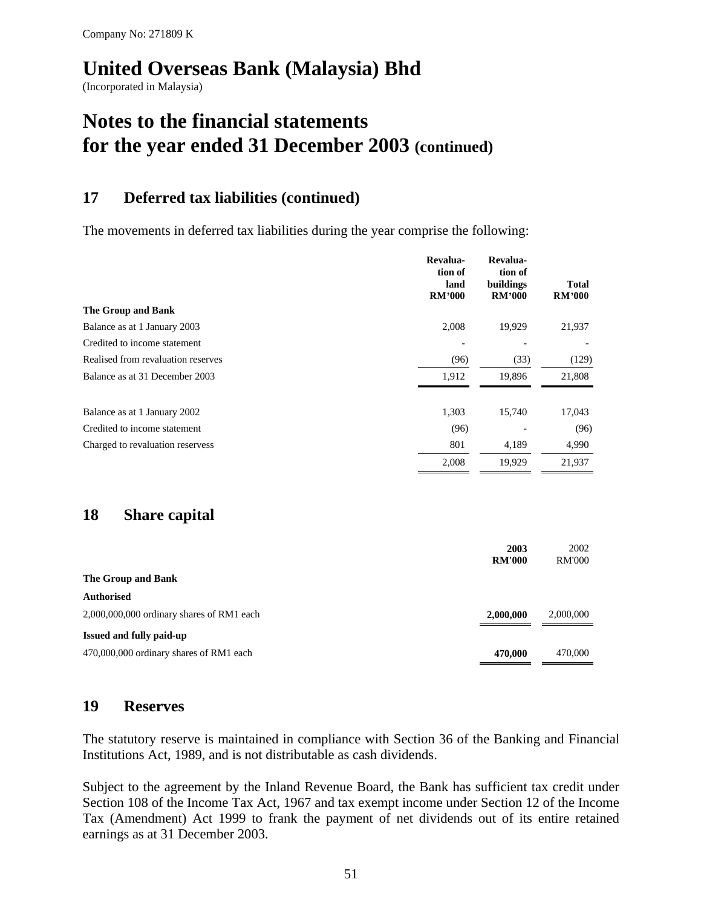Company No: 271809 K

# United Overseas Bank (Malaysia) Bhd

(Incorporated in Malaysia)

# Notes to the financial statements for the year ended 31 December 2003 (continued)

## 17 Deferred tax liabilities (continued)

The movements in deferred tax liabilities during the year comprise the following:

| | Revaluation of land RM'000 | Revaluation of buildings RM'000 | Total RM'000 |
|---|---|---|---|
| **The Group and Bank** | | | |
| Balance as at 1 January 2003 | 2,008 | 19,929 | 21,937 |
| Credited to income statement | - | - | - |
| Realised from revaluation reserves | (96) | (33) | (129) |
| Balance as at 31 December 2003 | 1,912 | 19,896 | 21,808 |
| | | | |
| Balance as at 1 January 2002 | 1,303 | 15,740 | 17,043 |
| Credited to income statement | (96) | - | (96) |
| Charged to revaluation reservess | 801 | 4,189 | 4,990 |
| | 2,008 | 19,929 | 21,937 |

## 18 Share capital

| | 2003 RM'000 | 2002 RM'000 |
|---|---|---|
| **The Group and Bank** | | |
| **Authorised** | | |
| 2,000,000,000 ordinary shares of RM1 each | **2,000,000** | 2,000,000 |
| **Issued and fully paid-up** | | |
| 470,000,000 ordinary shares of RM1 each | **470,000** | 470,000 |

## 19 Reserves

The statutory reserve is maintained in compliance with Section 36 of the Banking and Financial Institutions Act, 1989, and is not distributable as cash dividends.

Subject to the agreement by the Inland Revenue Board, the Bank has sufficient tax credit under Section 108 of the Income Tax Act, 1967 and tax exempt income under Section 12 of the Income Tax (Amendment) Act 1999 to frank the payment of net dividends out of its entire retained earnings as at 31 December 2003.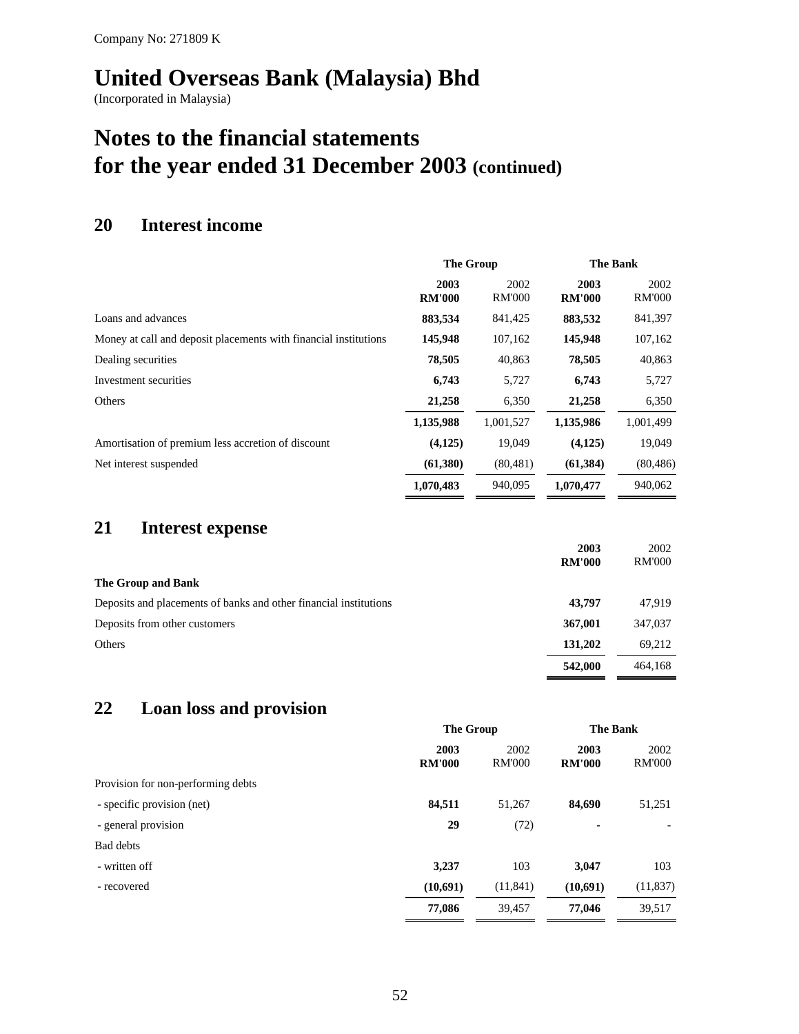Company No: 271809 K

# United Overseas Bank (Malaysia) Bhd

(Incorporated in Malaysia)

# Notes to the financial statements for the year ended 31 December 2003 (continued)

## 20 Interest income

| | The Group | | The Bank | |
|---|---|---|---|---|
| | **2003 RM'000** | 2002 RM'000 | **2003 RM'000** | 2002 RM'000 |
| Loans and advances | **883,534** | 841,425 | **883,532** | 841,397 |
| Money at call and deposit placements with financial institutions | **145,948** | 107,162 | **145,948** | 107,162 |
| Dealing securities | **78,505** | 40,863 | **78,505** | 40,863 |
| Investment securities | **6,743** | 5,727 | **6,743** | 5,727 |
| Others | **21,258** | 6,350 | **21,258** | 6,350 |
| | **1,135,988** | 1,001,527 | **1,135,986** | 1,001,499 |
| Amortisation of premium less accretion of discount | **(4,125)** | 19,049 | **(4,125)** | 19,049 |
| Net interest suspended | **(61,380)** | (80,481) | **(61,384)** | (80,486) |
| | **1,070,483** | 940,095 | **1,070,477** | 940,062 |

## 21 Interest expense

| | **2003 RM'000** | 2002 RM'000 |
|---|---|---|
| **The Group and Bank** | | |
| Deposits and placements of banks and other financial institutions | **43,797** | 47,919 |
| Deposits from other customers | **367,001** | 347,037 |
| Others | **131,202** | 69,212 |
| | **542,000** | 464,168 |

## 22 Loan loss and provision

| | The Group | | The Bank | |
|---|---|---|---|---|
| | **2003 RM'000** | 2002 RM'000 | **2003 RM'000** | 2002 RM'000 |
| Provision for non-performing debts | | | | |
| - specific provision (net) | **84,511** | 51,267 | **84,690** | 51,251 |
| - general provision | **29** | (72) | **-** | - |
| Bad debts | | | | |
| - written off | **3,237** | 103 | **3,047** | 103 |
| - recovered | **(10,691)** | (11,841) | **(10,691)** | (11,837) |
| | **77,086** | 39,457 | **77,046** | 39,517 |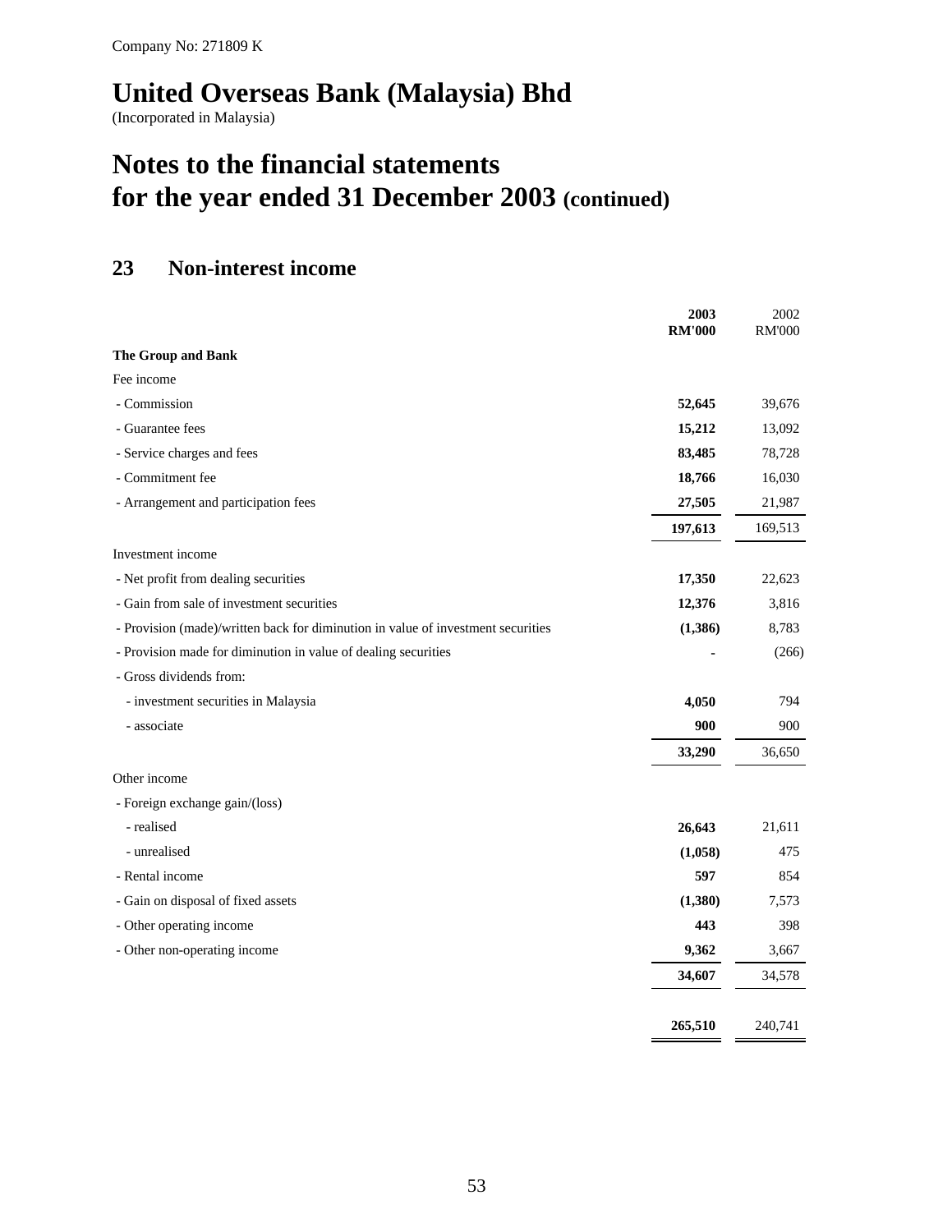Company No: 271809 K

# United Overseas Bank (Malaysia) Bhd

(Incorporated in Malaysia)

# Notes to the financial statements for the year ended 31 December 2003 (continued)

## 23 Non-interest income

| | **2003 RM'000** | 2002 RM'000 |
|---|---|---|
| **The Group and Bank** | | |
| Fee income | | |
| - Commission | **52,645** | 39,676 |
| - Guarantee fees | **15,212** | 13,092 |
| - Service charges and fees | **83,485** | 78,728 |
| - Commitment fee | **18,766** | 16,030 |
| - Arrangement and participation fees | **27,505** | 21,987 |
| | **197,613** | 169,513 |
| Investment income | | |
| - Net profit from dealing securities | **17,350** | 22,623 |
| - Gain from sale of investment securities | **12,376** | 3,816 |
| - Provision (made)/written back for diminution in value of investment securities | **(1,386)** | 8,783 |
| - Provision made for diminution in value of dealing securities | **-** | (266) |
| - Gross dividends from: | | |
| - investment securities in Malaysia | **4,050** | 794 |
| - associate | **900** | 900 |
| | **33,290** | 36,650 |
| Other income | | |
| - Foreign exchange gain/(loss) | | |
| - realised | **26,643** | 21,611 |
| - unrealised | **(1,058)** | 475 |
| - Rental income | **597** | 854 |
| - Gain on disposal of fixed assets | **(1,380)** | 7,573 |
| - Other operating income | **443** | 398 |
| - Other non-operating income | **9,362** | 3,667 |
| | **34,607** | 34,578 |
| | **265,510** | 240,741 |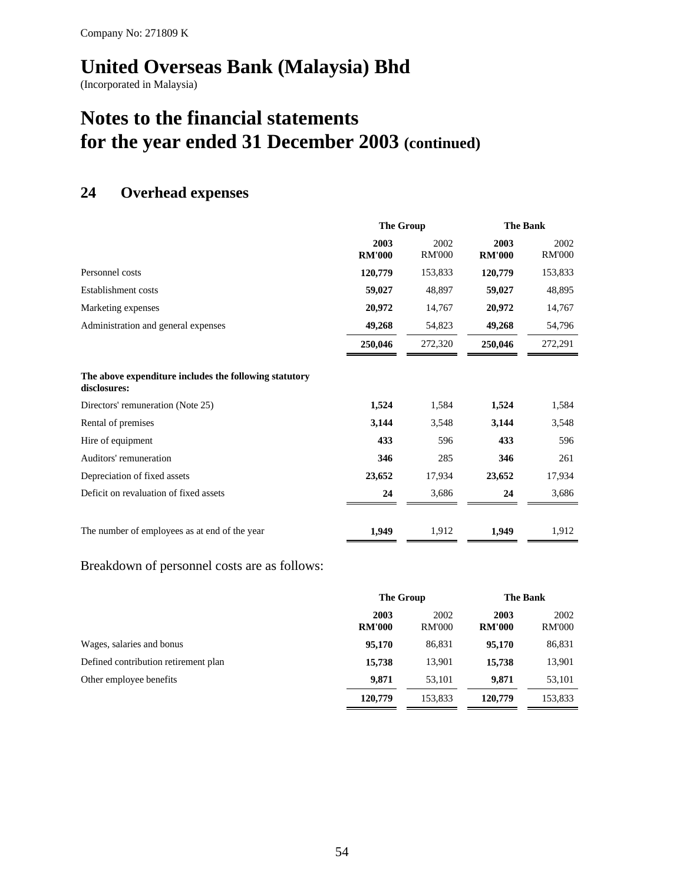Company No: 271809 K

# United Overseas Bank (Malaysia) Bhd

(Incorporated in Malaysia)

# Notes to the financial statements for the year ended 31 December 2003 (continued)

## 24 Overhead expenses

| | The Group | | The Bank | |
|---|---|---|---|---|
| | **2003 RM'000** | 2002 RM'000 | **2003 RM'000** | 2002 RM'000 |
| Personnel costs | **120,779** | 153,833 | **120,779** | 153,833 |
| Establishment costs | **59,027** | 48,897 | **59,027** | 48,895 |
| Marketing expenses | **20,972** | 14,767 | **20,972** | 14,767 |
| Administration and general expenses | **49,268** | 54,823 | **49,268** | 54,796 |
| | **250,046** | 272,320 | **250,046** | 272,291 |
| **The above expenditure includes the following statutory disclosures:** | | | | |
| Directors' remuneration (Note 25) | **1,524** | 1,584 | **1,524** | 1,584 |
| Rental of premises | **3,144** | 3,548 | **3,144** | 3,548 |
| Hire of equipment | **433** | 596 | **433** | 596 |
| Auditors' remuneration | **346** | 285 | **346** | 261 |
| Depreciation of fixed assets | **23,652** | 17,934 | **23,652** | 17,934 |
| Deficit on revaluation of fixed assets | **24** | 3,686 | **24** | 3,686 |
| The number of employees as at end of the year | **1,949** | 1,912 | **1,949** | 1,912 |

Breakdown of personnel costs are as follows:

| | The Group | | The Bank | |
|---|---|---|---|---|
| | **2003 RM'000** | 2002 RM'000 | **2003 RM'000** | 2002 RM'000 |
| Wages, salaries and bonus | **95,170** | 86,831 | **95,170** | 86,831 |
| Defined contribution retirement plan | **15,738** | 13,901 | **15,738** | 13,901 |
| Other employee benefits | **9,871** | 53,101 | **9,871** | 53,101 |
| | **120,779** | 153,833 | **120,779** | 153,833 |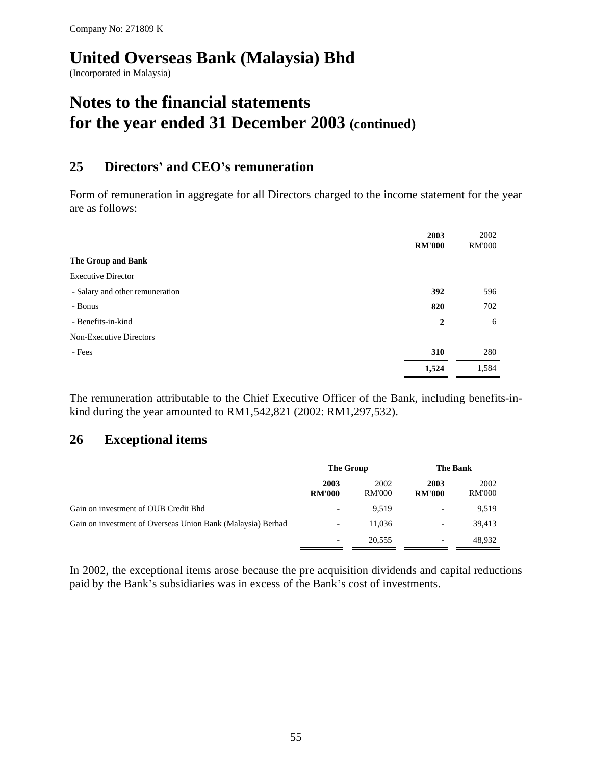Company No: 271809 K

# United Overseas Bank (Malaysia) Bhd

(Incorporated in Malaysia)

# Notes to the financial statements for the year ended 31 December 2003 (continued)

## 25 Directors' and CEO's remuneration

Form of remuneration in aggregate for all Directors charged to the income statement for the year are as follows:

| | **2003 RM'000** | 2002 RM'000 |
|---|---|---|
| **The Group and Bank** | | |
| Executive Director | | |
| - Salary and other remuneration | **392** | 596 |
| - Bonus | **820** | 702 |
| - Benefits-in-kind | **2** | 6 |
| Non-Executive Directors | | |
| - Fees | **310** | 280 |
| | **1,524** | 1,584 |

The remuneration attributable to the Chief Executive Officer of the Bank, including benefits-in-kind during the year amounted to RM1,542,821 (2002: RM1,297,532).

## 26 Exceptional items

| | **The Group** | | **The Bank** | |
|---|---|---|---|---|
| | **2003 RM'000** | 2002 RM'000 | **2003 RM'000** | 2002 RM'000 |
| Gain on investment of OUB Credit Bhd | **-** | 9,519 | **-** | 9,519 |
| Gain on investment of Overseas Union Bank (Malaysia) Berhad | **-** | 11,036 | **-** | 39,413 |
| | **-** | 20,555 | **-** | 48,932 |

In 2002, the exceptional items arose because the pre acquisition dividends and capital reductions paid by the Bank's subsidiaries was in excess of the Bank's cost of investments.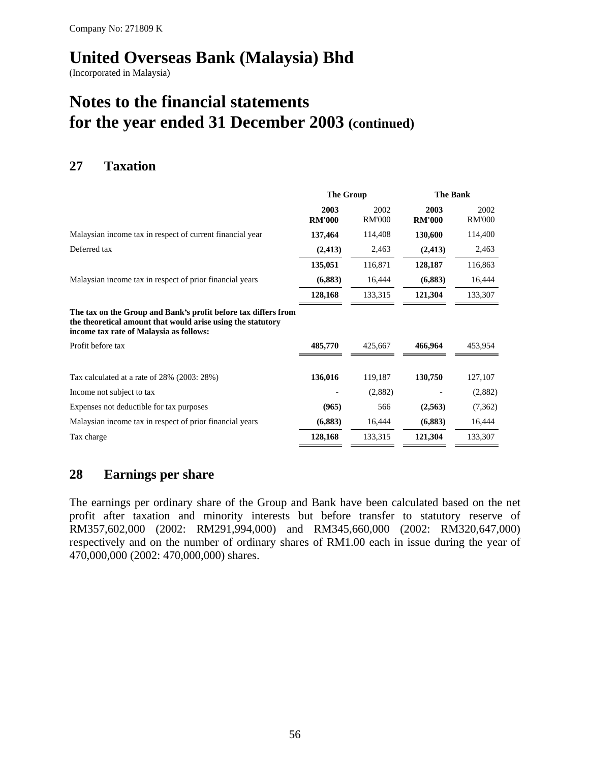Company No: 271809 K

# United Overseas Bank (Malaysia) Bhd

(Incorporated in Malaysia)

# Notes to the financial statements for the year ended 31 December 2003 (continued)

## 27 Taxation

| | The Group | | The Bank | |
|---|---|---|---|---|
| | **2003 RM'000** | 2002 RM'000 | **2003 RM'000** | 2002 RM'000 |
| Malaysian income tax in respect of current financial year | **137,464** | 114,408 | **130,600** | 114,400 |
| Deferred tax | **(2,413)** | 2,463 | **(2,413)** | 2,463 |
| | **135,051** | 116,871 | **128,187** | 116,863 |
| Malaysian income tax in respect of prior financial years | **(6,883)** | 16,444 | **(6,883)** | 16,444 |
| | **128,168** | 133,315 | **121,304** | 133,307 |
| **The tax on the Group and Bank's profit before tax differs from the theoretical amount that would arise using the statutory income tax rate of Malaysia as follows:** | | | | |
| Profit before tax | **485,770** | 425,667 | **466,964** | 453,954 |
| Tax calculated at a rate of 28% (2003: 28%) | **136,016** | 119,187 | **130,750** | 127,107 |
| Income not subject to tax | **-** | (2,882) | **-** | (2,882) |
| Expenses not deductible for tax purposes | **(965)** | 566 | **(2,563)** | (7,362) |
| Malaysian income tax in respect of prior financial years | **(6,883)** | 16,444 | **(6,883)** | 16,444 |
| Tax charge | **128,168** | 133,315 | **121,304** | 133,307 |

## 28 Earnings per share

The earnings per ordinary share of the Group and Bank have been calculated based on the net profit after taxation and minority interests but before transfer to statutory reserve of RM357,602,000 (2002: RM291,994,000) and RM345,660,000 (2002: RM320,647,000) respectively and on the number of ordinary shares of RM1.00 each in issue during the year of 470,000,000 (2002: 470,000,000) shares.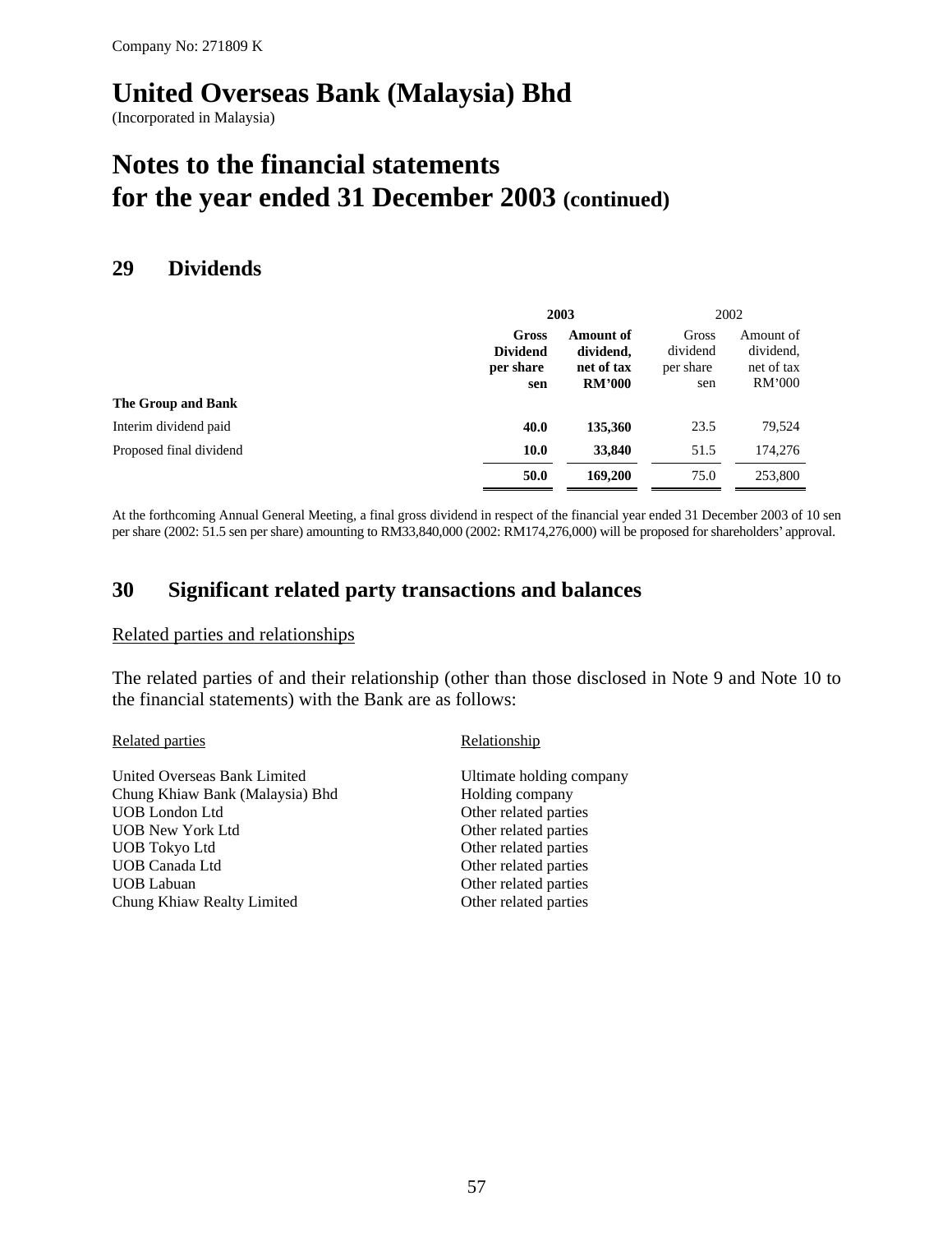Company No: 271809 K

# United Overseas Bank (Malaysia) Bhd

(Incorporated in Malaysia)

# Notes to the financial statements for the year ended 31 December 2003 (continued)

## 29 Dividends

| | **2003** | | 2002 | |
|---|---|---|---|---|
| | **Gross Dividend per share sen** | **Amount of dividend, net of tax RM'000** | Gross dividend per share sen | Amount of dividend, net of tax RM'000 |
| **The Group and Bank** | | | | |
| Interim dividend paid | **40.0** | **135,360** | 23.5 | 79,524 |
| Proposed final dividend | **10.0** | **33,840** | 51.5 | 174,276 |
| | **50.0** | **169,200** | 75.0 | 253,800 |

At the forthcoming Annual General Meeting, a final gross dividend in respect of the financial year ended 31 December 2003 of 10 sen per share (2002: 51.5 sen per share) amounting to RM33,840,000 (2002: RM174,276,000) will be proposed for shareholders' approval.

## 30 Significant related party transactions and balances

Related parties and relationships

The related parties of and their relationship (other than those disclosed in Note 9 and Note 10 to the financial statements) with the Bank are as follows:

| Related parties | Relationship |
|---|---|
| United Overseas Bank Limited | Ultimate holding company |
| Chung Khiaw Bank (Malaysia) Bhd | Holding company |
| UOB London Ltd | Other related parties |
| UOB New York Ltd | Other related parties |
| UOB Tokyo Ltd | Other related parties |
| UOB Canada Ltd | Other related parties |
| UOB Labuan | Other related parties |
| Chung Khiaw Realty Limited | Other related parties |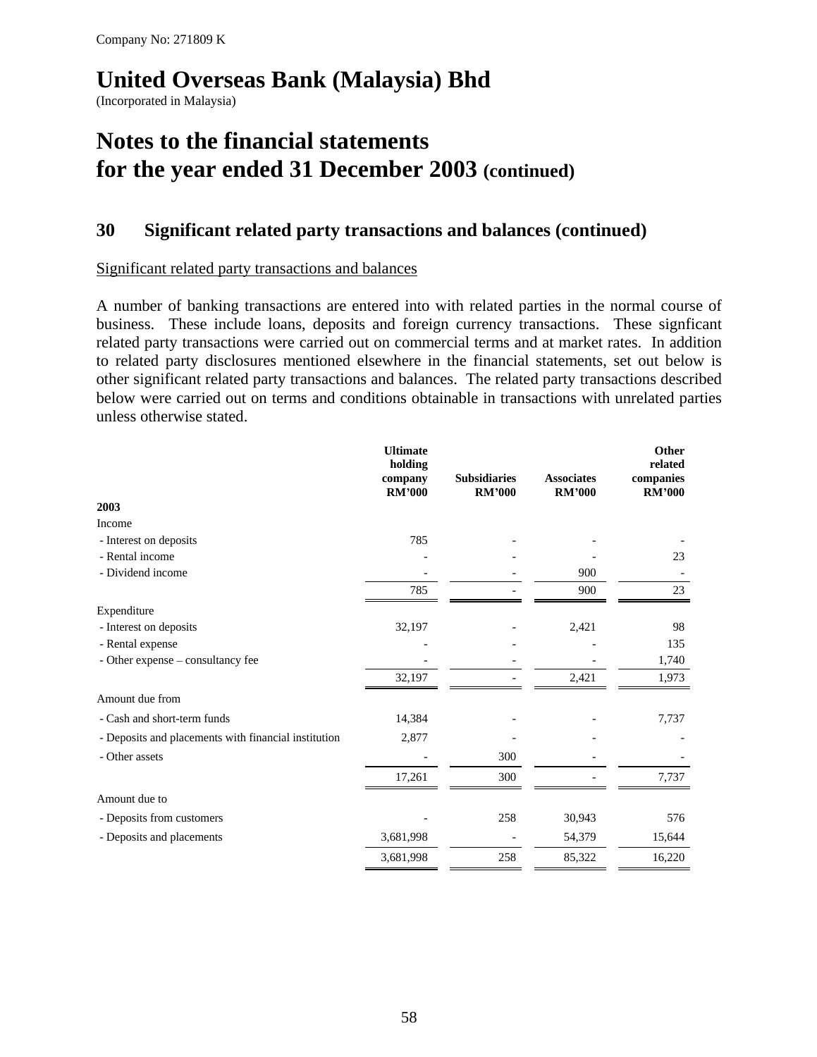Company No: 271809 K

# United Overseas Bank (Malaysia) Bhd

(Incorporated in Malaysia)

# Notes to the financial statements for the year ended 31 December 2003 (continued)

## 30 Significant related party transactions and balances (continued)

Significant related party transactions and balances

A number of banking transactions are entered into with related parties in the normal course of business. These include loans, deposits and foreign currency transactions. These signficant related party transactions were carried out on commercial terms and at market rates. In addition to related party disclosures mentioned elsewhere in the financial statements, set out below is other significant related party transactions and balances. The related party transactions described below were carried out on terms and conditions obtainable in transactions with unrelated parties unless otherwise stated.

| | Ultimate holding company RM'000 | Subsidiaries RM'000 | Associates RM'000 | Other related companies RM'000 |
|---|---|---|---|---|
| **2003** | | | | |
| Income | | | | |
| - Interest on deposits | 785 | - | - | - |
| - Rental income | - | - | - | 23 |
| - Dividend income | - | - | 900 | - |
| | 785 | - | 900 | 23 |
| Expenditure | | | | |
| - Interest on deposits | 32,197 | - | 2,421 | 98 |
| - Rental expense | - | - | - | 135 |
| - Other expense – consultancy fee | - | - | - | 1,740 |
| | 32,197 | - | 2,421 | 1,973 |
| Amount due from | | | | |
| - Cash and short-term funds | 14,384 | - | - | 7,737 |
| - Deposits and placements with financial institution | 2,877 | - | - | - |
| - Other assets | - | 300 | - | - |
| | 17,261 | 300 | - | 7,737 |
| Amount due to | | | | |
| - Deposits from customers | - | 258 | 30,943 | 576 |
| - Deposits and placements | 3,681,998 | - | 54,379 | 15,644 |
| | 3,681,998 | 258 | 85,322 | 16,220 |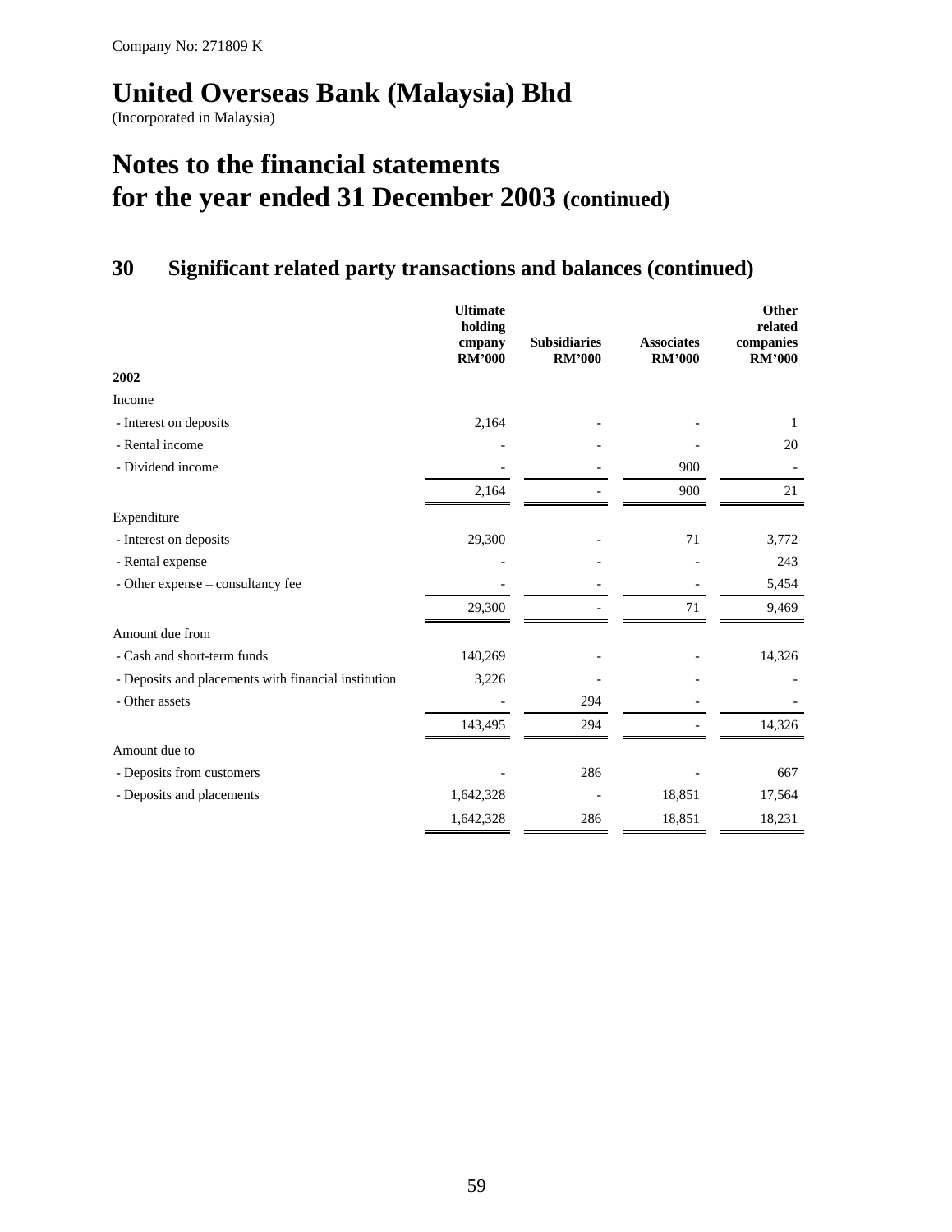Company No: 271809 K

# United Overseas Bank (Malaysia) Bhd

(Incorporated in Malaysia)

# Notes to the financial statements for the year ended 31 December 2003 (continued)

## 30 Significant related party transactions and balances (continued)

| | Ultimate holding cmpany RM'000 | Subsidiaries RM'000 | Associates RM'000 | Other related companies RM'000 |
|---|---|---|---|---|
| **2002** | | | | |
| Income | | | | |
| - Interest on deposits | 2,164 | - | - | 1 |
| - Rental income | - | - | - | 20 |
| - Dividend income | - | - | 900 | - |
| | 2,164 | - | 900 | 21 |
| Expenditure | | | | |
| - Interest on deposits | 29,300 | - | 71 | 3,772 |
| - Rental expense | - | - | - | 243 |
| - Other expense – consultancy fee | - | - | - | 5,454 |
| | 29,300 | - | 71 | 9,469 |
| Amount due from | | | | |
| - Cash and short-term funds | 140,269 | - | - | 14,326 |
| - Deposits and placements with financial institution | 3,226 | - | - | - |
| - Other assets | - | 294 | - | - |
| | 143,495 | 294 | - | 14,326 |
| Amount due to | | | | |
| - Deposits from customers | - | 286 | - | 667 |
| - Deposits and placements | 1,642,328 | - | 18,851 | 17,564 |
| | 1,642,328 | 286 | 18,851 | 18,231 |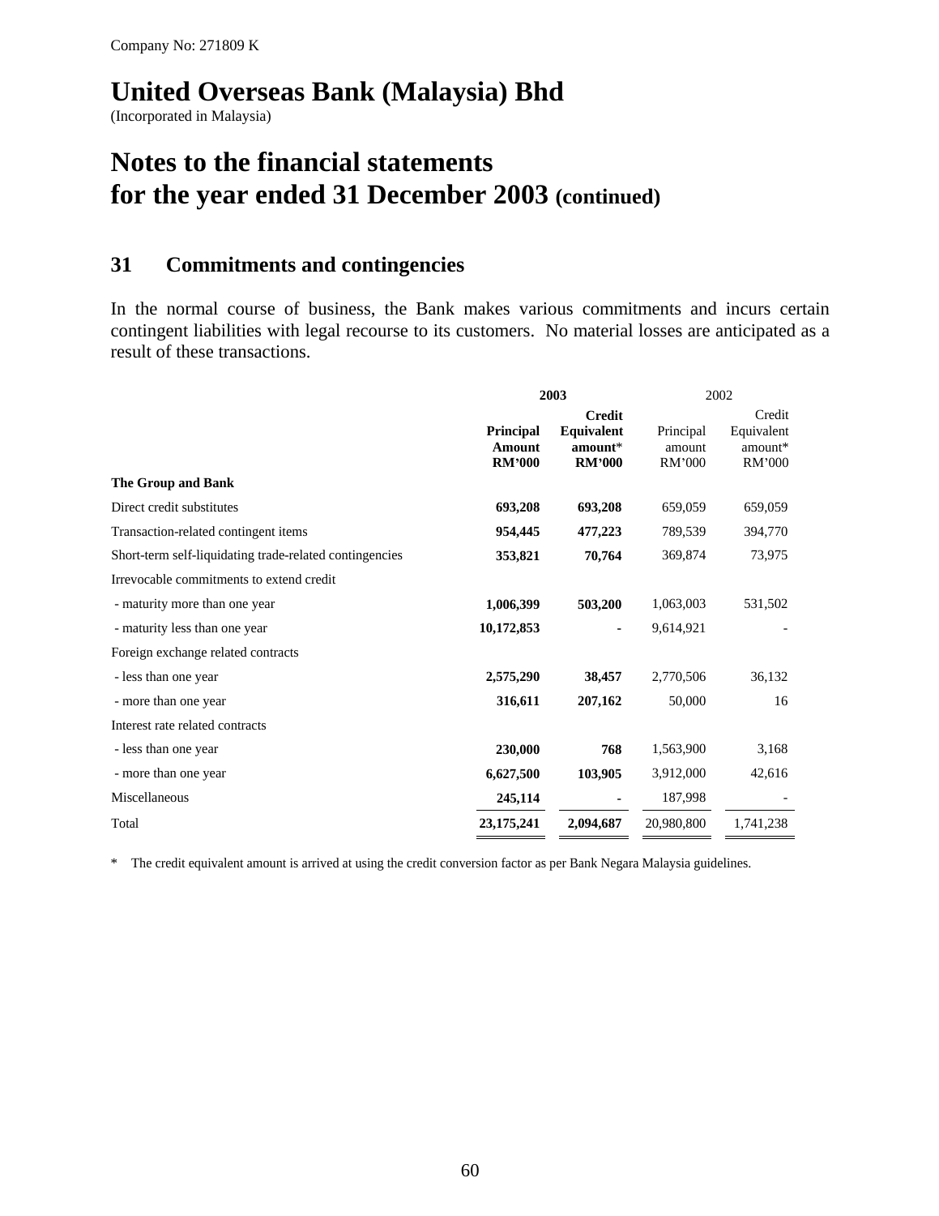Company No: 271809 K

# United Overseas Bank (Malaysia) Bhd

(Incorporated in Malaysia)

# Notes to the financial statements for the year ended 31 December 2003 (continued)

## 31 Commitments and contingencies

In the normal course of business, the Bank makes various commitments and incurs certain contingent liabilities with legal recourse to its customers. No material losses are anticipated as a result of these transactions.

| | **2003** | | 2002 | |
|---|---|---|---|---|
| | **Principal Amount RM'000** | **Credit Equivalent amount* RM'000** | Principal amount RM'000 | Credit Equivalent amount* RM'000 |
| **The Group and Bank** | | | | |
| Direct credit substitutes | **693,208** | **693,208** | 659,059 | 659,059 |
| Transaction-related contingent items | **954,445** | **477,223** | 789,539 | 394,770 |
| Short-term self-liquidating trade-related contingencies | **353,821** | **70,764** | 369,874 | 73,975 |
| Irrevocable commitments to extend credit | | | | |
| - maturity more than one year | **1,006,399** | **503,200** | 1,063,003 | 531,502 |
| - maturity less than one year | **10,172,853** | **-** | 9,614,921 | - |
| Foreign exchange related contracts | | | | |
| - less than one year | **2,575,290** | **38,457** | 2,770,506 | 36,132 |
| - more than one year | **316,611** | **207,162** | 50,000 | 16 |
| Interest rate related contracts | | | | |
| - less than one year | **230,000** | **768** | 1,563,900 | 3,168 |
| - more than one year | **6,627,500** | **103,905** | 3,912,000 | 42,616 |
| Miscellaneous | **245,114** | **-** | 187,998 | - |
| Total | **23,175,241** | **2,094,687** | 20,980,800 | 1,741,238 |

\* The credit equivalent amount is arrived at using the credit conversion factor as per Bank Negara Malaysia guidelines.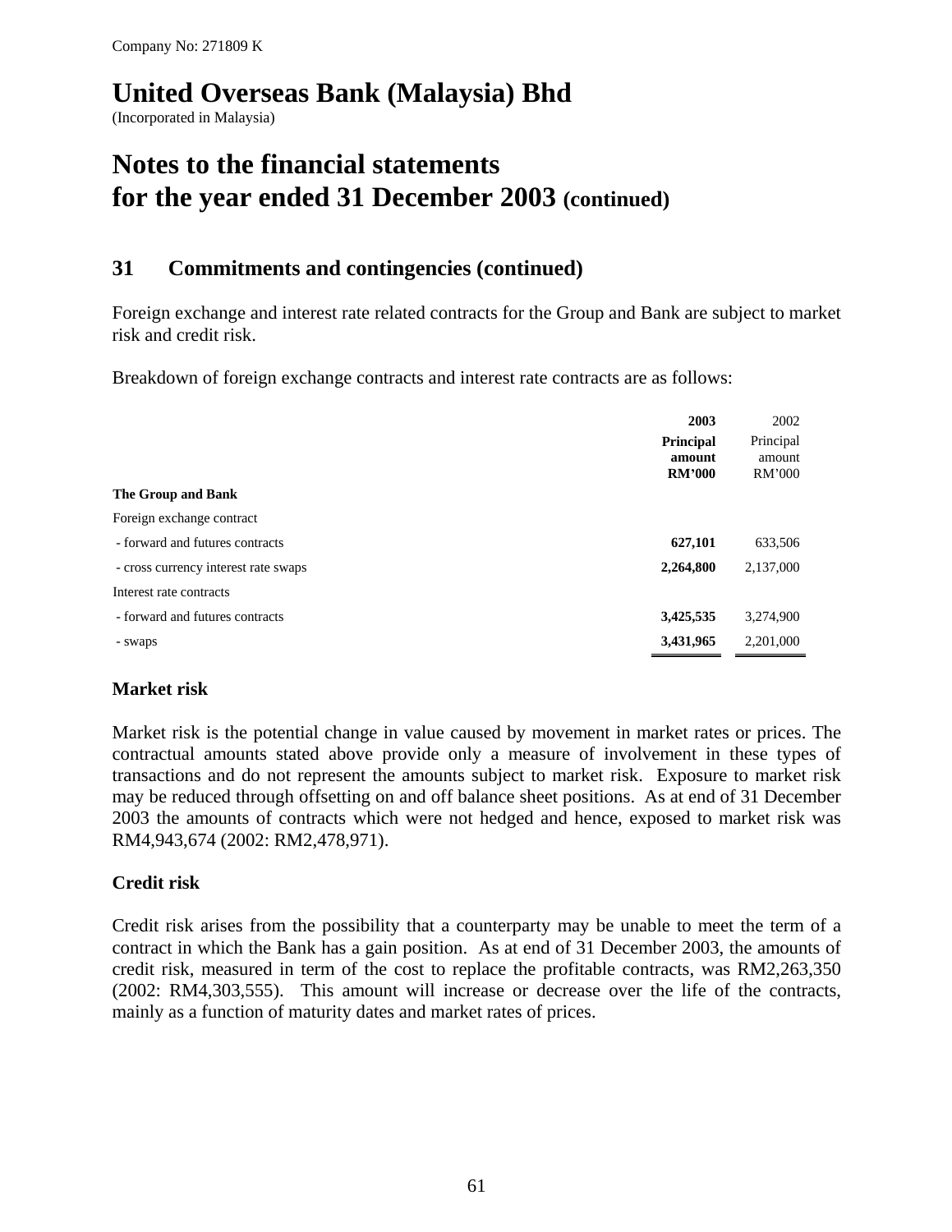Company No: 271809 K

# United Overseas Bank (Malaysia) Bhd

(Incorporated in Malaysia)

# Notes to the financial statements for the year ended 31 December 2003 (continued)

## 31 Commitments and contingencies (continued)

Foreign exchange and interest rate related contracts for the Group and Bank are subject to market risk and credit risk.

Breakdown of foreign exchange contracts and interest rate contracts are as follows:

| | **2003** | 2002 |
|---|---|---|
| | **Principal amount RM'000** | Principal amount RM'000 |
| **The Group and Bank** | | |
| Foreign exchange contract | | |
| - forward and futures contracts | **627,101** | 633,506 |
| - cross currency interest rate swaps | **2,264,800** | 2,137,000 |
| Interest rate contracts | | |
| - forward and futures contracts | **3,425,535** | 3,274,900 |
| - swaps | **3,431,965** | 2,201,000 |

### Market risk

Market risk is the potential change in value caused by movement in market rates or prices. The contractual amounts stated above provide only a measure of involvement in these types of transactions and do not represent the amounts subject to market risk. Exposure to market risk may be reduced through offsetting on and off balance sheet positions. As at end of 31 December 2003 the amounts of contracts which were not hedged and hence, exposed to market risk was RM4,943,674 (2002: RM2,478,971).

### Credit risk

Credit risk arises from the possibility that a counterparty may be unable to meet the term of a contract in which the Bank has a gain position. As at end of 31 December 2003, the amounts of credit risk, measured in term of the cost to replace the profitable contracts, was RM2,263,350 (2002: RM4,303,555). This amount will increase or decrease over the life of the contracts, mainly as a function of maturity dates and market rates of prices.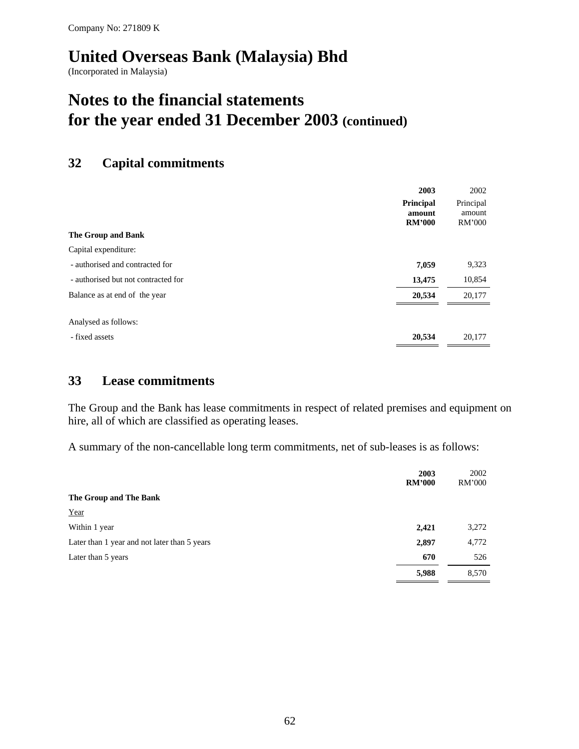Company No: 271809 K

# United Overseas Bank (Malaysia) Bhd

(Incorporated in Malaysia)

# Notes to the financial statements for the year ended 31 December 2003 (continued)

## 32 Capital commitments

| | **2003** **Principal amount** **RM'000** | 2002 Principal amount RM'000 |
|---|---|---|
| **The Group and Bank** | | |
| Capital expenditure: | | |
| - authorised and contracted for | **7,059** | 9,323 |
| - authorised but not contracted for | **13,475** | 10,854 |
| Balance as at end of the year | **20,534** | 20,177 |
| | | |
| Analysed as follows: | | |
| - fixed assets | **20,534** | 20,177 |

## 33 Lease commitments

The Group and the Bank has lease commitments in respect of related premises and equipment on hire, all of which are classified as operating leases.

A summary of the non-cancellable long term commitments, net of sub-leases is as follows:

| | **2003** **RM'000** | 2002 RM'000 |
|---|---|---|
| **The Group and The Bank** | | |
| Year | | |
| Within 1 year | **2,421** | 3,272 |
| Later than 1 year and not later than 5 years | **2,897** | 4,772 |
| Later than 5 years | **670** | 526 |
| | **5,988** | 8,570 |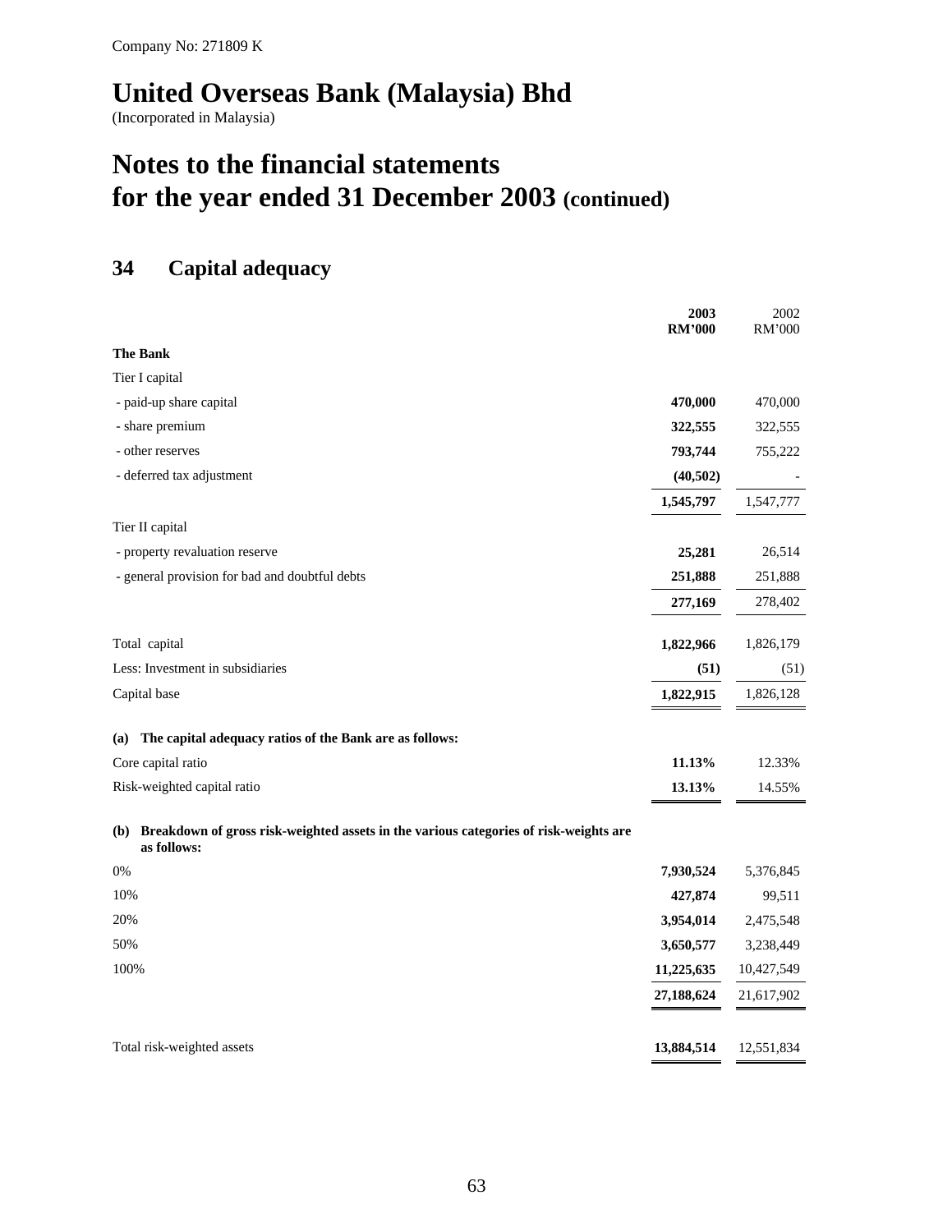Company No: 271809 K

# United Overseas Bank (Malaysia) Bhd

(Incorporated in Malaysia)

# Notes to the financial statements for the year ended 31 December 2003 (continued)

## 34 Capital adequacy

| | 2003 RM'000 | 2002 RM'000 |
|---|---|---|
| **The Bank** | | |
| Tier I capital | | |
| - paid-up share capital | **470,000** | 470,000 |
| - share premium | **322,555** | 322,555 |
| - other reserves | **793,744** | 755,222 |
| - deferred tax adjustment | **(40,502)** | - |
| | **1,545,797** | 1,547,777 |
| Tier II capital | | |
| - property revaluation reserve | **25,281** | 26,514 |
| - general provision for bad and doubtful debts | **251,888** | 251,888 |
| | **277,169** | 278,402 |
| Total capital | **1,822,966** | 1,826,179 |
| Less: Investment in subsidiaries | **(51)** | (51) |
| Capital base | **1,822,915** | 1,826,128 |
| **(a) The capital adequacy ratios of the Bank are as follows:** | | |
| Core capital ratio | **11.13%** | 12.33% |
| Risk-weighted capital ratio | **13.13%** | 14.55% |
| **(b) Breakdown of gross risk-weighted assets in the various categories of risk-weights are as follows:** | | |
| 0% | **7,930,524** | 5,376,845 |
| 10% | **427,874** | 99,511 |
| 20% | **3,954,014** | 2,475,548 |
| 50% | **3,650,577** | 3,238,449 |
| 100% | **11,225,635** | 10,427,549 |
| | **27,188,624** | 21,617,902 |
| Total risk-weighted assets | **13,884,514** | 12,551,834 |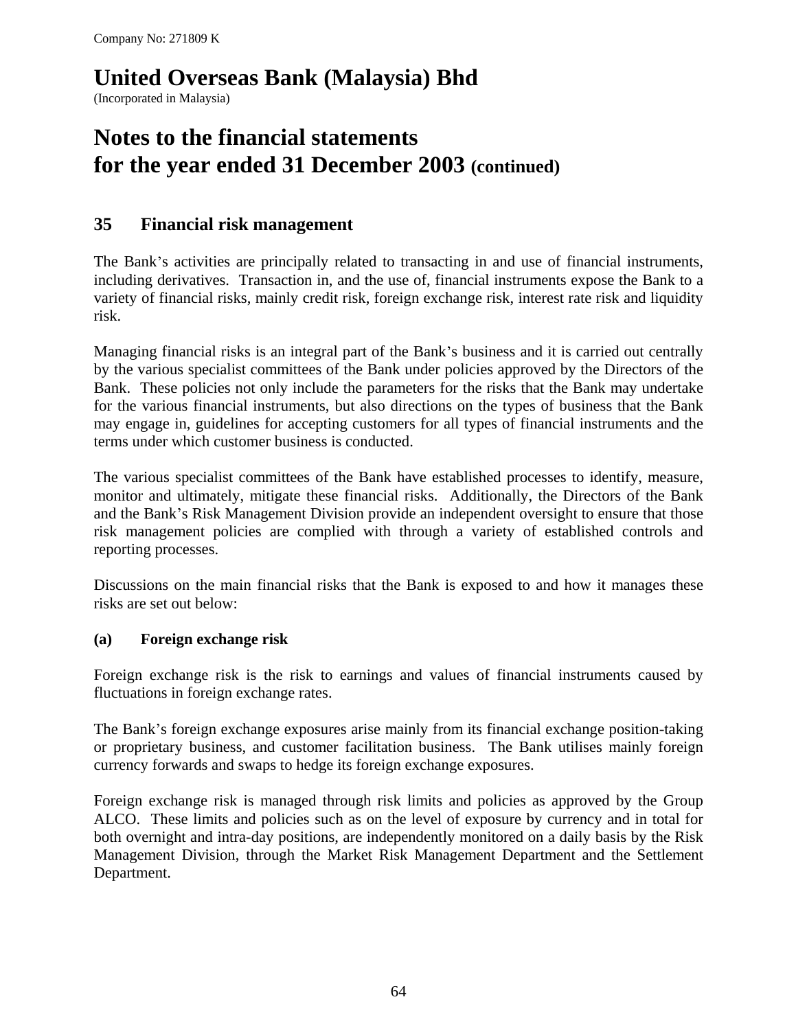Company No: 271809 K

# United Overseas Bank (Malaysia) Bhd

(Incorporated in Malaysia)

# Notes to the financial statements for the year ended 31 December 2003 (continued)

## 35 Financial risk management

The Bank's activities are principally related to transacting in and use of financial instruments, including derivatives. Transaction in, and the use of, financial instruments expose the Bank to a variety of financial risks, mainly credit risk, foreign exchange risk, interest rate risk and liquidity risk.

Managing financial risks is an integral part of the Bank's business and it is carried out centrally by the various specialist committees of the Bank under policies approved by the Directors of the Bank. These policies not only include the parameters for the risks that the Bank may undertake for the various financial instruments, but also directions on the types of business that the Bank may engage in, guidelines for accepting customers for all types of financial instruments and the terms under which customer business is conducted.

The various specialist committees of the Bank have established processes to identify, measure, monitor and ultimately, mitigate these financial risks. Additionally, the Directors of the Bank and the Bank's Risk Management Division provide an independent oversight to ensure that those risk management policies are complied with through a variety of established controls and reporting processes.

Discussions on the main financial risks that the Bank is exposed to and how it manages these risks are set out below:

### (a) Foreign exchange risk

Foreign exchange risk is the risk to earnings and values of financial instruments caused by fluctuations in foreign exchange rates.

The Bank's foreign exchange exposures arise mainly from its financial exchange position-taking or proprietary business, and customer facilitation business. The Bank utilises mainly foreign currency forwards and swaps to hedge its foreign exchange exposures.

Foreign exchange risk is managed through risk limits and policies as approved by the Group ALCO. These limits and policies such as on the level of exposure by currency and in total for both overnight and intra-day positions, are independently monitored on a daily basis by the Risk Management Division, through the Market Risk Management Department and the Settlement Department.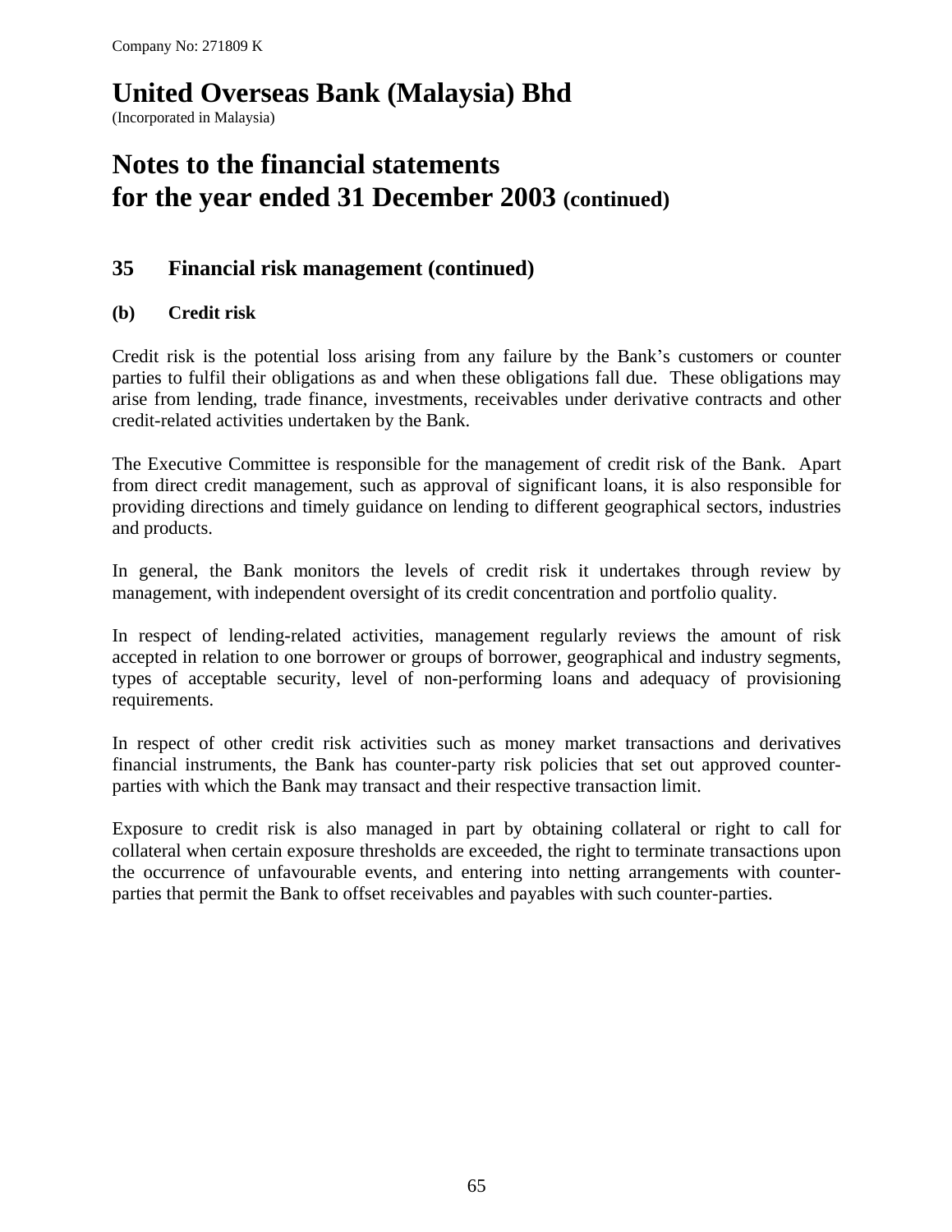Company No: 271809 K

# United Overseas Bank (Malaysia) Bhd

(Incorporated in Malaysia)

# Notes to the financial statements for the year ended 31 December 2003 (continued)

## 35 Financial risk management (continued)

### (b) Credit risk

Credit risk is the potential loss arising from any failure by the Bank's customers or counter parties to fulfil their obligations as and when these obligations fall due. These obligations may arise from lending, trade finance, investments, receivables under derivative contracts and other credit-related activities undertaken by the Bank.

The Executive Committee is responsible for the management of credit risk of the Bank. Apart from direct credit management, such as approval of significant loans, it is also responsible for providing directions and timely guidance on lending to different geographical sectors, industries and products.

In general, the Bank monitors the levels of credit risk it undertakes through review by management, with independent oversight of its credit concentration and portfolio quality.

In respect of lending-related activities, management regularly reviews the amount of risk accepted in relation to one borrower or groups of borrower, geographical and industry segments, types of acceptable security, level of non-performing loans and adequacy of provisioning requirements.

In respect of other credit risk activities such as money market transactions and derivatives financial instruments, the Bank has counter-party risk policies that set out approved counter-parties with which the Bank may transact and their respective transaction limit.

Exposure to credit risk is also managed in part by obtaining collateral or right to call for collateral when certain exposure thresholds are exceeded, the right to terminate transactions upon the occurrence of unfavourable events, and entering into netting arrangements with counter-parties that permit the Bank to offset receivables and payables with such counter-parties.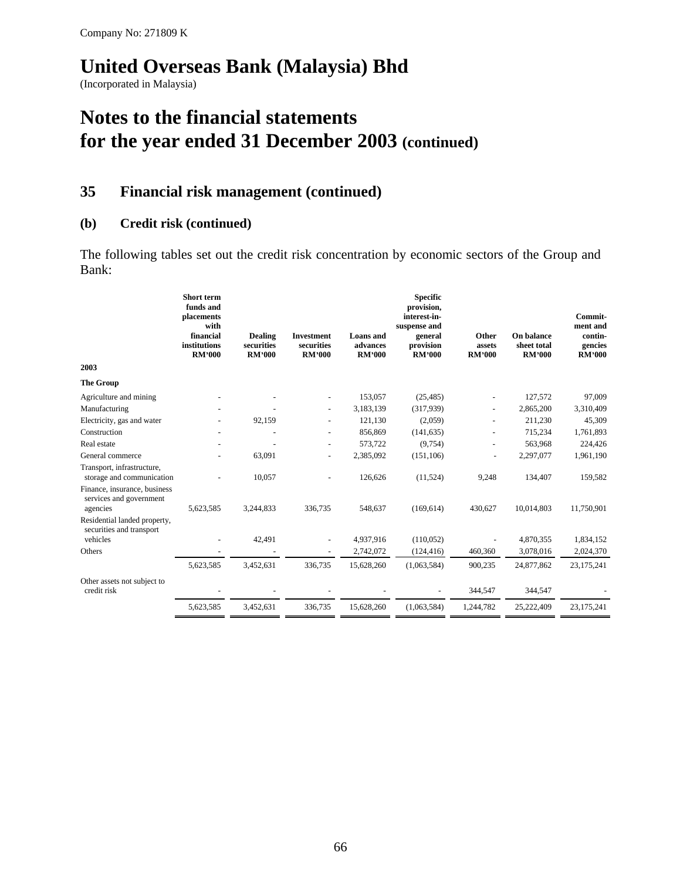Company No: 271809 K

# United Overseas Bank (Malaysia) Bhd

(Incorporated in Malaysia)

# Notes to the financial statements for the year ended 31 December 2003 (continued)

## 35 Financial risk management (continued)

### (b) Credit risk (continued)

The following tables set out the credit risk concentration by economic sectors of the Group and Bank:

| | Short term funds and placements with financial institutions RM'000 | Dealing securities RM'000 | Investment securities RM'000 | Loans and advances RM'000 | Specific provision, interest-in-suspense and general provision RM'000 | Other assets RM'000 | On balance sheet total RM'000 | Commitment and contingencies RM'000 |
|---|---|---|---|---|---|---|---|---|
| **2003** | | | | | | | | |
| **The Group** | | | | | | | | |
| Agriculture and mining | - | - | - | 153,057 | (25,485) | - | 127,572 | 97,009 |
| Manufacturing | - | - | - | 3,183,139 | (317,939) | - | 2,865,200 | 3,310,409 |
| Electricity, gas and water | - | 92,159 | - | 121,130 | (2,059) | - | 211,230 | 45,309 |
| Construction | - | - | - | 856,869 | (141,635) | - | 715,234 | 1,761,893 |
| Real estate | - | - | - | 573,722 | (9,754) | - | 563,968 | 224,426 |
| General commerce | - | 63,091 | - | 2,385,092 | (151,106) | - | 2,297,077 | 1,961,190 |
| Transport, infrastructure, storage and communication | - | 10,057 | - | 126,626 | (11,524) | 9,248 | 134,407 | 159,582 |
| Finance, insurance, business services and government agencies | 5,623,585 | 3,244,833 | 336,735 | 548,637 | (169,614) | 430,627 | 10,014,803 | 11,750,901 |
| Residential landed property, securities and transport vehicles | - | 42,491 | - | 4,937,916 | (110,052) | - | 4,870,355 | 1,834,152 |
| Others | - | - | - | 2,742,072 | (124,416) | 460,360 | 3,078,016 | 2,024,370 |
| | 5,623,585 | 3,452,631 | 336,735 | 15,628,260 | (1,063,584) | 900,235 | 24,877,862 | 23,175,241 |
| Other assets not subject to credit risk | - | - | - | - | - | 344,547 | 344,547 | - |
| | 5,623,585 | 3,452,631 | 336,735 | 15,628,260 | (1,063,584) | 1,244,782 | 25,222,409 | 23,175,241 |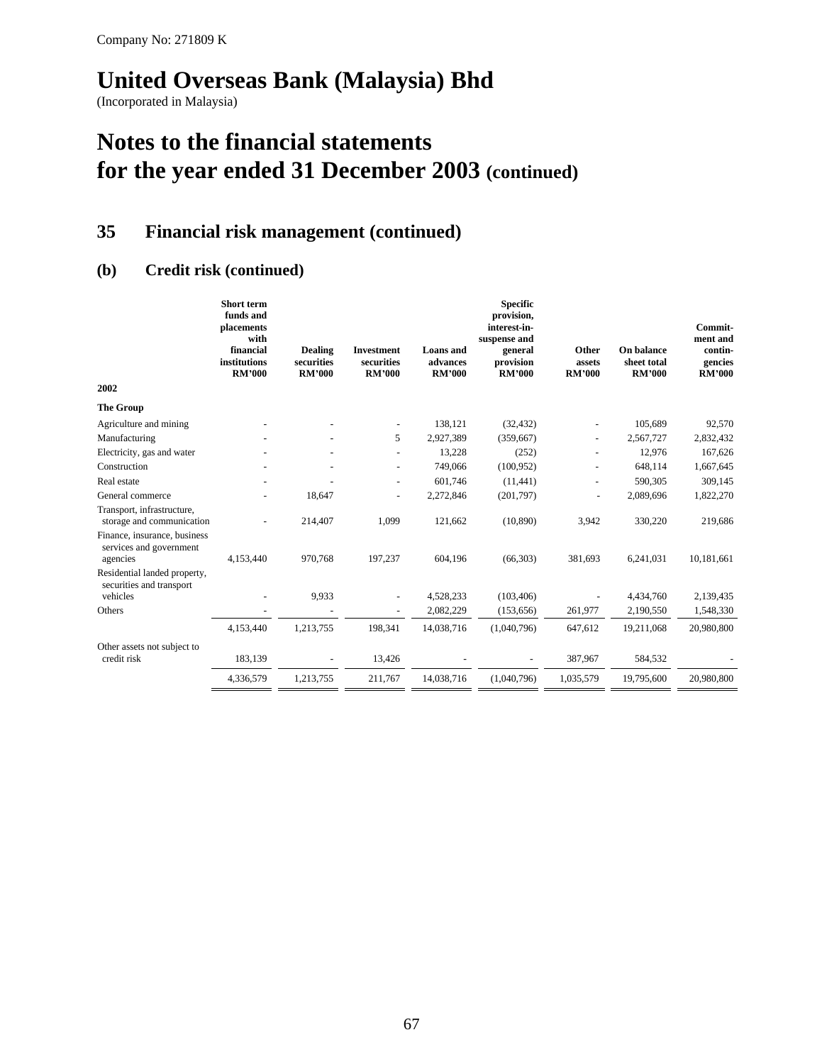Company No: 271809 K

# United Overseas Bank (Malaysia) Bhd

(Incorporated in Malaysia)

# Notes to the financial statements for the year ended 31 December 2003 (continued)

## 35 Financial risk management (continued)

### (b) Credit risk (continued)

| 2002 | Short term funds and placements with financial institutions RM'000 | Dealing securities RM'000 | Investment securities RM'000 | Loans and advances RM'000 | Specific provision, interest-in-suspense and general provision RM'000 | Other assets RM'000 | On balance sheet total RM'000 | Commit-ment and contin-gencies RM'000 |
|---|---|---|---|---|---|---|---|---|
| **The Group** | | | | | | | | |
| Agriculture and mining | - | - | - | 138,121 | (32,432) | - | 105,689 | 92,570 |
| Manufacturing | - | - | 5 | 2,927,389 | (359,667) | - | 2,567,727 | 2,832,432 |
| Electricity, gas and water | - | - | - | 13,228 | (252) | - | 12,976 | 167,626 |
| Construction | - | - | - | 749,066 | (100,952) | - | 648,114 | 1,667,645 |
| Real estate | - | - | - | 601,746 | (11,441) | - | 590,305 | 309,145 |
| General commerce | - | 18,647 | - | 2,272,846 | (201,797) | - | 2,089,696 | 1,822,270 |
| Transport, infrastructure, storage and communication | - | 214,407 | 1,099 | 121,662 | (10,890) | 3,942 | 330,220 | 219,686 |
| Finance, insurance, business services and government agencies | 4,153,440 | 970,768 | 197,237 | 604,196 | (66,303) | 381,693 | 6,241,031 | 10,181,661 |
| Residential landed property, securities and transport vehicles | - | 9,933 | - | 4,528,233 | (103,406) | - | 4,434,760 | 2,139,435 |
| Others | - | - | - | 2,082,229 | (153,656) | 261,977 | 2,190,550 | 1,548,330 |
| | 4,153,440 | 1,213,755 | 198,341 | 14,038,716 | (1,040,796) | 647,612 | 19,211,068 | 20,980,800 |
| Other assets not subject to credit risk | 183,139 | - | 13,426 | - | - | 387,967 | 584,532 | - |
| | 4,336,579 | 1,213,755 | 211,767 | 14,038,716 | (1,040,796) | 1,035,579 | 19,795,600 | 20,980,800 |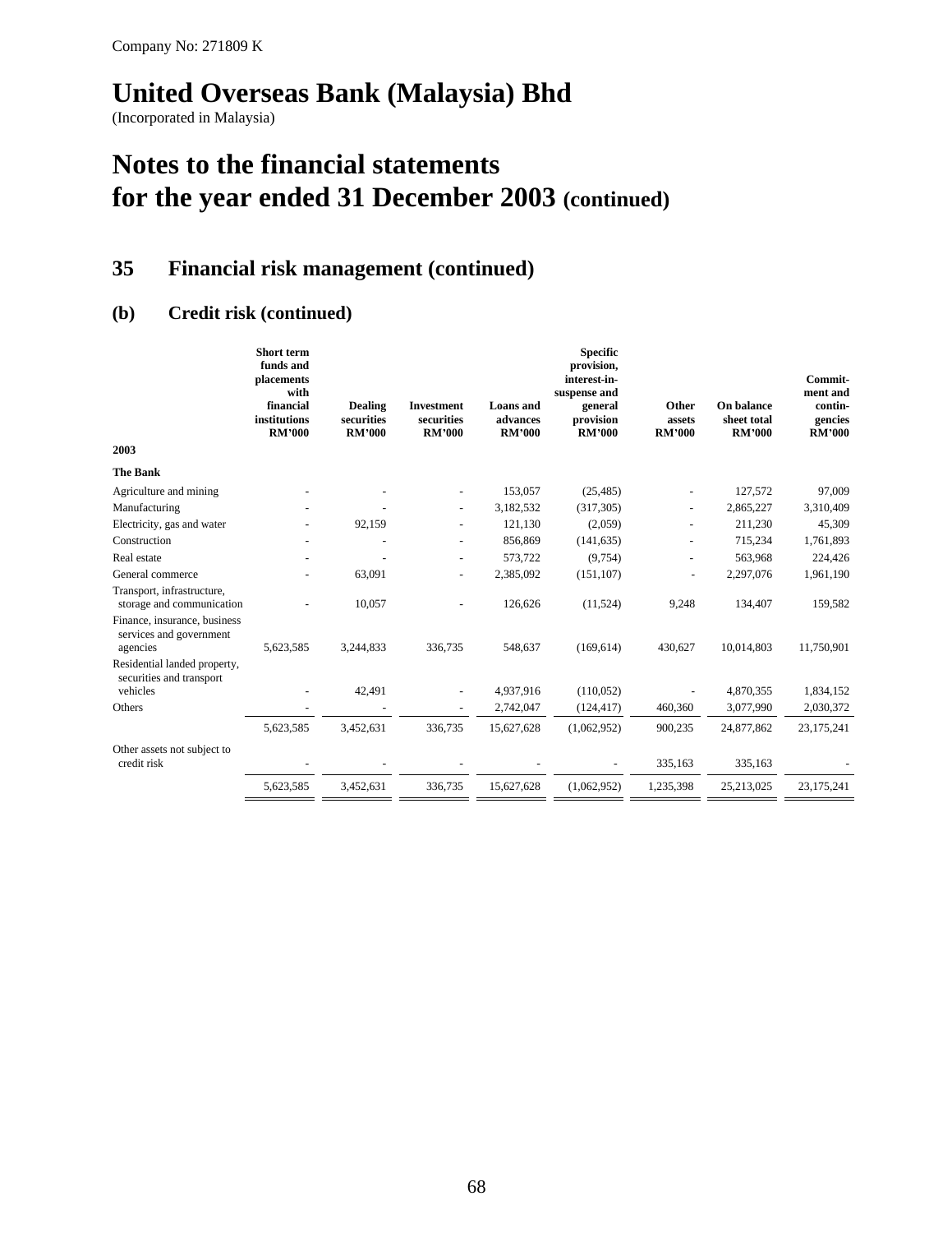Company No: 271809 K

# United Overseas Bank (Malaysia) Bhd

(Incorporated in Malaysia)

# Notes to the financial statements for the year ended 31 December 2003 (continued)

## 35 Financial risk management (continued)

### (b) Credit risk (continued)

| | Short term funds and placements with financial institutions RM'000 | Dealing securities RM'000 | Investment securities RM'000 | Loans and advances RM'000 | Specific provision, interest-in-suspense and general provision RM'000 | Other assets RM'000 | On balance sheet total RM'000 | Commit-ment and contin-gencies RM'000 |
|---|---|---|---|---|---|---|---|---|
| **2003** | | | | | | | | |
| **The Bank** | | | | | | | | |
| Agriculture and mining | - | - | - | 153,057 | (25,485) | - | 127,572 | 97,009 |
| Manufacturing | - | - | - | 3,182,532 | (317,305) | - | 2,865,227 | 3,310,409 |
| Electricity, gas and water | - | 92,159 | - | 121,130 | (2,059) | - | 211,230 | 45,309 |
| Construction | - | - | - | 856,869 | (141,635) | - | 715,234 | 1,761,893 |
| Real estate | - | - | - | 573,722 | (9,754) | - | 563,968 | 224,426 |
| General commerce | - | 63,091 | - | 2,385,092 | (151,107) | - | 2,297,076 | 1,961,190 |
| Transport, infrastructure, storage and communication | - | 10,057 | - | 126,626 | (11,524) | 9,248 | 134,407 | 159,582 |
| Finance, insurance, business services and government agencies | 5,623,585 | 3,244,833 | 336,735 | 548,637 | (169,614) | 430,627 | 10,014,803 | 11,750,901 |
| Residential landed property, securities and transport vehicles | - | 42,491 | - | 4,937,916 | (110,052) | - | 4,870,355 | 1,834,152 |
| Others | - | - | - | 2,742,047 | (124,417) | 460,360 | 3,077,990 | 2,030,372 |
| | 5,623,585 | 3,452,631 | 336,735 | 15,627,628 | (1,062,952) | 900,235 | 24,877,862 | 23,175,241 |
| Other assets not subject to credit risk | - | - | - | - | - | 335,163 | 335,163 | - |
| | 5,623,585 | 3,452,631 | 336,735 | 15,627,628 | (1,062,952) | 1,235,398 | 25,213,025 | 23,175,241 |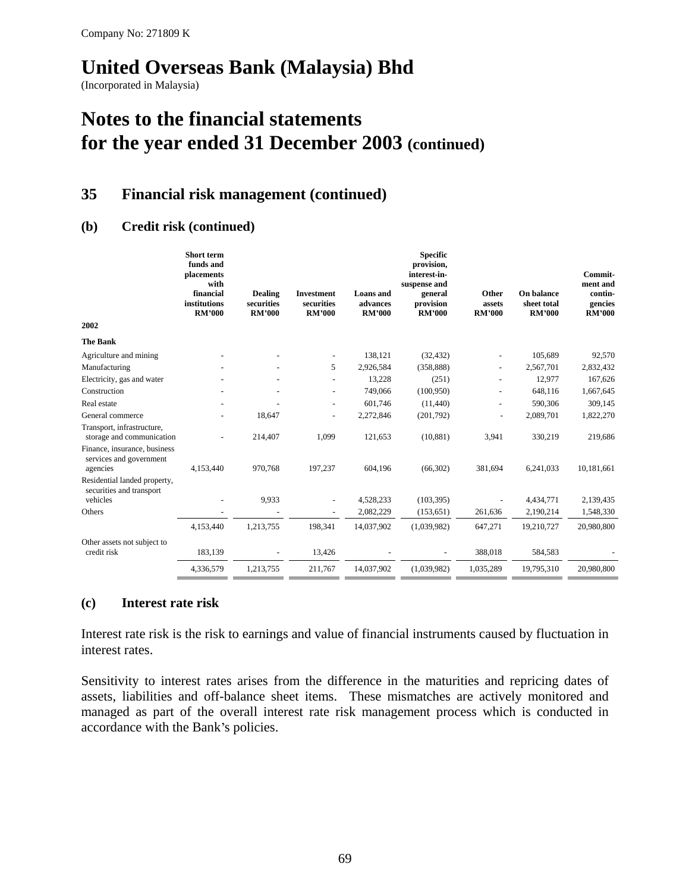Company No: 271809 K

# United Overseas Bank (Malaysia) Bhd

(Incorporated in Malaysia)

# Notes to the financial statements for the year ended 31 December 2003 (continued)

## 35 Financial risk management (continued)

### (b) Credit risk (continued)

| | Short term funds and placements with financial institutions RM'000 | Dealing securities RM'000 | Investment securities RM'000 | Loans and advances RM'000 | Specific provision, interest-in-suspense and general provision RM'000 | Other assets RM'000 | On balance sheet total RM'000 | Commitment and contingencies RM'000 |
|---|---|---|---|---|---|---|---|---|
| **2002** | | | | | | | | |
| **The Bank** | | | | | | | | |
| Agriculture and mining | - | - | - | 138,121 | (32,432) | - | 105,689 | 92,570 |
| Manufacturing | - | - | 5 | 2,926,584 | (358,888) | - | 2,567,701 | 2,832,432 |
| Electricity, gas and water | - | - | - | 13,228 | (251) | - | 12,977 | 167,626 |
| Construction | - | - | - | 749,066 | (100,950) | - | 648,116 | 1,667,645 |
| Real estate | - | - | - | 601,746 | (11,440) | - | 590,306 | 309,145 |
| General commerce | - | 18,647 | - | 2,272,846 | (201,792) | - | 2,089,701 | 1,822,270 |
| Transport, infrastructure, storage and communication | - | 214,407 | 1,099 | 121,653 | (10,881) | 3,941 | 330,219 | 219,686 |
| Finance, insurance, business services and government agencies | 4,153,440 | 970,768 | 197,237 | 604,196 | (66,302) | 381,694 | 6,241,033 | 10,181,661 |
| Residential landed property, securities and transport vehicles | - | 9,933 | - | 4,528,233 | (103,395) | - | 4,434,771 | 2,139,435 |
| Others | - | - | - | 2,082,229 | (153,651) | 261,636 | 2,190,214 | 1,548,330 |
| | 4,153,440 | 1,213,755 | 198,341 | 14,037,902 | (1,039,982) | 647,271 | 19,210,727 | 20,980,800 |
| Other assets not subject to credit risk | 183,139 | - | 13,426 | - | - | 388,018 | 584,583 | - |
| | 4,336,579 | 1,213,755 | 211,767 | 14,037,902 | (1,039,982) | 1,035,289 | 19,795,310 | 20,980,800 |

### (c) Interest rate risk

Interest rate risk is the risk to earnings and value of financial instruments caused by fluctuation in interest rates.

Sensitivity to interest rates arises from the difference in the maturities and repricing dates of assets, liabilities and off-balance sheet items. These mismatches are actively monitored and managed as part of the overall interest rate risk management process which is conducted in accordance with the Bank's policies.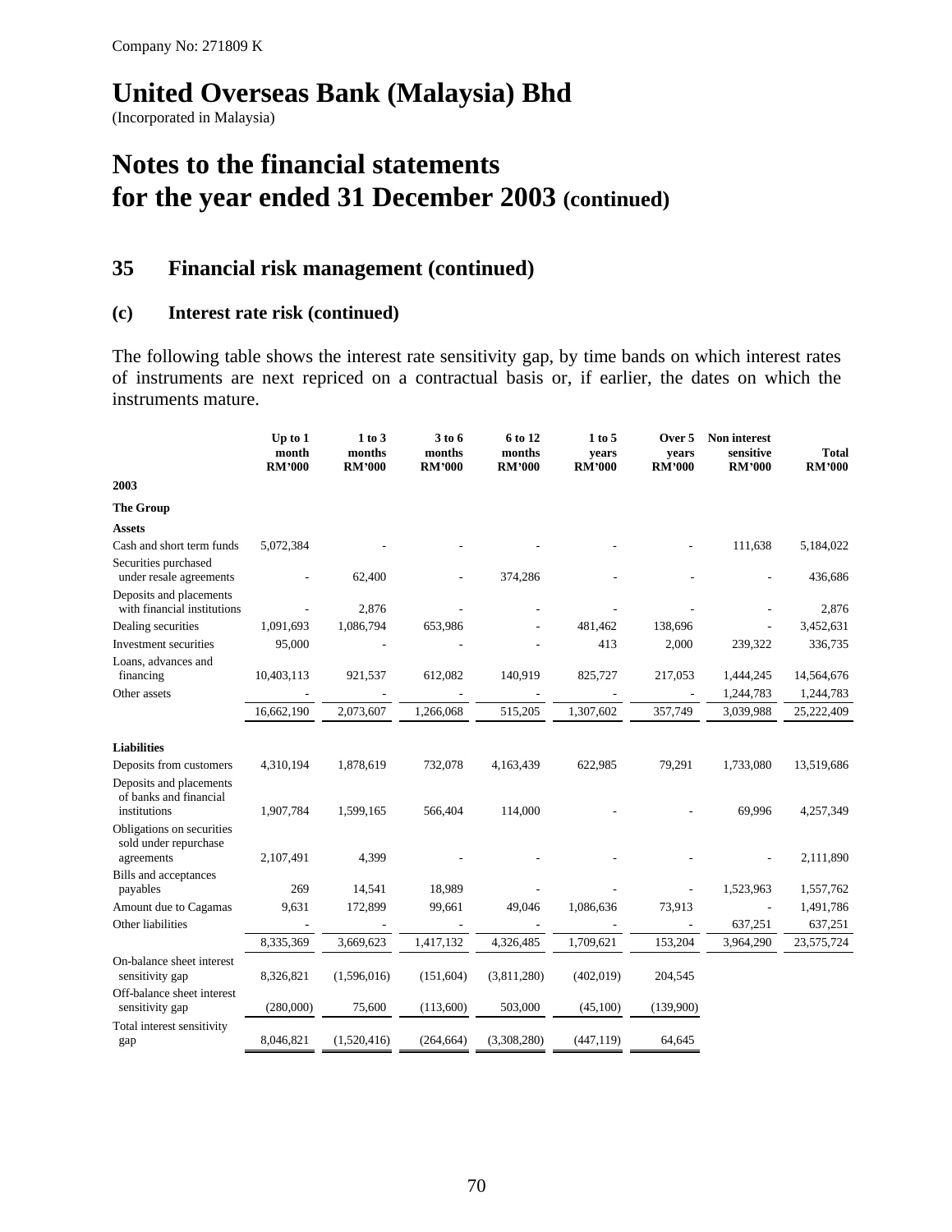Company No: 271809 K

# United Overseas Bank (Malaysia) Bhd

(Incorporated in Malaysia)

# Notes to the financial statements for the year ended 31 December 2003 (continued)

## 35 Financial risk management (continued)

### (c) Interest rate risk (continued)

The following table shows the interest rate sensitivity gap, by time bands on which interest rates of instruments are next repriced on a contractual basis or, if earlier, the dates on which the instruments mature.

| | Up to 1 month RM'000 | 1 to 3 months RM'000 | 3 to 6 months RM'000 | 6 to 12 months RM'000 | 1 to 5 years RM'000 | Over 5 years RM'000 | Non interest sensitive RM'000 | Total RM'000 |
|---|---|---|---|---|---|---|---|---|
| **2003** | | | | | | | | |
| **The Group** | | | | | | | | |
| **Assets** | | | | | | | | |
| Cash and short term funds | 5,072,384 | - | - | - | - | - | 111,638 | 5,184,022 |
| Securities purchased under resale agreements | - | 62,400 | - | 374,286 | - | - | - | 436,686 |
| Deposits and placements with financial institutions | - | 2,876 | - | - | - | - | - | 2,876 |
| Dealing securities | 1,091,693 | 1,086,794 | 653,986 | - | 481,462 | 138,696 | - | 3,452,631 |
| Investment securities | 95,000 | - | - | - | 413 | 2,000 | 239,322 | 336,735 |
| Loans, advances and financing | 10,403,113 | 921,537 | 612,082 | 140,919 | 825,727 | 217,053 | 1,444,245 | 14,564,676 |
| Other assets | - | - | - | - | - | - | 1,244,783 | 1,244,783 |
| | 16,662,190 | 2,073,607 | 1,266,068 | 515,205 | 1,307,602 | 357,749 | 3,039,988 | 25,222,409 |
| **Liabilities** | | | | | | | | |
| Deposits from customers | 4,310,194 | 1,878,619 | 732,078 | 4,163,439 | 622,985 | 79,291 | 1,733,080 | 13,519,686 |
| Deposits and placements of banks and financial institutions | 1,907,784 | 1,599,165 | 566,404 | 114,000 | - | - | 69,996 | 4,257,349 |
| Obligations on securities sold under repurchase agreements | 2,107,491 | 4,399 | - | - | - | - | - | 2,111,890 |
| Bills and acceptances payables | 269 | 14,541 | 18,989 | - | - | - | 1,523,963 | 1,557,762 |
| Amount due to Cagamas | 9,631 | 172,899 | 99,661 | 49,046 | 1,086,636 | 73,913 | - | 1,491,786 |
| Other liabilities | - | - | - | - | - | - | 637,251 | 637,251 |
| | 8,335,369 | 3,669,623 | 1,417,132 | 4,326,485 | 1,709,621 | 153,204 | 3,964,290 | 23,575,724 |
| On-balance sheet interest sensitivity gap | 8,326,821 | (1,596,016) | (151,604) | (3,811,280) | (402,019) | 204,545 | | |
| Off-balance sheet interest sensitivity gap | (280,000) | 75,600 | (113,600) | 503,000 | (45,100) | (139,900) | | |
| Total interest sensitivity gap | 8,046,821 | (1,520,416) | (264,664) | (3,308,280) | (447,119) | 64,645 | | |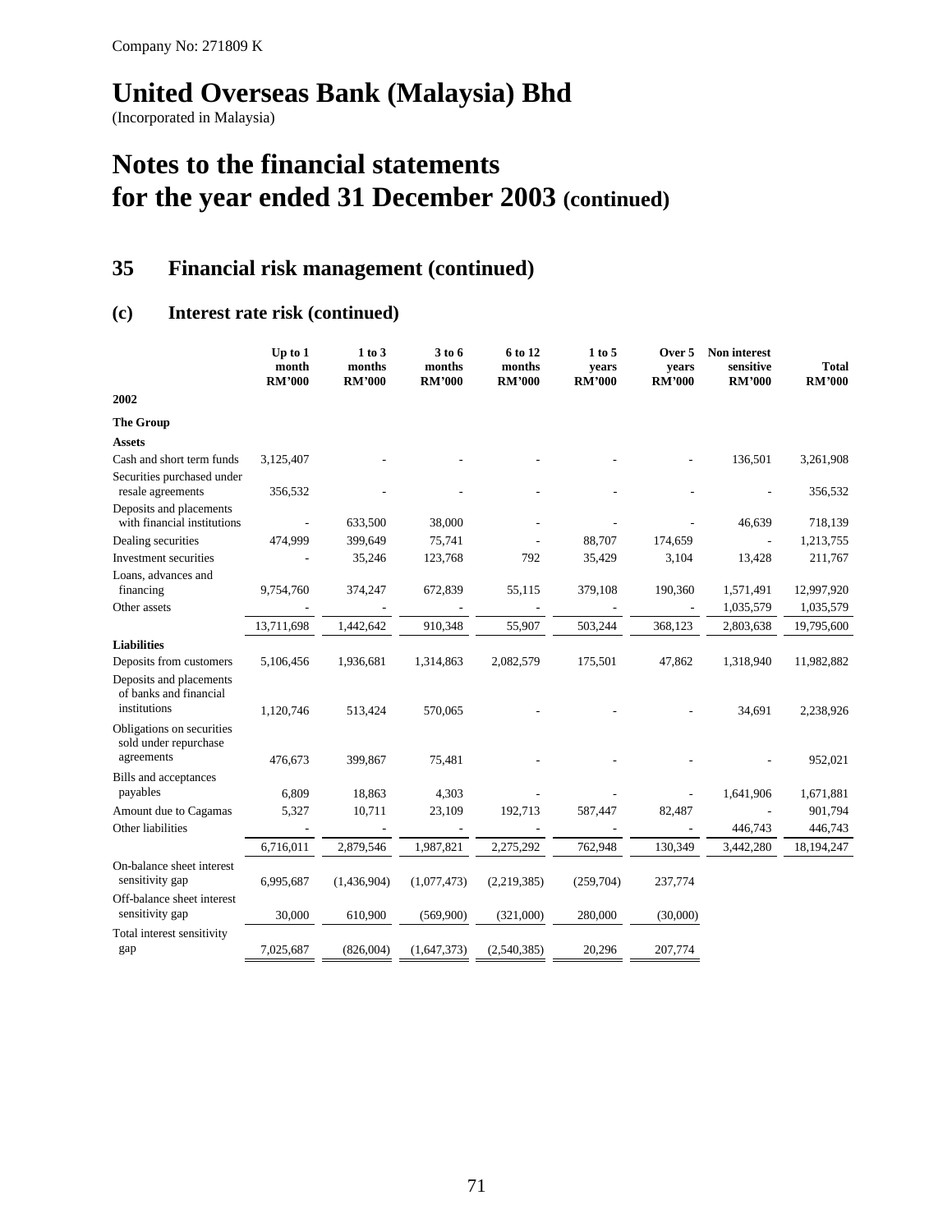Company No: 271809 K

# United Overseas Bank (Malaysia) Bhd

(Incorporated in Malaysia)

# Notes to the financial statements for the year ended 31 December 2003 (continued)

## 35 Financial risk management (continued)

### (c) Interest rate risk (continued)

| | Up to 1 month RM'000 | 1 to 3 months RM'000 | 3 to 6 months RM'000 | 6 to 12 months RM'000 | 1 to 5 years RM'000 | Over 5 years RM'000 | Non interest sensitive RM'000 | Total RM'000 |
|---|---|---|---|---|---|---|---|---|
| **2002** | | | | | | | | |
| **The Group** | | | | | | | | |
| **Assets** | | | | | | | | |
| Cash and short term funds | 3,125,407 | - | - | - | - | - | 136,501 | 3,261,908 |
| Securities purchased under resale agreements | 356,532 | - | - | - | - | - | - | 356,532 |
| Deposits and placements with financial institutions | - | 633,500 | 38,000 | - | - | - | 46,639 | 718,139 |
| Dealing securities | 474,999 | 399,649 | 75,741 | - | 88,707 | 174,659 | - | 1,213,755 |
| Investment securities | - | 35,246 | 123,768 | 792 | 35,429 | 3,104 | 13,428 | 211,767 |
| Loans, advances and financing | 9,754,760 | 374,247 | 672,839 | 55,115 | 379,108 | 190,360 | 1,571,491 | 12,997,920 |
| Other assets | - | - | - | - | - | - | 1,035,579 | 1,035,579 |
| | 13,711,698 | 1,442,642 | 910,348 | 55,907 | 503,244 | 368,123 | 2,803,638 | 19,795,600 |
| **Liabilities** | | | | | | | | |
| Deposits from customers | 5,106,456 | 1,936,681 | 1,314,863 | 2,082,579 | 175,501 | 47,862 | 1,318,940 | 11,982,882 |
| Deposits and placements of banks and financial institutions | 1,120,746 | 513,424 | 570,065 | - | - | - | 34,691 | 2,238,926 |
| Obligations on securities sold under repurchase agreements | 476,673 | 399,867 | 75,481 | - | - | - | - | 952,021 |
| Bills and acceptances payables | 6,809 | 18,863 | 4,303 | - | - | - | 1,641,906 | 1,671,881 |
| Amount due to Cagamas | 5,327 | 10,711 | 23,109 | 192,713 | 587,447 | 82,487 | - | 901,794 |
| Other liabilities | - | - | - | - | - | - | 446,743 | 446,743 |
| | 6,716,011 | 2,879,546 | 1,987,821 | 2,275,292 | 762,948 | 130,349 | 3,442,280 | 18,194,247 |
| On-balance sheet interest sensitivity gap | 6,995,687 | (1,436,904) | (1,077,473) | (2,219,385) | (259,704) | 237,774 | | |
| Off-balance sheet interest sensitivity gap | 30,000 | 610,900 | (569,900) | (321,000) | 280,000 | (30,000) | | |
| Total interest sensitivity gap | 7,025,687 | (826,004) | (1,647,373) | (2,540,385) | 20,296 | 207,774 | | |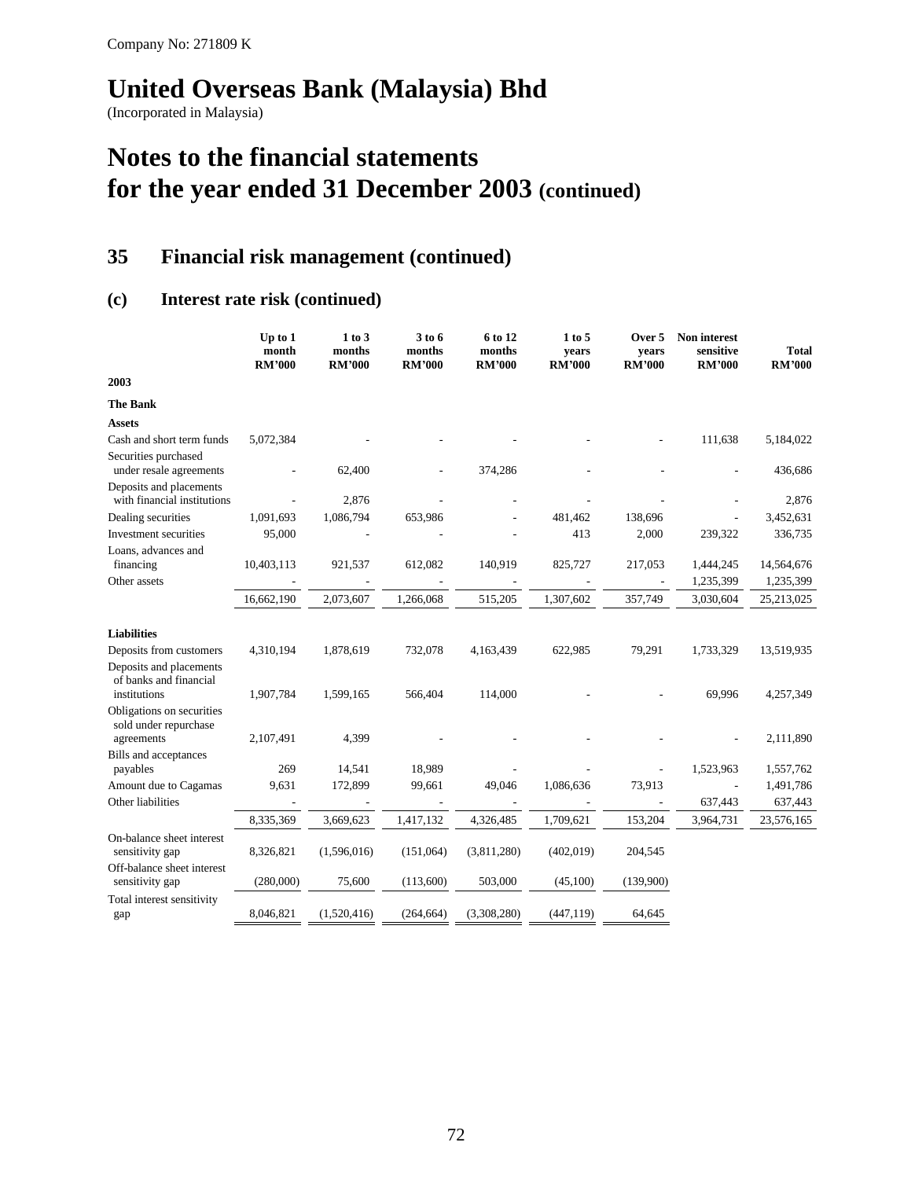Company No: 271809 K

# United Overseas Bank (Malaysia) Bhd

(Incorporated in Malaysia)

# Notes to the financial statements for the year ended 31 December 2003 (continued)

## 35 Financial risk management (continued)

### (c) Interest rate risk (continued)

| | Up to 1 month RM'000 | 1 to 3 months RM'000 | 3 to 6 months RM'000 | 6 to 12 months RM'000 | 1 to 5 years RM'000 | Over 5 years RM'000 | Non interest sensitive RM'000 | Total RM'000 |
|---|---|---|---|---|---|---|---|---|
| **2003** | | | | | | | | |
| **The Bank** | | | | | | | | |
| **Assets** | | | | | | | | |
| Cash and short term funds | 5,072,384 | - | - | - | - | - | 111,638 | 5,184,022 |
| Securities purchased under resale agreements | - | 62,400 | - | 374,286 | - | - | - | 436,686 |
| Deposits and placements with financial institutions | - | 2,876 | - | - | - | - | - | 2,876 |
| Dealing securities | 1,091,693 | 1,086,794 | 653,986 | - | 481,462 | 138,696 | - | 3,452,631 |
| Investment securities | 95,000 | - | - | - | 413 | 2,000 | 239,322 | 336,735 |
| Loans, advances and financing | 10,403,113 | 921,537 | 612,082 | 140,919 | 825,727 | 217,053 | 1,444,245 | 14,564,676 |
| Other assets | - | - | - | - | - | - | 1,235,399 | 1,235,399 |
| | 16,662,190 | 2,073,607 | 1,266,068 | 515,205 | 1,307,602 | 357,749 | 3,030,604 | 25,213,025 |
| **Liabilities** | | | | | | | | |
| Deposits from customers | 4,310,194 | 1,878,619 | 732,078 | 4,163,439 | 622,985 | 79,291 | 1,733,329 | 13,519,935 |
| Deposits and placements of banks and financial institutions | 1,907,784 | 1,599,165 | 566,404 | 114,000 | - | - | 69,996 | 4,257,349 |
| Obligations on securities sold under repurchase agreements | 2,107,491 | 4,399 | - | - | - | - | - | 2,111,890 |
| Bills and acceptances payables | 269 | 14,541 | 18,989 | - | - | - | 1,523,963 | 1,557,762 |
| Amount due to Cagamas | 9,631 | 172,899 | 99,661 | 49,046 | 1,086,636 | 73,913 | - | 1,491,786 |
| Other liabilities | - | - | - | - | - | - | 637,443 | 637,443 |
| | 8,335,369 | 3,669,623 | 1,417,132 | 4,326,485 | 1,709,621 | 153,204 | 3,964,731 | 23,576,165 |
| On-balance sheet interest sensitivity gap | 8,326,821 | (1,596,016) | (151,064) | (3,811,280) | (402,019) | 204,545 | | |
| Off-balance sheet interest sensitivity gap | (280,000) | 75,600 | (113,600) | 503,000 | (45,100) | (139,900) | | |
| Total interest sensitivity gap | 8,046,821 | (1,520,416) | (264,664) | (3,308,280) | (447,119) | 64,645 | | |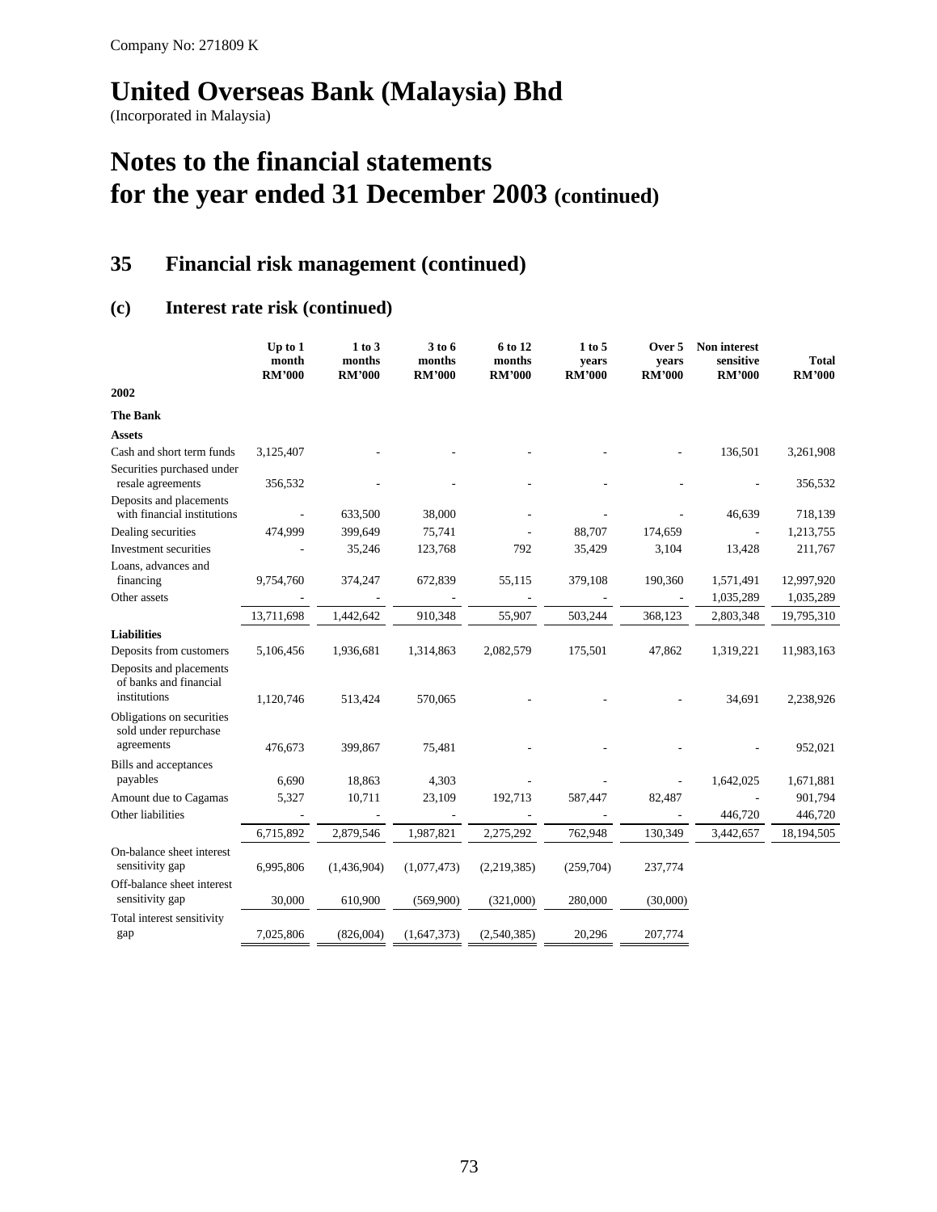Company No: 271809 K

# United Overseas Bank (Malaysia) Bhd

(Incorporated in Malaysia)

# Notes to the financial statements for the year ended 31 December 2003 (continued)

## 35 Financial risk management (continued)

### (c) Interest rate risk (continued)

| | Up to 1 month RM'000 | 1 to 3 months RM'000 | 3 to 6 months RM'000 | 6 to 12 months RM'000 | 1 to 5 years RM'000 | Over 5 years RM'000 | Non interest sensitive RM'000 | Total RM'000 |
|---|---|---|---|---|---|---|---|---|
| **2002** | | | | | | | | |
| **The Bank** | | | | | | | | |
| **Assets** | | | | | | | | |
| Cash and short term funds | 3,125,407 | - | - | - | - | - | 136,501 | 3,261,908 |
| Securities purchased under resale agreements | 356,532 | - | - | - | - | - | - | 356,532 |
| Deposits and placements with financial institutions | - | 633,500 | 38,000 | - | - | - | 46,639 | 718,139 |
| Dealing securities | 474,999 | 399,649 | 75,741 | - | 88,707 | 174,659 | - | 1,213,755 |
| Investment securities | - | 35,246 | 123,768 | 792 | 35,429 | 3,104 | 13,428 | 211,767 |
| Loans, advances and financing | 9,754,760 | 374,247 | 672,839 | 55,115 | 379,108 | 190,360 | 1,571,491 | 12,997,920 |
| Other assets | - | - | - | - | - | - | 1,035,289 | 1,035,289 |
| | 13,711,698 | 1,442,642 | 910,348 | 55,907 | 503,244 | 368,123 | 2,803,348 | 19,795,310 |
| **Liabilities** | | | | | | | | |
| Deposits from customers | 5,106,456 | 1,936,681 | 1,314,863 | 2,082,579 | 175,501 | 47,862 | 1,319,221 | 11,983,163 |
| Deposits and placements of banks and financial institutions | 1,120,746 | 513,424 | 570,065 | - | - | - | 34,691 | 2,238,926 |
| Obligations on securities sold under repurchase agreements | 476,673 | 399,867 | 75,481 | - | - | - | - | 952,021 |
| Bills and acceptances payables | 6,690 | 18,863 | 4,303 | - | - | - | 1,642,025 | 1,671,881 |
| Amount due to Cagamas | 5,327 | 10,711 | 23,109 | 192,713 | 587,447 | 82,487 | - | 901,794 |
| Other liabilities | - | - | - | - | - | - | 446,720 | 446,720 |
| | 6,715,892 | 2,879,546 | 1,987,821 | 2,275,292 | 762,948 | 130,349 | 3,442,657 | 18,194,505 |
| On-balance sheet interest sensitivity gap | 6,995,806 | (1,436,904) | (1,077,473) | (2,219,385) | (259,704) | 237,774 | | |
| Off-balance sheet interest sensitivity gap | 30,000 | 610,900 | (569,900) | (321,000) | 280,000 | (30,000) | | |
| Total interest sensitivity gap | 7,025,806 | (826,004) | (1,647,373) | (2,540,385) | 20,296 | 207,774 | | |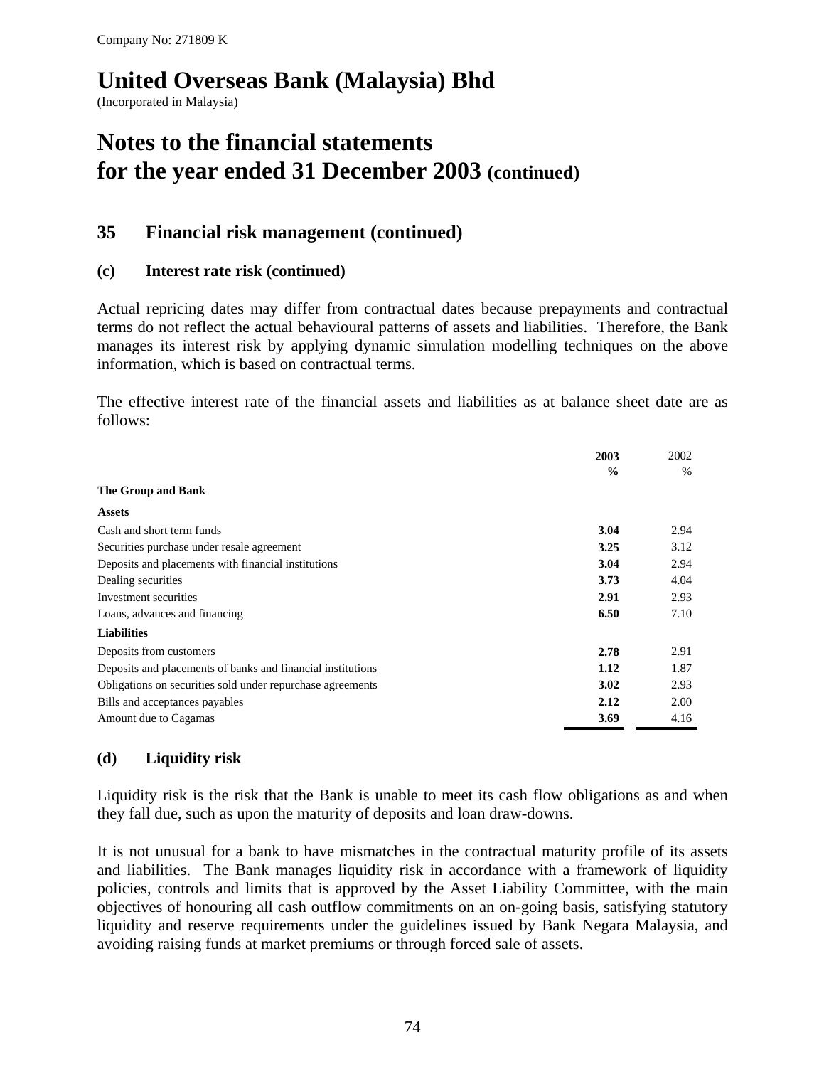Company No: 271809 K

# United Overseas Bank (Malaysia) Bhd

(Incorporated in Malaysia)

# Notes to the financial statements for the year ended 31 December 2003 (continued)

## 35 Financial risk management (continued)

### (c) Interest rate risk (continued)

Actual repricing dates may differ from contractual dates because prepayments and contractual terms do not reflect the actual behavioural patterns of assets and liabilities. Therefore, the Bank manages its interest risk by applying dynamic simulation modelling techniques on the above information, which is based on contractual terms.

The effective interest rate of the financial assets and liabilities as at balance sheet date are as follows:

| | **2003** | 2002 |
|---|---|---|
| | **%** | % |
| **The Group and Bank** | | |
| **Assets** | | |
| Cash and short term funds | **3.04** | 2.94 |
| Securities purchase under resale agreement | **3.25** | 3.12 |
| Deposits and placements with financial institutions | **3.04** | 2.94 |
| Dealing securities | **3.73** | 4.04 |
| Investment securities | **2.91** | 2.93 |
| Loans, advances and financing | **6.50** | 7.10 |
| **Liabilities** | | |
| Deposits from customers | **2.78** | 2.91 |
| Deposits and placements of banks and financial institutions | **1.12** | 1.87 |
| Obligations on securities sold under repurchase agreements | **3.02** | 2.93 |
| Bills and acceptances payables | **2.12** | 2.00 |
| Amount due to Cagamas | **3.69** | 4.16 |

### (d) Liquidity risk

Liquidity risk is the risk that the Bank is unable to meet its cash flow obligations as and when they fall due, such as upon the maturity of deposits and loan draw-downs.

It is not unusual for a bank to have mismatches in the contractual maturity profile of its assets and liabilities. The Bank manages liquidity risk in accordance with a framework of liquidity policies, controls and limits that is approved by the Asset Liability Committee, with the main objectives of honouring all cash outflow commitments on an on-going basis, satisfying statutory liquidity and reserve requirements under the guidelines issued by Bank Negara Malaysia, and avoiding raising funds at market premiums or through forced sale of assets.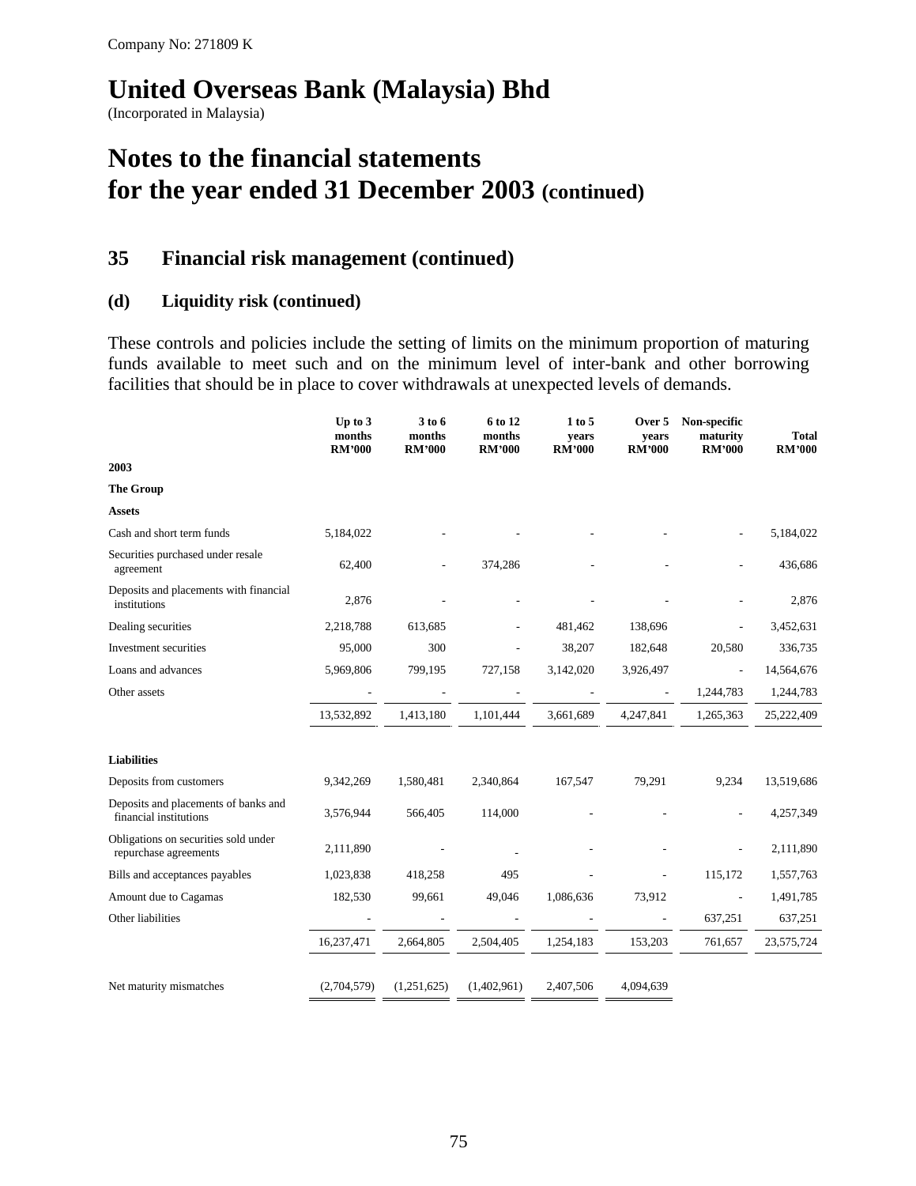Company No: 271809 K

# United Overseas Bank (Malaysia) Bhd

(Incorporated in Malaysia)

# Notes to the financial statements for the year ended 31 December 2003 (continued)

## 35 Financial risk management (continued)

### (d) Liquidity risk (continued)

These controls and policies include the setting of limits on the minimum proportion of maturing funds available to meet such and on the minimum level of inter-bank and other borrowing facilities that should be in place to cover withdrawals at unexpected levels of demands.

| | Up to 3 months RM'000 | 3 to 6 months RM'000 | 6 to 12 months RM'000 | 1 to 5 years RM'000 | Over 5 years RM'000 | Non-specific maturity RM'000 | Total RM'000 |
|---|---|---|---|---|---|---|---|
| **2003** | | | | | | | |
| **The Group** | | | | | | | |
| **Assets** | | | | | | | |
| Cash and short term funds | 5,184,022 | - | - | - | - | - | 5,184,022 |
| Securities purchased under resale agreement | 62,400 | - | 374,286 | - | - | - | 436,686 |
| Deposits and placements with financial institutions | 2,876 | - | - | - | - | - | 2,876 |
| Dealing securities | 2,218,788 | 613,685 | - | 481,462 | 138,696 | - | 3,452,631 |
| Investment securities | 95,000 | 300 | - | 38,207 | 182,648 | 20,580 | 336,735 |
| Loans and advances | 5,969,806 | 799,195 | 727,158 | 3,142,020 | 3,926,497 | - | 14,564,676 |
| Other assets | - | - | - | - | - | 1,244,783 | 1,244,783 |
| | 13,532,892 | 1,413,180 | 1,101,444 | 3,661,689 | 4,247,841 | 1,265,363 | 25,222,409 |
| **Liabilities** | | | | | | | |
| Deposits from customers | 9,342,269 | 1,580,481 | 2,340,864 | 167,547 | 79,291 | 9,234 | 13,519,686 |
| Deposits and placements of banks and financial institutions | 3,576,944 | 566,405 | 114,000 | - | - | - | 4,257,349 |
| Obligations on securities sold under repurchase agreements | 2,111,890 | - | - | - | - | - | 2,111,890 |
| Bills and acceptances payables | 1,023,838 | 418,258 | 495 | - | - | 115,172 | 1,557,763 |
| Amount due to Cagamas | 182,530 | 99,661 | 49,046 | 1,086,636 | 73,912 | - | 1,491,785 |
| Other liabilities | - | - | - | - | - | 637,251 | 637,251 |
| | 16,237,471 | 2,664,805 | 2,504,405 | 1,254,183 | 153,203 | 761,657 | 23,575,724 |
| Net maturity mismatches | (2,704,579) | (1,251,625) | (1,402,961) | 2,407,506 | 4,094,639 | | |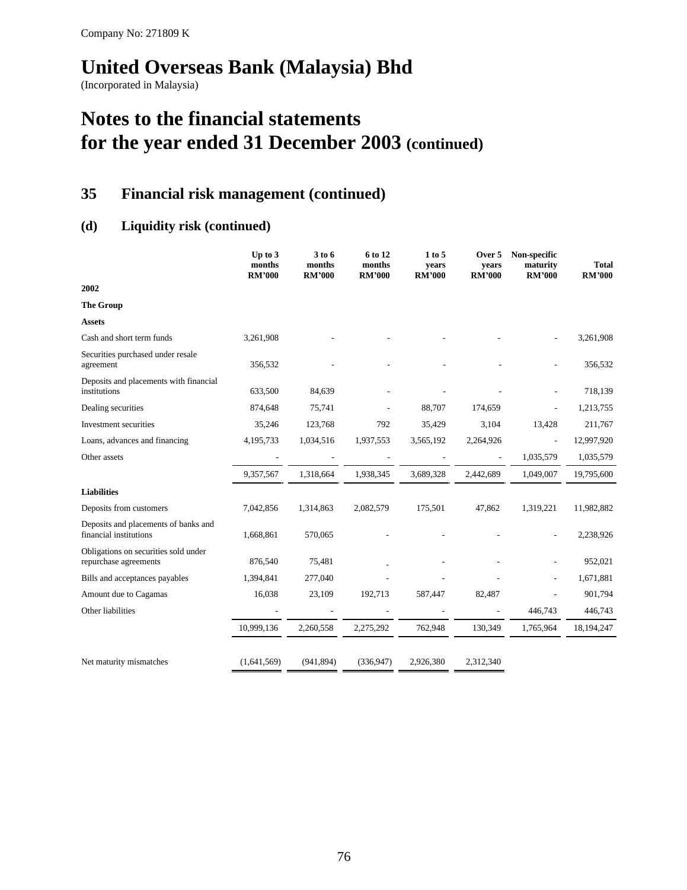Company No: 271809 K

# United Overseas Bank (Malaysia) Bhd

(Incorporated in Malaysia)

# Notes to the financial statements for the year ended 31 December 2003 (continued)

## 35 Financial risk management (continued)

### (d) Liquidity risk (continued)

| | Up to 3 months RM'000 | 3 to 6 months RM'000 | 6 to 12 months RM'000 | 1 to 5 years RM'000 | Over 5 years RM'000 | Non-specific maturity RM'000 | Total RM'000 |
|---|---|---|---|---|---|---|---|
| **2002** | | | | | | | |
| **The Group** | | | | | | | |
| **Assets** | | | | | | | |
| Cash and short term funds | 3,261,908 | - | - | - | - | - | 3,261,908 |
| Securities purchased under resale agreement | 356,532 | - | - | - | - | - | 356,532 |
| Deposits and placements with financial institutions | 633,500 | 84,639 | - | - | - | - | 718,139 |
| Dealing securities | 874,648 | 75,741 | - | 88,707 | 174,659 | - | 1,213,755 |
| Investment securities | 35,246 | 123,768 | 792 | 35,429 | 3,104 | 13,428 | 211,767 |
| Loans, advances and financing | 4,195,733 | 1,034,516 | 1,937,553 | 3,565,192 | 2,264,926 | - | 12,997,920 |
| Other assets | - | - | - | - | - | 1,035,579 | 1,035,579 |
| | 9,357,567 | 1,318,664 | 1,938,345 | 3,689,328 | 2,442,689 | 1,049,007 | 19,795,600 |
| **Liabilities** | | | | | | | |
| Deposits from customers | 7,042,856 | 1,314,863 | 2,082,579 | 175,501 | 47,862 | 1,319,221 | 11,982,882 |
| Deposits and placements of banks and financial institutions | 1,668,861 | 570,065 | - | - | - | - | 2,238,926 |
| Obligations on securities sold under repurchase agreements | 876,540 | 75,481 | - | - | - | - | 952,021 |
| Bills and acceptances payables | 1,394,841 | 277,040 | - | - | - | - | 1,671,881 |
| Amount due to Cagamas | 16,038 | 23,109 | 192,713 | 587,447 | 82,487 | - | 901,794 |
| Other liabilities | - | - | - | - | - | 446,743 | 446,743 |
| | 10,999,136 | 2,260,558 | 2,275,292 | 762,948 | 130,349 | 1,765,964 | 18,194,247 |
| Net maturity mismatches | (1,641,569) | (941,894) | (336,947) | 2,926,380 | 2,312,340 | | |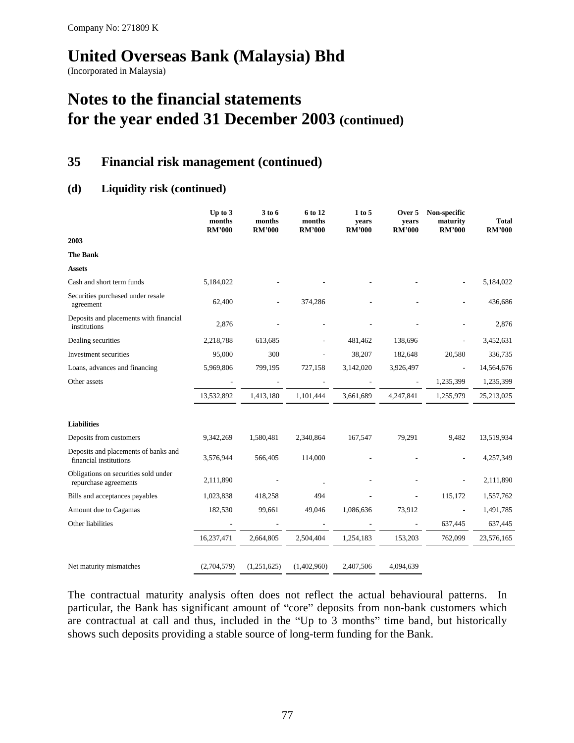Company No: 271809 K

# United Overseas Bank (Malaysia) Bhd

(Incorporated in Malaysia)

# Notes to the financial statements for the year ended 31 December 2003 (continued)

## 35 Financial risk management (continued)

### (d) Liquidity risk (continued)

| | Up to 3 months RM'000 | 3 to 6 months RM'000 | 6 to 12 months RM'000 | 1 to 5 years RM'000 | Over 5 years RM'000 | Non-specific maturity RM'000 | Total RM'000 |
|---|---|---|---|---|---|---|---|
| **2003** | | | | | | | |
| **The Bank** | | | | | | | |
| **Assets** | | | | | | | |
| Cash and short term funds | 5,184,022 | - | - | - | - | - | 5,184,022 |
| Securities purchased under resale agreement | 62,400 | - | 374,286 | - | - | - | 436,686 |
| Deposits and placements with financial institutions | 2,876 | - | - | - | - | - | 2,876 |
| Dealing securities | 2,218,788 | 613,685 | - | 481,462 | 138,696 | - | 3,452,631 |
| Investment securities | 95,000 | 300 | - | 38,207 | 182,648 | 20,580 | 336,735 |
| Loans, advances and financing | 5,969,806 | 799,195 | 727,158 | 3,142,020 | 3,926,497 | - | 14,564,676 |
| Other assets | - | - | - | - | - | 1,235,399 | 1,235,399 |
| | 13,532,892 | 1,413,180 | 1,101,444 | 3,661,689 | 4,247,841 | 1,255,979 | 25,213,025 |
| **Liabilities** | | | | | | | |
| Deposits from customers | 9,342,269 | 1,580,481 | 2,340,864 | 167,547 | 79,291 | 9,482 | 13,519,934 |
| Deposits and placements of banks and financial institutions | 3,576,944 | 566,405 | 114,000 | - | - | - | 4,257,349 |
| Obligations on securities sold under repurchase agreements | 2,111,890 | - | - | - | - | - | 2,111,890 |
| Bills and acceptances payables | 1,023,838 | 418,258 | 494 | - | - | 115,172 | 1,557,762 |
| Amount due to Cagamas | 182,530 | 99,661 | 49,046 | 1,086,636 | 73,912 | - | 1,491,785 |
| Other liabilities | - | - | - | - | - | 637,445 | 637,445 |
| | 16,237,471 | 2,664,805 | 2,504,404 | 1,254,183 | 153,203 | 762,099 | 23,576,165 |
| Net maturity mismatches | (2,704,579) | (1,251,625) | (1,402,960) | 2,407,506 | 4,094,639 | | |

The contractual maturity analysis often does not reflect the actual behavioural patterns. In particular, the Bank has significant amount of "core" deposits from non-bank customers which are contractual at call and thus, included in the "Up to 3 months" time band, but historically shows such deposits providing a stable source of long-term funding for the Bank.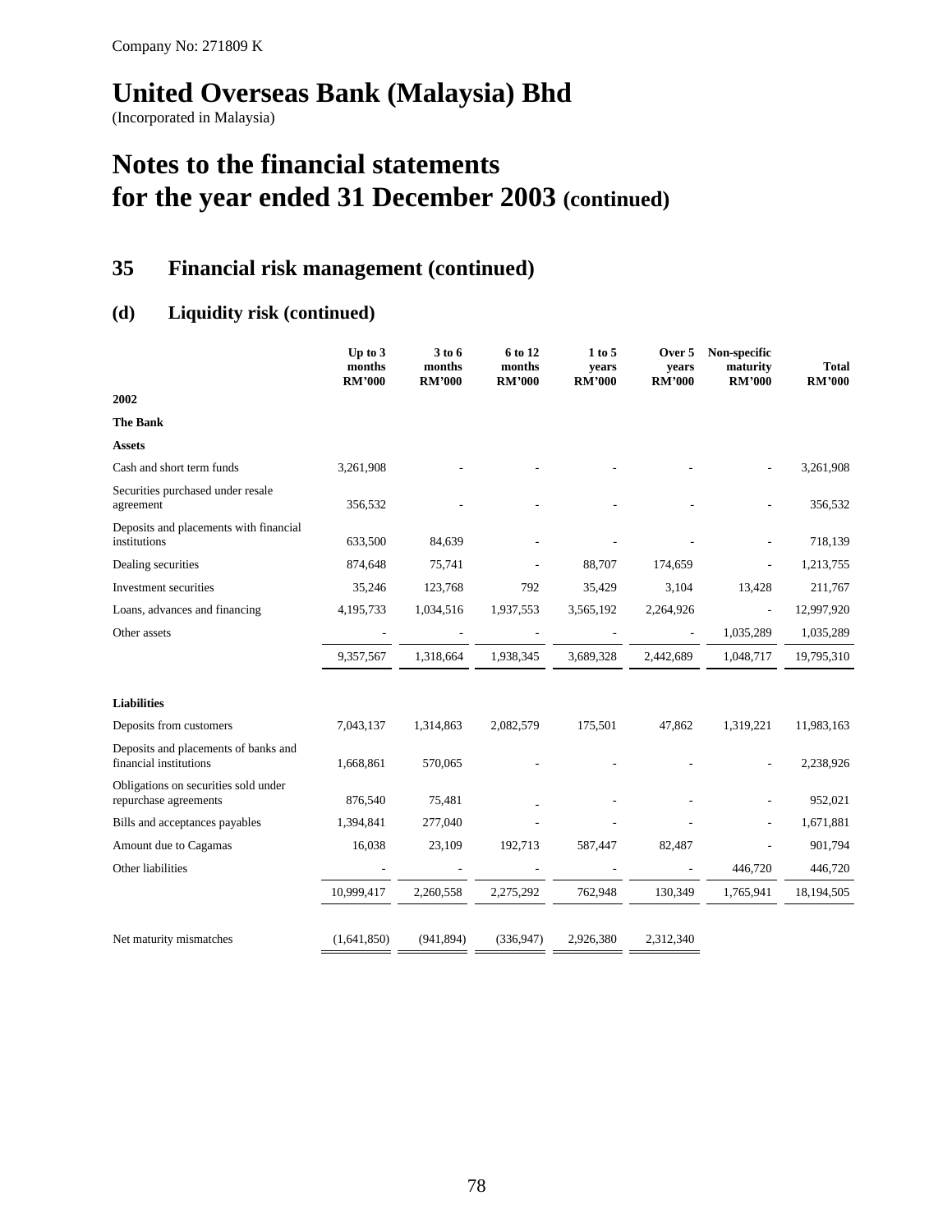Company No: 271809 K

# United Overseas Bank (Malaysia) Bhd

(Incorporated in Malaysia)

# Notes to the financial statements for the year ended 31 December 2003 (continued)

## 35 Financial risk management (continued)

### (d) Liquidity risk (continued)

| | Up to 3 months RM'000 | 3 to 6 months RM'000 | 6 to 12 months RM'000 | 1 to 5 years RM'000 | Over 5 years RM'000 | Non-specific maturity RM'000 | Total RM'000 |
|---|---|---|---|---|---|---|---|
| **2002** | | | | | | | |
| **The Bank** | | | | | | | |
| **Assets** | | | | | | | |
| Cash and short term funds | 3,261,908 | - | - | - | - | - | 3,261,908 |
| Securities purchased under resale agreement | 356,532 | - | - | - | - | - | 356,532 |
| Deposits and placements with financial institutions | 633,500 | 84,639 | - | - | - | - | 718,139 |
| Dealing securities | 874,648 | 75,741 | - | 88,707 | 174,659 | - | 1,213,755 |
| Investment securities | 35,246 | 123,768 | 792 | 35,429 | 3,104 | 13,428 | 211,767 |
| Loans, advances and financing | 4,195,733 | 1,034,516 | 1,937,553 | 3,565,192 | 2,264,926 | - | 12,997,920 |
| Other assets | - | - | - | - | - | 1,035,289 | 1,035,289 |
| | 9,357,567 | 1,318,664 | 1,938,345 | 3,689,328 | 2,442,689 | 1,048,717 | 19,795,310 |
| **Liabilities** | | | | | | | |
| Deposits from customers | 7,043,137 | 1,314,863 | 2,082,579 | 175,501 | 47,862 | 1,319,221 | 11,983,163 |
| Deposits and placements of banks and financial institutions | 1,668,861 | 570,065 | - | - | - | - | 2,238,926 |
| Obligations on securities sold under repurchase agreements | 876,540 | 75,481 | - | - | - | - | 952,021 |
| Bills and acceptances payables | 1,394,841 | 277,040 | - | - | - | - | 1,671,881 |
| Amount due to Cagamas | 16,038 | 23,109 | 192,713 | 587,447 | 82,487 | - | 901,794 |
| Other liabilities | - | - | - | - | - | 446,720 | 446,720 |
| | 10,999,417 | 2,260,558 | 2,275,292 | 762,948 | 130,349 | 1,765,941 | 18,194,505 |
| Net maturity mismatches | (1,641,850) | (941,894) | (336,947) | 2,926,380 | 2,312,340 | | |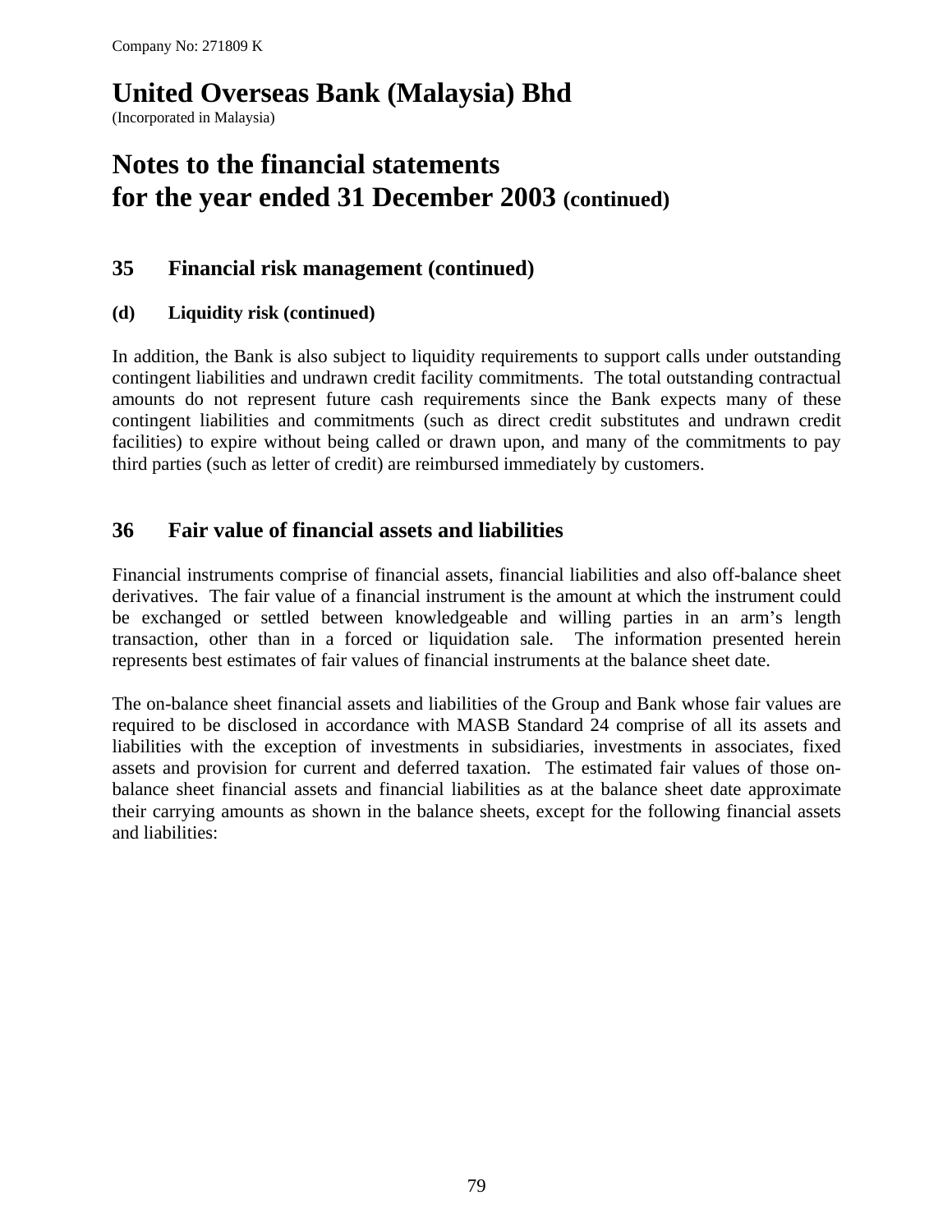Company No: 271809 K

# United Overseas Bank (Malaysia) Bhd

(Incorporated in Malaysia)

# Notes to the financial statements for the year ended 31 December 2003 (continued)

## 35 Financial risk management (continued)

### (d) Liquidity risk (continued)

In addition, the Bank is also subject to liquidity requirements to support calls under outstanding contingent liabilities and undrawn credit facility commitments. The total outstanding contractual amounts do not represent future cash requirements since the Bank expects many of these contingent liabilities and commitments (such as direct credit substitutes and undrawn credit facilities) to expire without being called or drawn upon, and many of the commitments to pay third parties (such as letter of credit) are reimbursed immediately by customers.

## 36 Fair value of financial assets and liabilities

Financial instruments comprise of financial assets, financial liabilities and also off-balance sheet derivatives. The fair value of a financial instrument is the amount at which the instrument could be exchanged or settled between knowledgeable and willing parties in an arm's length transaction, other than in a forced or liquidation sale. The information presented herein represents best estimates of fair values of financial instruments at the balance sheet date.

The on-balance sheet financial assets and liabilities of the Group and Bank whose fair values are required to be disclosed in accordance with MASB Standard 24 comprise of all its assets and liabilities with the exception of investments in subsidiaries, investments in associates, fixed assets and provision for current and deferred taxation. The estimated fair values of those on-balance sheet financial assets and financial liabilities as at the balance sheet date approximate their carrying amounts as shown in the balance sheets, except for the following financial assets and liabilities: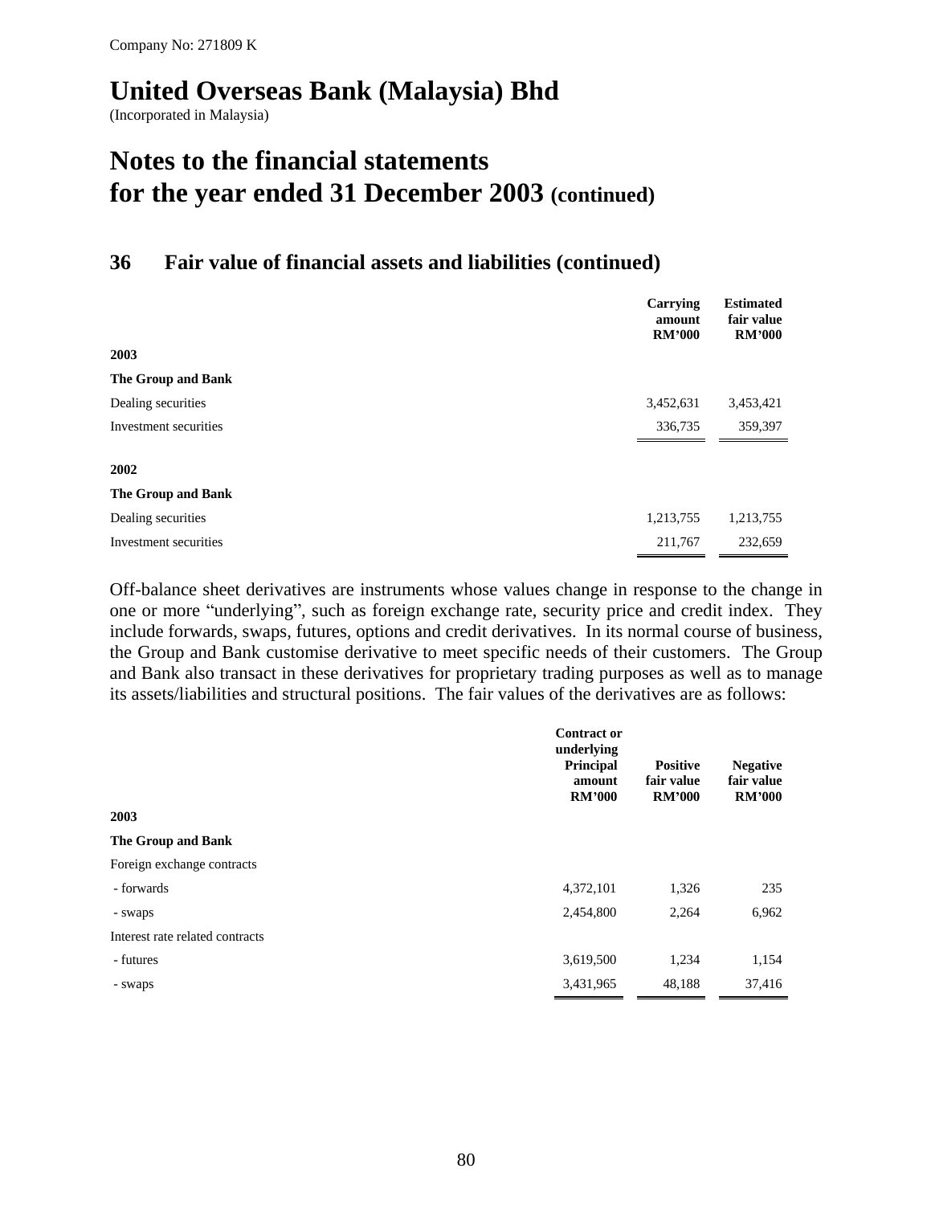Company No: 271809 K

# United Overseas Bank (Malaysia) Bhd

(Incorporated in Malaysia)

# Notes to the financial statements for the year ended 31 December 2003 (continued)

## 36 Fair value of financial assets and liabilities (continued)

| | Carrying amount RM'000 | Estimated fair value RM'000 |
|---|---|---|
| **2003** | | |
| **The Group and Bank** | | |
| Dealing securities | 3,452,631 | 3,453,421 |
| Investment securities | 336,735 | 359,397 |
| **2002** | | |
| **The Group and Bank** | | |
| Dealing securities | 1,213,755 | 1,213,755 |
| Investment securities | 211,767 | 232,659 |

Off-balance sheet derivatives are instruments whose values change in response to the change in one or more "underlying", such as foreign exchange rate, security price and credit index. They include forwards, swaps, futures, options and credit derivatives. In its normal course of business, the Group and Bank customise derivative to meet specific needs of their customers. The Group and Bank also transact in these derivatives for proprietary trading purposes as well as to manage its assets/liabilities and structural positions. The fair values of the derivatives are as follows:

| | Contract or underlying Principal amount RM'000 | Positive fair value RM'000 | Negative fair value RM'000 |
|---|---|---|---|
| **2003** | | | |
| **The Group and Bank** | | | |
| Foreign exchange contracts | | | |
| - forwards | 4,372,101 | 1,326 | 235 |
| - swaps | 2,454,800 | 2,264 | 6,962 |
| Interest rate related contracts | | | |
| - futures | 3,619,500 | 1,234 | 1,154 |
| - swaps | 3,431,965 | 48,188 | 37,416 |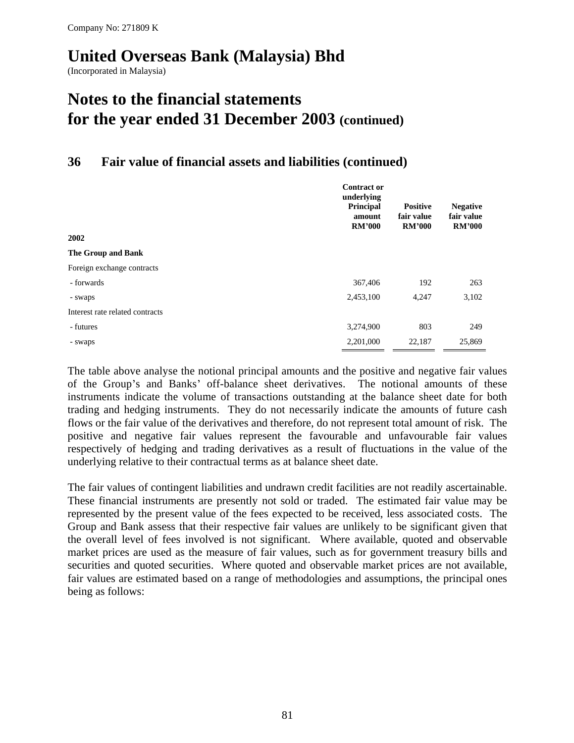Company No: 271809 K

# United Overseas Bank (Malaysia) Bhd

(Incorporated in Malaysia)

# Notes to the financial statements for the year ended 31 December 2003 (continued)

## 36 Fair value of financial assets and liabilities (continued)

| | Contract or underlying Principal amount RM'000 | Positive fair value RM'000 | Negative fair value RM'000 |
|---|---|---|---|
| **2002** | | | |
| **The Group and Bank** | | | |
| Foreign exchange contracts | | | |
| - forwards | 367,406 | 192 | 263 |
| - swaps | 2,453,100 | 4,247 | 3,102 |
| Interest rate related contracts | | | |
| - futures | 3,274,900 | 803 | 249 |
| - swaps | 2,201,000 | 22,187 | 25,869 |

The table above analyse the notional principal amounts and the positive and negative fair values of the Group's and Banks' off-balance sheet derivatives. The notional amounts of these instruments indicate the volume of transactions outstanding at the balance sheet date for both trading and hedging instruments. They do not necessarily indicate the amounts of future cash flows or the fair value of the derivatives and therefore, do not represent total amount of risk. The positive and negative fair values represent the favourable and unfavourable fair values respectively of hedging and trading derivatives as a result of fluctuations in the value of the underlying relative to their contractual terms as at balance sheet date.

The fair values of contingent liabilities and undrawn credit facilities are not readily ascertainable. These financial instruments are presently not sold or traded. The estimated fair value may be represented by the present value of the fees expected to be received, less associated costs. The Group and Bank assess that their respective fair values are unlikely to be significant given that the overall level of fees involved is not significant. Where available, quoted and observable market prices are used as the measure of fair values, such as for government treasury bills and securities and quoted securities. Where quoted and observable market prices are not available, fair values are estimated based on a range of methodologies and assumptions, the principal ones being as follows: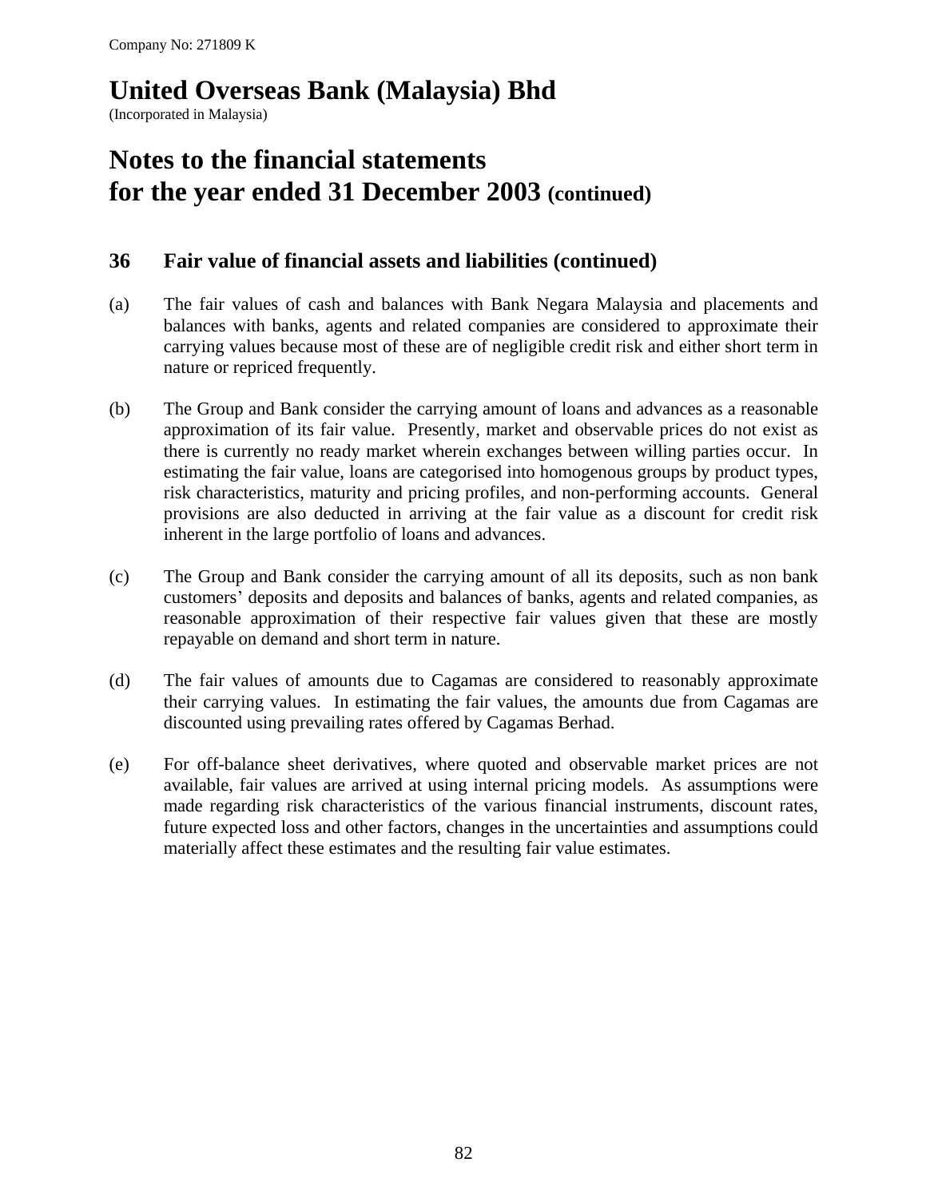Company No: 271809 K

# United Overseas Bank (Malaysia) Bhd

(Incorporated in Malaysia)

# Notes to the financial statements for the year ended 31 December 2003 (continued)

## 36 Fair value of financial assets and liabilities (continued)

(a) The fair values of cash and balances with Bank Negara Malaysia and placements and balances with banks, agents and related companies are considered to approximate their carrying values because most of these are of negligible credit risk and either short term in nature or repriced frequently.

(b) The Group and Bank consider the carrying amount of loans and advances as a reasonable approximation of its fair value. Presently, market and observable prices do not exist as there is currently no ready market wherein exchanges between willing parties occur. In estimating the fair value, loans are categorised into homogenous groups by product types, risk characteristics, maturity and pricing profiles, and non-performing accounts. General provisions are also deducted in arriving at the fair value as a discount for credit risk inherent in the large portfolio of loans and advances.

(c) The Group and Bank consider the carrying amount of all its deposits, such as non bank customers' deposits and deposits and balances of banks, agents and related companies, as reasonable approximation of their respective fair values given that these are mostly repayable on demand and short term in nature.

(d) The fair values of amounts due to Cagamas are considered to reasonably approximate their carrying values. In estimating the fair values, the amounts due from Cagamas are discounted using prevailing rates offered by Cagamas Berhad.

(e) For off-balance sheet derivatives, where quoted and observable market prices are not available, fair values are arrived at using internal pricing models. As assumptions were made regarding risk characteristics of the various financial instruments, discount rates, future expected loss and other factors, changes in the uncertainties and assumptions could materially affect these estimates and the resulting fair value estimates.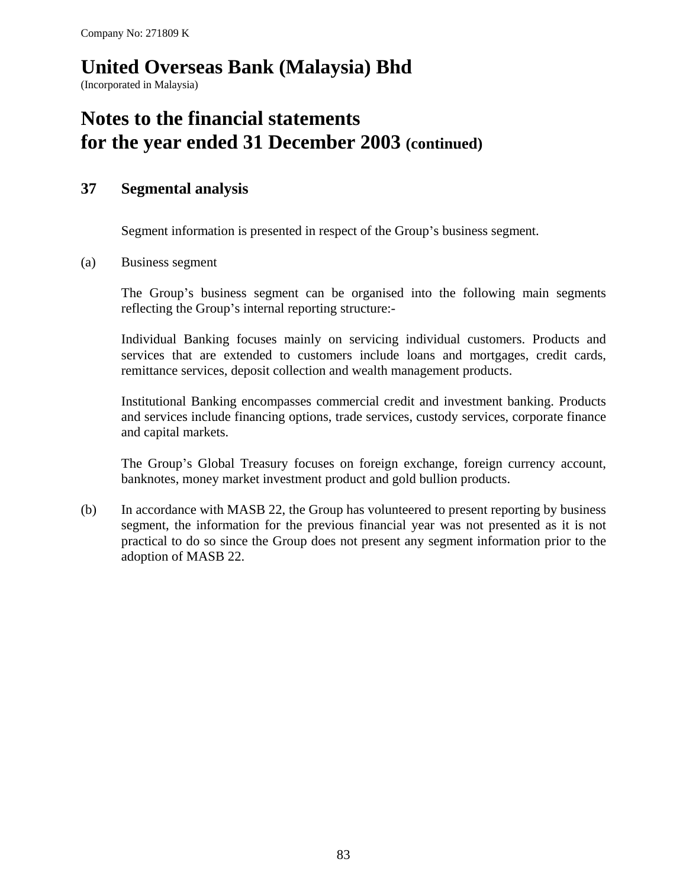Company No: 271809 K

# United Overseas Bank (Malaysia) Bhd

(Incorporated in Malaysia)

# Notes to the financial statements for the year ended 31 December 2003 (continued)

## 37 Segmental analysis

Segment information is presented in respect of the Group's business segment.

(a) Business segment

The Group's business segment can be organised into the following main segments reflecting the Group's internal reporting structure:-

Individual Banking focuses mainly on servicing individual customers. Products and services that are extended to customers include loans and mortgages, credit cards, remittance services, deposit collection and wealth management products.

Institutional Banking encompasses commercial credit and investment banking. Products and services include financing options, trade services, custody services, corporate finance and capital markets.

The Group's Global Treasury focuses on foreign exchange, foreign currency account, banknotes, money market investment product and gold bullion products.

(b) In accordance with MASB 22, the Group has volunteered to present reporting by business segment, the information for the previous financial year was not presented as it is not practical to do so since the Group does not present any segment information prior to the adoption of MASB 22.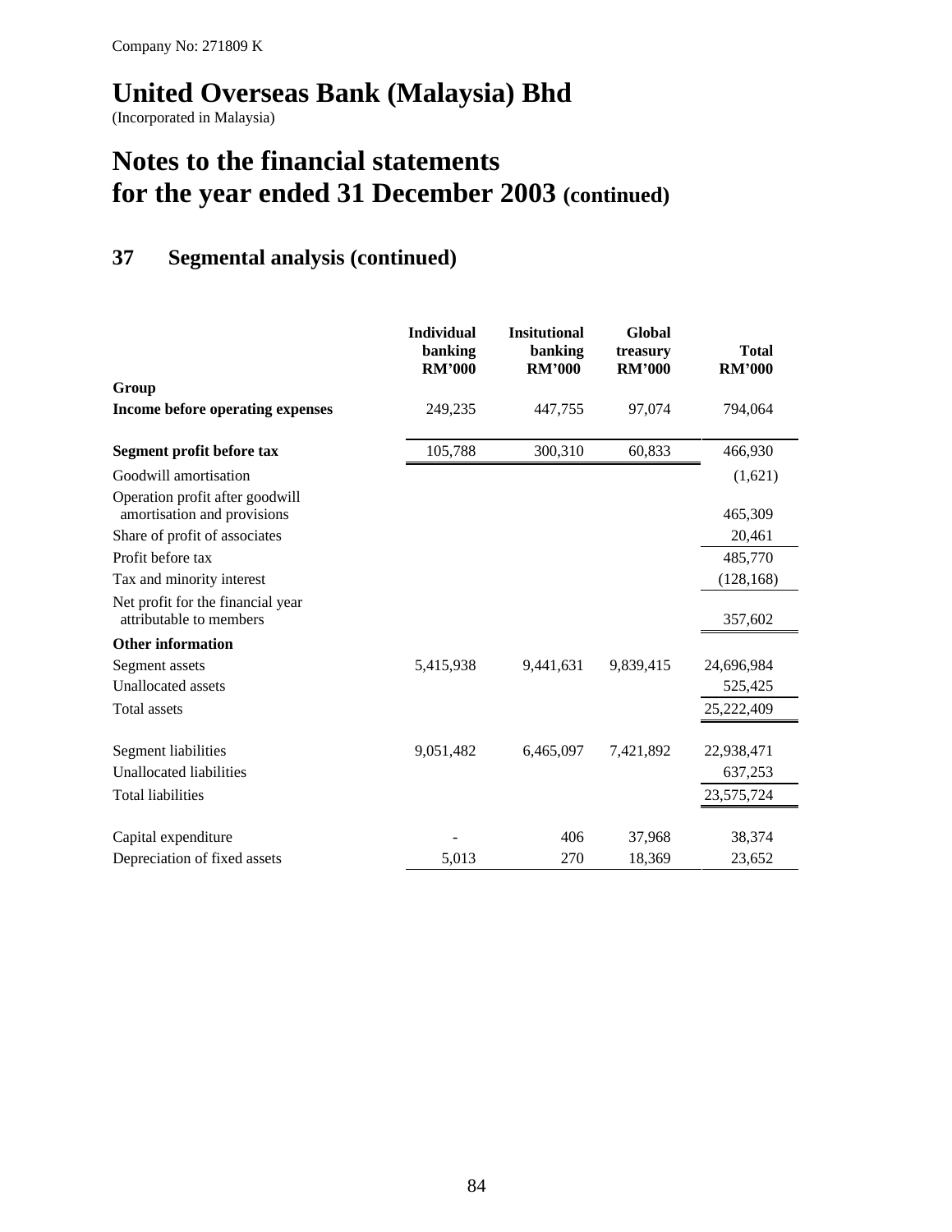Company No: 271809 K

# United Overseas Bank (Malaysia) Bhd

(Incorporated in Malaysia)

# Notes to the financial statements for the year ended 31 December 2003 (continued)

## 37 Segmental analysis (continued)

| | Individual banking RM'000 | Insitutional banking RM'000 | Global treasury RM'000 | Total RM'000 |
|---|---|---|---|---|
| **Group** | | | | |
| **Income before operating expenses** | 249,235 | 447,755 | 97,074 | 794,064 |
| **Segment profit before tax** | 105,788 | 300,310 | 60,833 | 466,930 |
| Goodwill amortisation | | | | (1,621) |
| Operation profit after goodwill amortisation and provisions | | | | 465,309 |
| Share of profit of associates | | | | 20,461 |
| Profit before tax | | | | 485,770 |
| Tax and minority interest | | | | (128,168) |
| Net profit for the financial year attributable to members | | | | 357,602 |
| **Other information** | | | | |
| Segment assets | 5,415,938 | 9,441,631 | 9,839,415 | 24,696,984 |
| Unallocated assets | | | | 525,425 |
| Total assets | | | | 25,222,409 |
| Segment liabilities | 9,051,482 | 6,465,097 | 7,421,892 | 22,938,471 |
| Unallocated liabilities | | | | 637,253 |
| Total liabilities | | | | 23,575,724 |
| Capital expenditure | - | 406 | 37,968 | 38,374 |
| Depreciation of fixed assets | 5,013 | 270 | 18,369 | 23,652 |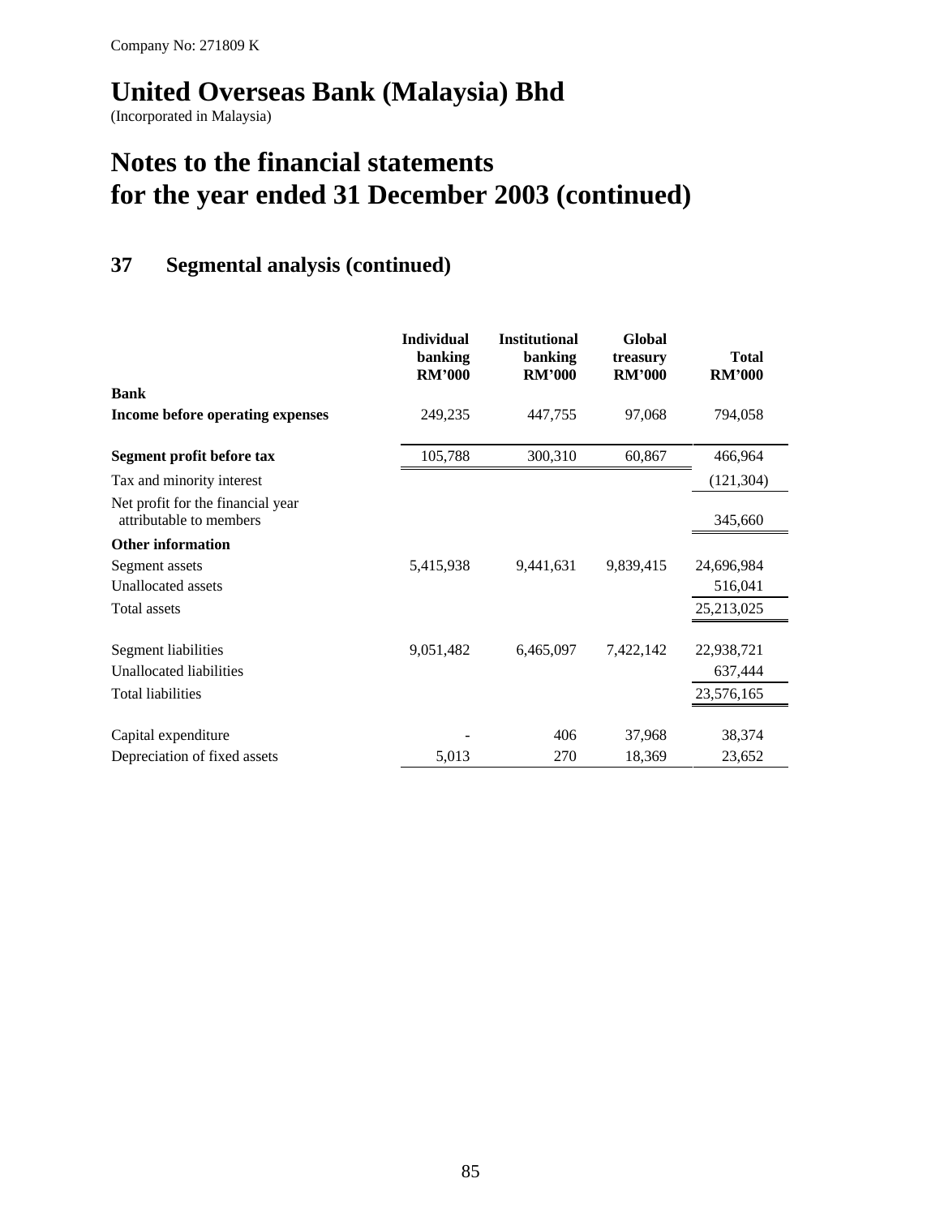Company No: 271809 K

# United Overseas Bank (Malaysia) Bhd

(Incorporated in Malaysia)

# Notes to the financial statements for the year ended 31 December 2003 (continued)

## 37 Segmental analysis (continued)

| | Individual banking RM'000 | Institutional banking RM'000 | Global treasury RM'000 | Total RM'000 |
|---|---|---|---|---|
| **Bank** | | | | |
| **Income before operating expenses** | 249,235 | 447,755 | 97,068 | 794,058 |
| **Segment profit before tax** | 105,788 | 300,310 | 60,867 | 466,964 |
| Tax and minority interest | | | | (121,304) |
| Net profit for the financial year attributable to members | | | | 345,660 |
| **Other information** | | | | |
| Segment assets | 5,415,938 | 9,441,631 | 9,839,415 | 24,696,984 |
| Unallocated assets | | | | 516,041 |
| Total assets | | | | 25,213,025 |
| Segment liabilities | 9,051,482 | 6,465,097 | 7,422,142 | 22,938,721 |
| Unallocated liabilities | | | | 637,444 |
| Total liabilities | | | | 23,576,165 |
| Capital expenditure | - | 406 | 37,968 | 38,374 |
| Depreciation of fixed assets | 5,013 | 270 | 18,369 | 23,652 |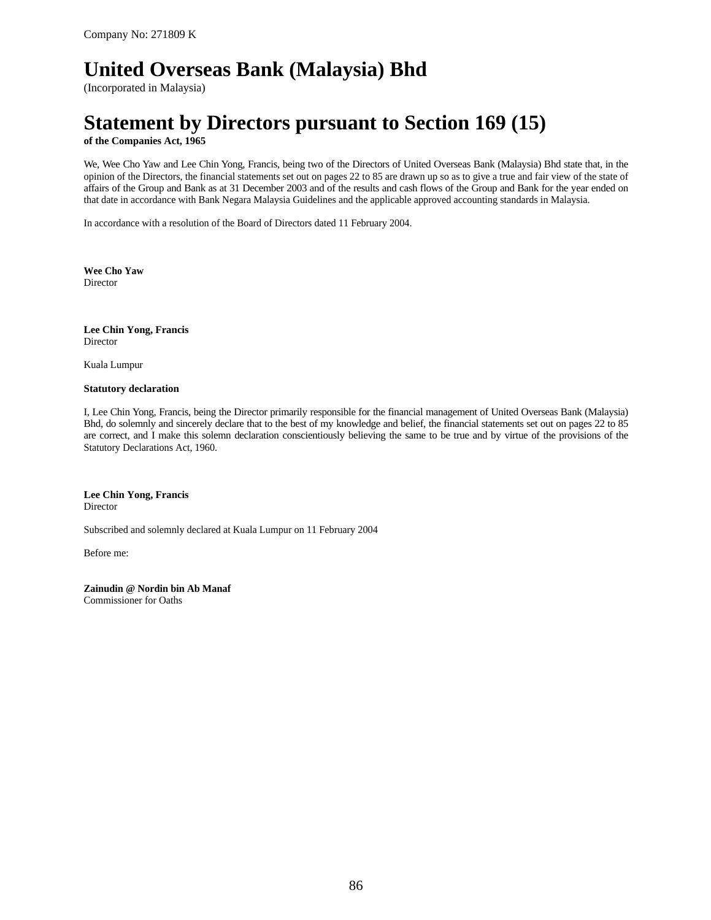Company No: 271809 K

# United Overseas Bank (Malaysia) Bhd

(Incorporated in Malaysia)

# Statement by Directors pursuant to Section 169 (15)

**of the Companies Act, 1965**

We, Wee Cho Yaw and Lee Chin Yong, Francis, being two of the Directors of United Overseas Bank (Malaysia) Bhd state that, in the opinion of the Directors, the financial statements set out on pages 22 to 85 are drawn up so as to give a true and fair view of the state of affairs of the Group and Bank as at 31 December 2003 and of the results and cash flows of the Group and Bank for the year ended on that date in accordance with Bank Negara Malaysia Guidelines and the applicable approved accounting standards in Malaysia.

In accordance with a resolution of the Board of Directors dated 11 February 2004.

**Wee Cho Yaw**
Director

**Lee Chin Yong, Francis**
Director

Kuala Lumpur

**Statutory declaration**

I, Lee Chin Yong, Francis, being the Director primarily responsible for the financial management of United Overseas Bank (Malaysia) Bhd, do solemnly and sincerely declare that to the best of my knowledge and belief, the financial statements set out on pages 22 to 85 are correct, and I make this solemn declaration conscientiously believing the same to be true and by virtue of the provisions of the Statutory Declarations Act, 1960.

**Lee Chin Yong, Francis**
Director

Subscribed and solemnly declared at Kuala Lumpur on 11 February 2004

Before me:

**Zainudin @ Nordin bin Ab Manaf**
Commissioner for Oaths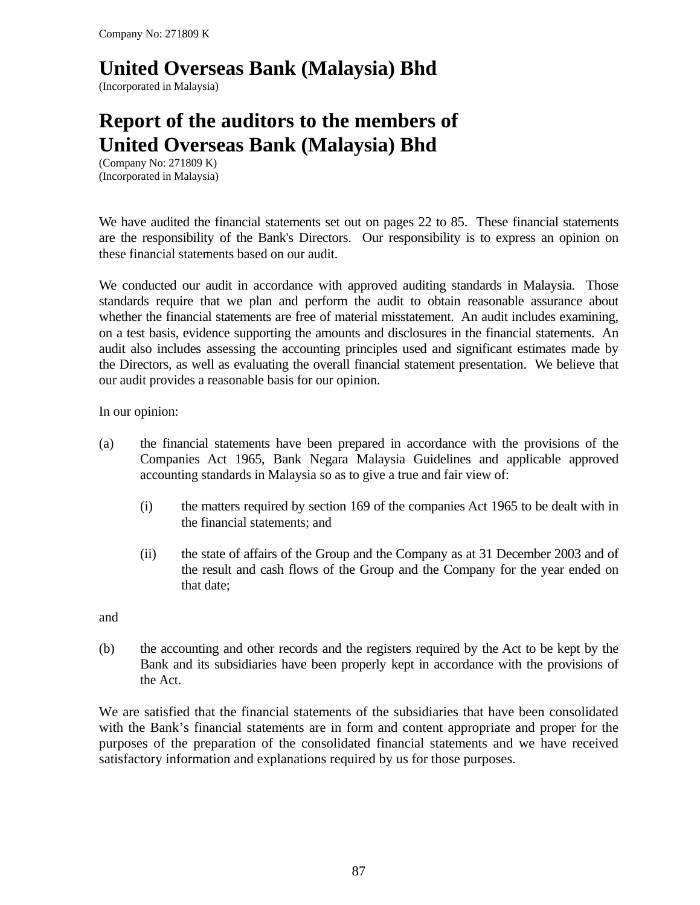Company No: 271809 K

# United Overseas Bank (Malaysia) Bhd

(Incorporated in Malaysia)

# Report of the auditors to the members of United Overseas Bank (Malaysia) Bhd

(Company No: 271809 K)
(Incorporated in Malaysia)

We have audited the financial statements set out on pages 22 to 85. These financial statements are the responsibility of the Bank's Directors. Our responsibility is to express an opinion on these financial statements based on our audit.

We conducted our audit in accordance with approved auditing standards in Malaysia. Those standards require that we plan and perform the audit to obtain reasonable assurance about whether the financial statements are free of material misstatement. An audit includes examining, on a test basis, evidence supporting the amounts and disclosures in the financial statements. An audit also includes assessing the accounting principles used and significant estimates made by the Directors, as well as evaluating the overall financial statement presentation. We believe that our audit provides a reasonable basis for our opinion.

In our opinion:

(a) the financial statements have been prepared in accordance with the provisions of the Companies Act 1965, Bank Negara Malaysia Guidelines and applicable approved accounting standards in Malaysia so as to give a true and fair view of:

  (i) the matters required by section 169 of the companies Act 1965 to be dealt with in the financial statements; and

  (ii) the state of affairs of the Group and the Company as at 31 December 2003 and of the result and cash flows of the Group and the Company for the year ended on that date;

and

(b) the accounting and other records and the registers required by the Act to be kept by the Bank and its subsidiaries have been properly kept in accordance with the provisions of the Act.

We are satisfied that the financial statements of the subsidiaries that have been consolidated with the Bank's financial statements are in form and content appropriate and proper for the purposes of the preparation of the consolidated financial statements and we have received satisfactory information and explanations required by us for those purposes.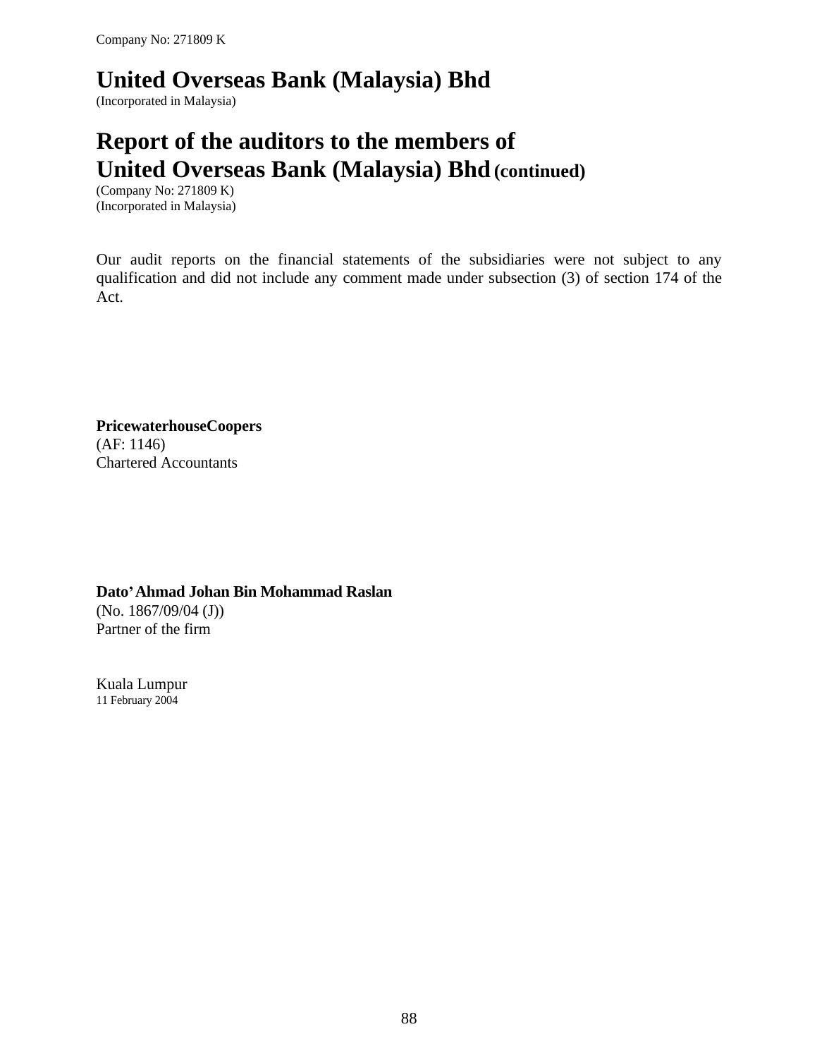Company No: 271809 K

# United Overseas Bank (Malaysia) Bhd

(Incorporated in Malaysia)

# Report of the auditors to the members of United Overseas Bank (Malaysia) Bhd (continued)

(Company No: 271809 K)
(Incorporated in Malaysia)

Our audit reports on the financial statements of the subsidiaries were not subject to any qualification and did not include any comment made under subsection (3) of section 174 of the Act.

**PricewaterhouseCoopers**
(AF: 1146)
Chartered Accountants

**Dato' Ahmad Johan Bin Mohammad Raslan**
(No. 1867/09/04 (J))
Partner of the firm

Kuala Lumpur
11 February 2004